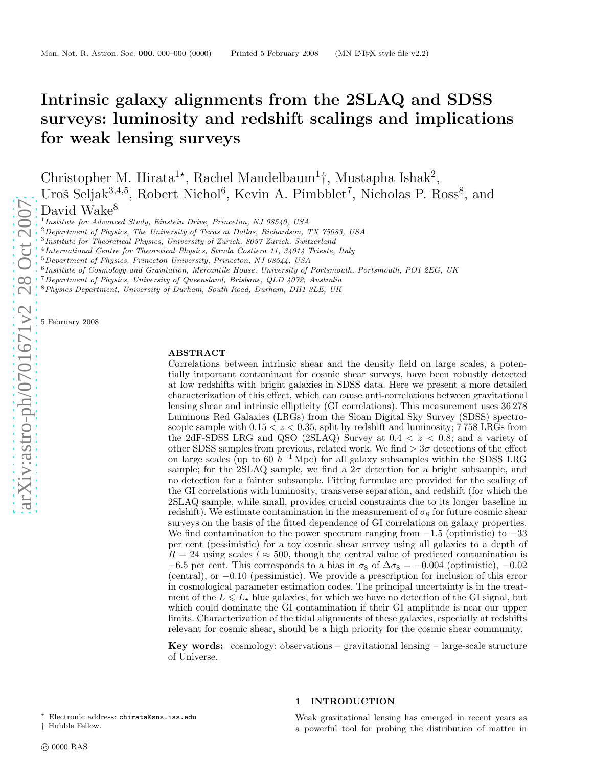# Intrinsic galaxy alignments from the 2SLAQ and SDSS surveys: luminosity and redshift scalings and implications for weak lensing surveys

Christopher M. Hirata[1⋆], Rachel Mandelbaum[1]†, Mustapha Ishak[2], Uroš Seljak[3,4,5], Robert Nichol[6], Kevin A. Pimbblet[7], Nicholas P. Ross[8], and David Wake[8]

[1] *Institute for Advanced Study, Einstein Drive, Princeton, NJ 08540, USA*
[2] *Department of Physics, The University of Texas at Dallas, Richardson, TX 75083, USA*
[3] *Institute for Theoretical Physics, University of Zurich, 8057 Zurich, Switzerland*
[4] *International Centre for Theoretical Physics, Strada Costiera 11, 34014 Trieste, Italy*
[5] *Department of Physics, Princeton University, Princeton, NJ 08544, USA*
[6] *Institute of Cosmology and Gravitation, Mercantile House, University of Portsmouth, Portsmouth, PO1 2EG, UK*
[7] *Department of Physics, University of Queensland, Brisbane, QLD 4072, Australia*
[8] *Physics Department, University of Durham, South Road, Durham, DH1 3LE, UK*

5 February 2008

## ABSTRACT

Correlations between intrinsic shear and the density field on large scales, a potentially important contaminant for cosmic shear surveys, have been robustly detected at low redshifts with bright galaxies in SDSS data. Here we present a more detailed characterization of this effect, which can cause anti-correlations between gravitational lensing shear and intrinsic ellipticity (GI correlations). This measurement uses 36 278 Luminous Red Galaxies (LRGs) from the Sloan Digital Sky Survey (SDSS) spectroscopic sample with $0.15 < z < 0.35$, split by redshift and luminosity; 7 758 LRGs from the 2dF-SDSS LRG and QSO (2SLAQ) Survey at $0.4 < z < 0.8$; and a variety of other SDSS samples from previous, related work. We find $> 3\sigma$ detections of the effect on large scales (up to 60 $h^{-1}$ Mpc) for all galaxy subsamples within the SDSS LRG sample; for the 2SLAQ sample, we find a $2\sigma$ detection for a bright subsample, and no detection for a fainter subsample. Fitting formulae are provided for the scaling of the GI correlations with luminosity, transverse separation, and redshift (for which the 2SLAQ sample, while small, provides crucial constraints due to its longer baseline in redshift). We estimate contamination in the measurement of $\sigma_8$ for future cosmic shear surveys on the basis of the fitted dependence of GI correlations on galaxy properties. We find contamination to the power spectrum ranging from $-1.5$ (optimistic) to $-33$ per cent (pessimistic) for a toy cosmic shear survey using all galaxies to a depth of $R = 24$ using scales $l \approx 500$, though the central value of predicted contamination is $-6.5$ per cent. This corresponds to a bias in $\sigma_8$ of $\Delta\sigma_8 = -0.004$ (optimistic), $-0.02$ (central), or $-0.10$ (pessimistic). We provide a prescription for inclusion of this error in cosmological parameter estimation codes. The principal uncertainty is in the treatment of the $L \leqslant L_\star$ blue galaxies, for which we have no detection of the GI signal, but which could dominate the GI contamination if their GI amplitude is near our upper limits. Characterization of the tidal alignments of these galaxies, especially at redshifts relevant for cosmic shear, should be a high priority for the cosmic shear community.

**Key words:** cosmology: observations – gravitational lensing – large-scale structure of Universe.

## 1 INTRODUCTION

Weak gravitational lensing has emerged in recent years as a powerful tool for probing the distribution of matter in

⋆ Electronic address: chirata@sns.ias.edu
† Hubble Fellow.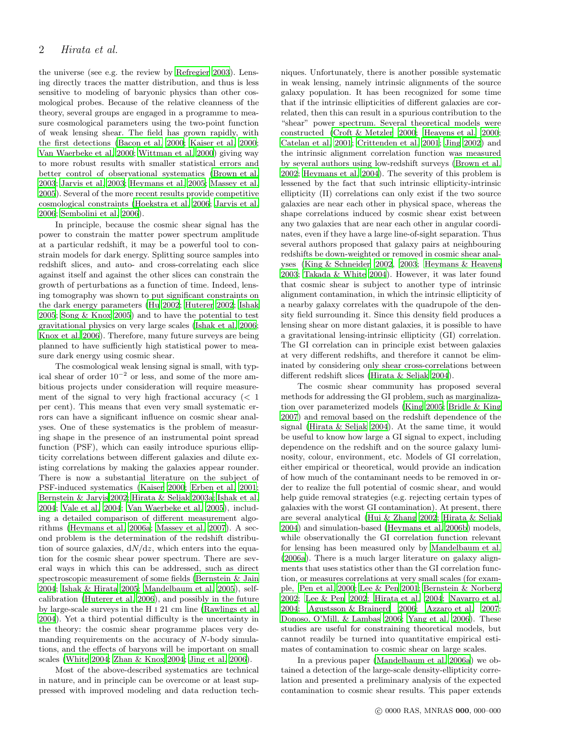the universe (see e.g. the review by Refregier 2003). Lensing directly traces the matter distribution, and thus is less sensitive to modeling of baryonic physics than other cosmological probes. Because of the relative cleanness of the theory, several groups are engaged in a programme to measure cosmological parameters using the two-point function of weak lensing shear. The field has grown rapidly, with the first detections (Bacon et al. 2000; Kaiser et al. 2000; Van Waerbeke et al. 2000; Wittman et al. 2000) giving way to more robust results with smaller statistical errors and better control of observational systematics (Brown et al. 2003; Jarvis et al. 2003; Heymans et al. 2005; Massey et al. 2005). Several of the more recent results provide competitive cosmological constraints (Hoekstra et al. 2006; Jarvis et al. 2006; Semboloni et al. 2006).

In principle, because the cosmic shear signal has the power to constrain the matter power spectrum amplitude at a particular redshift, it may be a powerful tool to constrain models for dark energy. Splitting source samples into redshift slices, and auto- and cross-correlating each slice against itself and against the other slices can constrain the growth of perturbations as a function of time. Indeed, lensing tomography was shown to put significant constraints on the dark energy parameters (Hu 2002; Huterer 2002; Ishak 2005; Song & Knox 2005) and to have the potential to test gravitational physics on very large scales (Ishak et al. 2006; Knox et al. 2006). Therefore, many future surveys are being planned to have sufficiently high statistical power to measure dark energy using cosmic shear.

The cosmological weak lensing signal is small, with typical shear of order $10^{-2}$ or less, and some of the more ambitious projects under consideration will require measurement of the signal to very high fractional accuracy ($< 1$ per cent). This means that even very small systematic errors can have a significant influence on cosmic shear analyses. One of these systematics is the problem of measuring shape in the presence of an instrumental point spread function (PSF), which can easily introduce spurious ellipticity correlations between different galaxies and dilute existing correlations by making the galaxies appear rounder. There is now a substantial literature on the subject of PSF-induced systematics (Kaiser 2000; Erben et al. 2001; Bernstein & Jarvis 2002; Hirata & Seljak 2003a; Ishak et al. 2004; Vale et al. 2004; Van Waerbeke et al. 2005), including a detailed comparison of different measurement algorithms (Heymans et al. 2006a; Massey et al. 2007). A second problem is the determination of the redshift distribution of source galaxies, $\mathrm{d}N/\mathrm{d}z$, which enters into the equation for the cosmic shear power spectrum. There are several ways in which this can be addressed, such as direct spectroscopic measurement of some fields (Bernstein & Jain 2004; Ishak & Hirata 2005; Mandelbaum et al. 2005), self-calibration (Huterer et al. 2006), and possibly in the future by large-scale surveys in the H I 21 cm line (Rawlings et al. 2004). Yet a third potential difficulty is the uncertainty in the theory: the cosmic shear programme places very demanding requirements on the accuracy of $N$-body simulations, and the effects of baryons will be important on small scales (White 2004; Zhan & Knox 2004; Jing et al. 2006).

Most of the above-described systematics are technical in nature, and in principle can be overcome or at least suppressed with improved modeling and data reduction techniques. Unfortunately, there is another possible systematic in weak lensing, namely intrinsic alignments of the source galaxy population. It has been recognized for some time that if the intrinsic ellipticities of different galaxies are correlated, then this can result in a spurious contribution to the "shear" power spectrum. Several theoretical models were constructed (Croft & Metzler 2000; Heavens et al. 2000; Catelan et al. 2001; Crittenden et al. 2001; Jing 2002) and the intrinsic alignment correlation function was measured by several authors using low-redshift surveys (Brown et al. 2002; Heymans et al. 2004). The severity of this problem is lessened by the fact that such intrinsic ellipticity-intrinsic ellipticity (II) correlations can only exist if the two source galaxies are near each other in physical space, whereas the shape correlations induced by cosmic shear exist between any two galaxies that are near each other in angular coordinates, even if they have a large line-of-sight separation. Thus several authors proposed that galaxy pairs at neighbouring redshifts be down-weighted or removed in cosmic shear analyses (King & Schneider 2002, 2003; Heymans & Heavens 2003; Takada & White 2004). However, it was later found that cosmic shear is subject to another type of intrinsic alignment contamination, in which the intrinsic ellipticity of a nearby galaxy correlates with the quadrupole of the density field surrounding it. Since this density field produces a lensing shear on more distant galaxies, it is possible to have a gravitational lensing-intrinsic ellipticity (GI) correlation. The GI correlation can in principle exist between galaxies at very different redshifts, and therefore it cannot be eliminated by considering only shear cross-correlations between different redshift slices (Hirata & Seljak 2004).

The cosmic shear community has proposed several methods for addressing the GI problem, such as marginalization over parameterized models (King 2005; Bridle & King 2007) and removal based on the redshift dependence of the signal (Hirata & Seljak 2004). At the same time, it would be useful to know how large a GI signal to expect, including dependence on the redshift and on the source galaxy luminosity, colour, environment, etc. Models of GI correlation, either empirical or theoretical, would provide an indication of how much of the contaminant needs to be removed in order to realize the full potential of cosmic shear, and would help guide removal strategies (e.g. rejecting certain types of galaxies with the worst GI contamination). At present, there are several analytical (Hui & Zhang 2002; Hirata & Seljak 2004) and simulation-based (Heymans et al. 2006b) models, while observationally the GI correlation function relevant for lensing has been measured only by Mandelbaum et al. (2006a). There is a much larger literature on galaxy alignments that uses statistics other than the GI correlation function, or measures correlations at very small scales (for example, Pen et al. 2000; Lee & Pen 2001; Bernstein & Norberg 2002; Lee & Pen 2002; Hirata et al. 2004; Navarro et al. 2004; Agustsson & Brainerd 2006; Azzaro et al. 2007; Donoso, O'Mill, & Lambas 2006; Yang et al. 2006). These studies are useful for constraining theoretical models, but cannot readily be turned into quantitative empirical estimates of contamination to cosmic shear on large scales.

In a previous paper (Mandelbaum et al. 2006a) we obtained a detection of the large-scale density-ellipticity correlation and presented a preliminary analysis of the expected contamination to cosmic shear results. This paper extends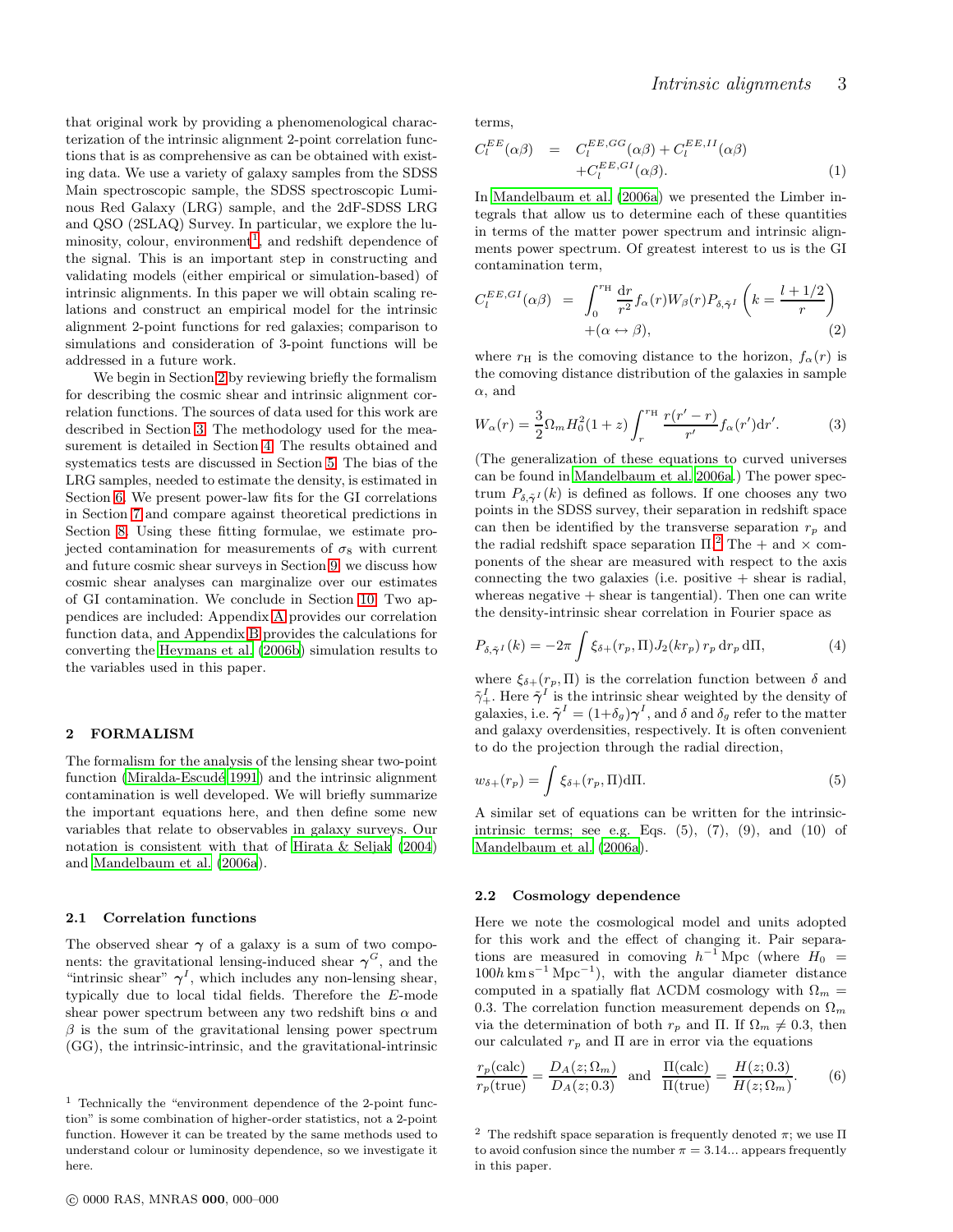that original work by providing a phenomenological characterization of the intrinsic alignment 2-point correlation functions that is as comprehensive as can be obtained with existing data. We use a variety of galaxy samples from the SDSS Main spectroscopic sample, the SDSS spectroscopic Luminous Red Galaxy (LRG) sample, and the 2dF-SDSS LRG and QSO (2SLAQ) Survey. In particular, we explore the luminosity, colour, environment[1], and redshift dependence of the signal. This is an important step in constructing and validating models (either empirical or simulation-based) of intrinsic alignments. In this paper we will obtain scaling relations and construct an empirical model for the intrinsic alignment 2-point functions for red galaxies; comparison to simulations and consideration of 3-point functions will be addressed in a future work.

We begin in Section 2 by reviewing briefly the formalism for describing the cosmic shear and intrinsic alignment correlation functions. The sources of data used for this work are described in Section 3. The methodology used for the measurement is detailed in Section 4. The results obtained and systematics tests are discussed in Section 5. The bias of the LRG samples, needed to estimate the density, is estimated in Section 6. We present power-law fits for the GI correlations in Section 7 and compare against theoretical predictions in Section 8. Using these fitting formulae, we estimate projected contamination for measurements of $\sigma_8$ with current and future cosmic shear surveys in Section 9; we discuss how cosmic shear analyses can marginalize over our estimates of GI contamination. We conclude in Section 10. Two appendices are included: Appendix A provides our correlation function data, and Appendix B provides the calculations for converting the Heymans et al. (2006b) simulation results to the variables used in this paper.

## 2 FORMALISM

The formalism for the analysis of the lensing shear two-point function (Miralda-Escudé 1991) and the intrinsic alignment contamination is well developed. We will briefly summarize the important equations here, and then define some new variables that relate to observables in galaxy surveys. Our notation is consistent with that of Hirata & Seljak (2004) and Mandelbaum et al. (2006a).

### 2.1 Correlation functions

The observed shear $\boldsymbol{\gamma}$ of a galaxy is a sum of two components: the gravitational lensing-induced shear $\boldsymbol{\gamma}^G$, and the "intrinsic shear" $\boldsymbol{\gamma}^I$, which includes any non-lensing shear, typically due to local tidal fields. Therefore the $E$-mode shear power spectrum between any two redshift bins $\alpha$ and $\beta$ is the sum of the gravitational lensing power spectrum (GG), the intrinsic-intrinsic, and the gravitational-intrinsic terms,

$$C_l^{EE}(\alpha\beta) = C_l^{EE,GG}(\alpha\beta) + C_l^{EE,II}(\alpha\beta) + C_l^{EE,GI}(\alpha\beta). \qquad (1)$$

In Mandelbaum et al. (2006a) we presented the Limber integrals that allow us to determine each of these quantities in terms of the matter power spectrum and intrinsic alignments power spectrum. Of greatest interest to us is the GI contamination term,

$$C_l^{EE,GI}(\alpha\beta) = \int_0^{r_{\rm H}} \frac{{\rm d}r}{r^2} f_\alpha(r) W_\beta(r) P_{\delta,\tilde{\gamma}^I}\left(k = \frac{l+1/2}{r}\right) + (\alpha \leftrightarrow \beta), \qquad (2)$$

where $r_{\rm H}$ is the comoving distance to the horizon, $f_\alpha(r)$ is the comoving distance distribution of the galaxies in sample $\alpha$, and

$$W_\alpha(r) = \frac{3}{2}\Omega_m H_0^2 (1+z) \int_r^{r_{\rm H}} \frac{r(r'-r)}{r'} f_\alpha(r'){\rm d}r'. \qquad (3)$$

(The generalization of these equations to curved universes can be found in Mandelbaum et al. 2006a.) The power spectrum $P_{\delta,\tilde{\gamma}^I}(k)$ is defined as follows. If one chooses any two points in the SDSS survey, their separation in redshift space can then be identified by the transverse separation $r_p$ and the radial redshift space separation $\Pi$.[2] The + and × components of the shear are measured with respect to the axis connecting the two galaxies (i.e. positive + shear is radial, whereas negative + shear is tangential). Then one can write the density-intrinsic shear correlation in Fourier space as

$$P_{\delta,\tilde{\gamma}^I}(k) = -2\pi \int \xi_{\delta+}(r_p,\Pi) J_2(kr_p)\, r_p\, {\rm d}r_p\, {\rm d}\Pi, \qquad (4)$$

where $\xi_{\delta+}(r_p,\Pi)$ is the correlation function between $\delta$ and $\tilde{\gamma}^I_+$. Here $\tilde{\boldsymbol{\gamma}}^I$ is the intrinsic shear weighted by the density of galaxies, i.e. $\tilde{\boldsymbol{\gamma}}^I = (1+\delta_g)\boldsymbol{\gamma}^I$, and $\delta$ and $\delta_g$ refer to the matter and galaxy overdensities, respectively. It is often convenient to do the projection through the radial direction,

$$w_{\delta+}(r_p) = \int \xi_{\delta+}(r_p,\Pi){\rm d}\Pi. \qquad (5)$$

A similar set of equations can be written for the intrinsic-intrinsic terms; see e.g. Eqs. (5), (7), (9), and (10) of Mandelbaum et al. (2006a).

### 2.2 Cosmology dependence

Here we note the cosmological model and units adopted for this work and the effect of changing it. Pair separations are measured in comoving $h^{-1}\,$Mpc (where $H_0 = 100h\,{\rm km\,s^{-1}\,Mpc^{-1}}$), with the angular diameter distance computed in a spatially flat $\Lambda$CDM cosmology with $\Omega_m = 0.3$. The correlation function measurement depends on $\Omega_m$ via the determination of both $r_p$ and $\Pi$. If $\Omega_m \neq 0.3$, then our calculated $r_p$ and $\Pi$ are in error via the equations

$$\frac{r_p({\rm calc})}{r_p({\rm true})} = \frac{D_A(z;\Omega_m)}{D_A(z;0.3)} \quad \text{and} \quad \frac{\Pi({\rm calc})}{\Pi({\rm true})} = \frac{H(z;0.3)}{H(z;\Omega_m)}. \qquad (6)$$

[1] Technically the "environment dependence of the 2-point function" is some combination of higher-order statistics, not a 2-point function. However it can be treated by the same methods used to understand colour or luminosity dependence, so we investigate it here.

[2] The redshift space separation is frequently denoted $\pi$; we use $\Pi$ to avoid confusion since the number $\pi = 3.14...$ appears frequently in this paper.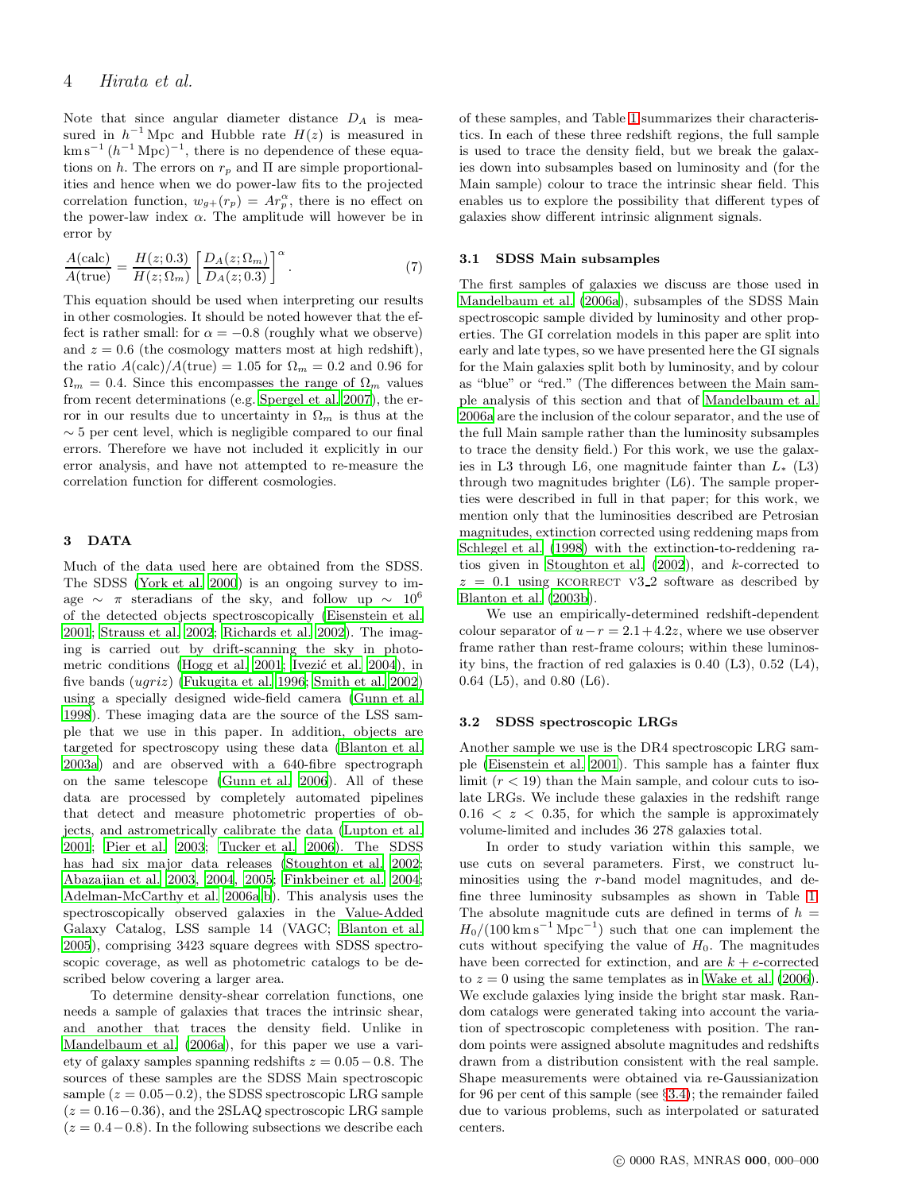Note that since angular diameter distance $D_A$ is measured in $h^{-1}\,\mathrm{Mpc}$ and Hubble rate $H(z)$ is measured in $\mathrm{km\,s^{-1}}\,(h^{-1}\,\mathrm{Mpc})^{-1}$, there is no dependence of these equations on $h$. The errors on $r_p$ and $\Pi$ are simple proportionalities and hence when we do power-law fits to the projected correlation function, $w_{g+}(r_p) = A r_p^{\alpha}$, there is no effect on the power-law index $\alpha$. The amplitude will however be in error by

$$\frac{A(\mathrm{calc})}{A(\mathrm{true})} = \frac{H(z;0.3)}{H(z;\Omega_m)}\left[\frac{D_A(z;\Omega_m)}{D_A(z;0.3)}\right]^{\alpha}. \tag{7}$$

This equation should be used when interpreting our results in other cosmologies. It should be noted however that the effect is rather small: for $\alpha = -0.8$ (roughly what we observe) and $z = 0.6$ (the cosmology matters most at high redshift), the ratio $A(\mathrm{calc})/A(\mathrm{true}) = 1.05$ for $\Omega_m = 0.2$ and 0.96 for $\Omega_m = 0.4$. Since this encompasses the range of $\Omega_m$ values from recent determinations (e.g. Spergel et al. 2007), the error in our results due to uncertainty in $\Omega_m$ is thus at the $\sim 5$ per cent level, which is negligible compared to our final errors. Therefore we have not included it explicitly in our error analysis, and have not attempted to re-measure the correlation function for different cosmologies.

## 3 DATA

Much of the data used here are obtained from the SDSS. The SDSS (York et al. 2000) is an ongoing survey to image $\sim \pi$ steradians of the sky, and follow up $\sim 10^6$ of the detected objects spectroscopically (Eisenstein et al. 2001; Strauss et al. 2002; Richards et al. 2002). The imaging is carried out by drift-scanning the sky in photometric conditions (Hogg et al. 2001; Ivezić et al. 2004), in five bands ($ugriz$) (Fukugita et al. 1996; Smith et al. 2002) using a specially designed wide-field camera (Gunn et al. 1998). These imaging data are the source of the LSS sample that we use in this paper. In addition, objects are targeted for spectroscopy using these data (Blanton et al. 2003a) and are observed with a 640-fibre spectrograph on the same telescope (Gunn et al. 2006). All of these data are processed by completely automated pipelines that detect and measure photometric properties of objects, and astrometrically calibrate the data (Lupton et al. 2001; Pier et al. 2003; Tucker et al. 2006). The SDSS has had six major data releases (Stoughton et al. 2002; Abazajian et al. 2003, 2004, 2005; Finkbeiner et al. 2004; Adelman-McCarthy et al. 2006a,b). This analysis uses the spectroscopically observed galaxies in the Value-Added Galaxy Catalog, LSS sample 14 (VAGC; Blanton et al. 2005), comprising 3423 square degrees with SDSS spectroscopic coverage, as well as photometric catalogs to be described below covering a larger area.

To determine density-shear correlation functions, one needs a sample of galaxies that traces the intrinsic shear, and another that traces the density field. Unlike in Mandelbaum et al. (2006a), for this paper we use a variety of galaxy samples spanning redshifts $z = 0.05-0.8$. The sources of these samples are the SDSS Main spectroscopic sample ($z = 0.05-0.2$), the SDSS spectroscopic LRG sample ($z = 0.16-0.36$), and the 2SLAQ spectroscopic LRG sample ($z = 0.4-0.8$). In the following subsections we describe each of these samples, and Table 1 summarizes their characteristics. In each of these three redshift regions, the full sample is used to trace the density field, but we break the galaxies down into subsamples based on luminosity and (for the Main sample) colour to trace the intrinsic shear field. This enables us to explore the possibility that different types of galaxies show different intrinsic alignment signals.

### 3.1 SDSS Main subsamples

The first samples of galaxies we discuss are those used in Mandelbaum et al. (2006a), subsamples of the SDSS Main spectroscopic sample divided by luminosity and other properties. The GI correlation models in this paper are split into early and late types, so we have presented here the GI signals for the Main galaxies split both by luminosity, and by colour as "blue" or "red." (The differences between the Main sample analysis of this section and that of Mandelbaum et al. 2006a are the inclusion of the colour separator, and the use of the full Main sample rather than the luminosity subsamples to trace the density field.) For this work, we use the galaxies in L3 through L6, one magnitude fainter than $L_*$ (L3) through two magnitudes brighter (L6). The sample properties were described in full in that paper; for this work, we mention only that the luminosities described are Petrosian magnitudes, extinction corrected using reddening maps from Schlegel et al. (1998) with the extinction-to-reddening ratios given in Stoughton et al. (2002), and $k$-corrected to $z = 0.1$ using KCORRECT V3_2 software as described by Blanton et al. (2003b).

We use an empirically-determined redshift-dependent colour separator of $u - r = 2.1 + 4.2z$, where we use observer frame rather than rest-frame colours; within these luminosity bins, the fraction of red galaxies is 0.40 (L3), 0.52 (L4), 0.64 (L5), and 0.80 (L6).

### 3.2 SDSS spectroscopic LRGs

Another sample we use is the DR4 spectroscopic LRG sample (Eisenstein et al. 2001). This sample has a fainter flux limit ($r < 19$) than the Main sample, and colour cuts to isolate LRGs. We include these galaxies in the redshift range $0.16 < z < 0.35$, for which the sample is approximately volume-limited and includes 36 278 galaxies total.

In order to study variation within this sample, we use cuts on several parameters. First, we construct luminosities using the $r$-band model magnitudes, and define three luminosity subsamples as shown in Table 1. The absolute magnitude cuts are defined in terms of $h = H_0/(100\,\mathrm{km\,s^{-1}\,Mpc^{-1}})$ such that one can implement the cuts without specifying the value of $H_0$. The magnitudes have been corrected for extinction, and are $k+e$-corrected to $z = 0$ using the same templates as in Wake et al. (2006). We exclude galaxies lying inside the bright star mask. Random catalogs were generated taking into account the variation of spectroscopic completeness with position. The random points were assigned absolute magnitudes and redshifts drawn from a distribution consistent with the real sample. Shape measurements were obtained via re-Gaussianization for 96 per cent of this sample (see §3.4); the remainder failed due to various problems, such as interpolated or saturated centers.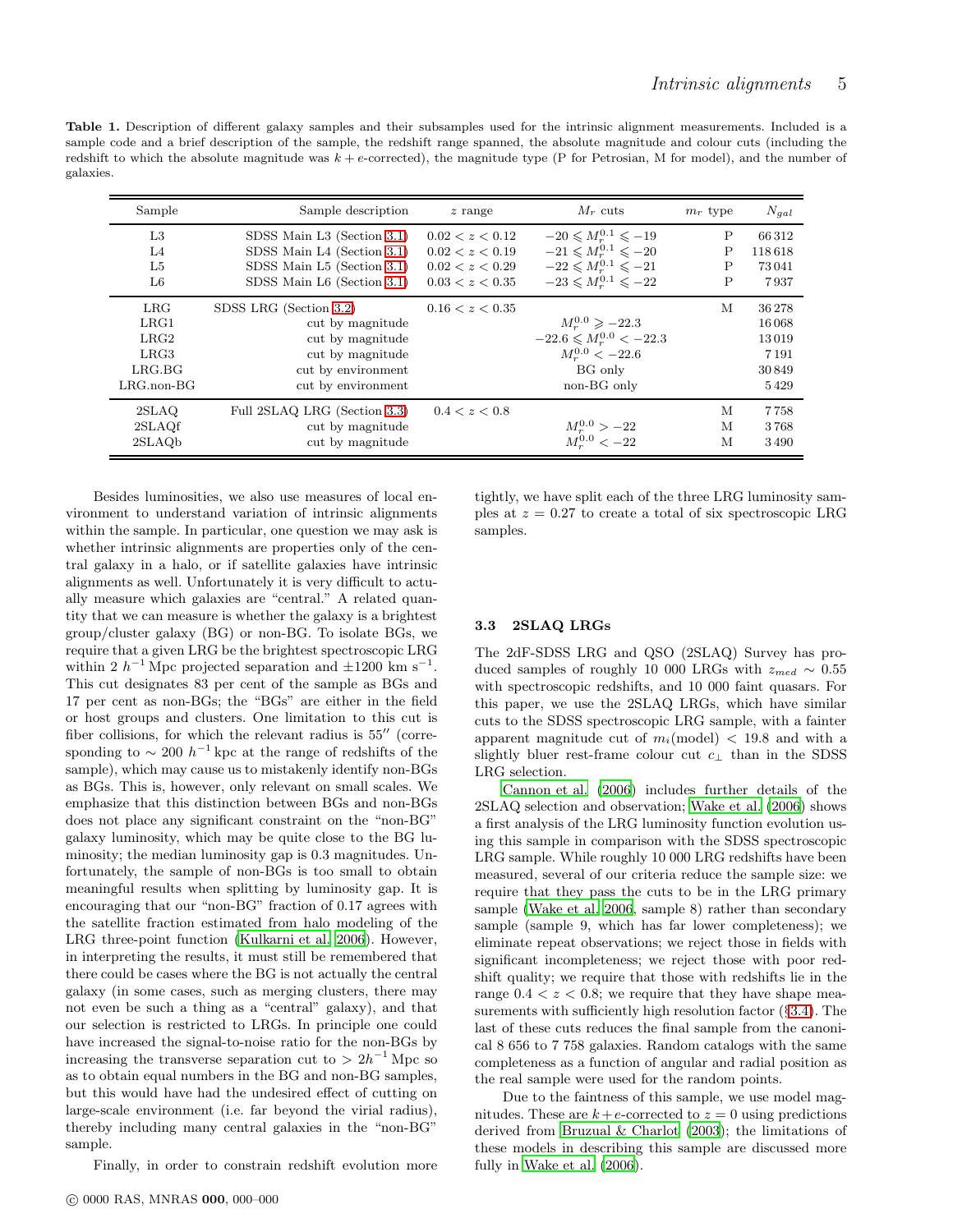**Table 1.** Description of different galaxy samples and their subsamples used for the intrinsic alignment measurements. Included is a sample code and a brief description of the sample, the redshift range spanned, the absolute magnitude and colour cuts (including the redshift to which the absolute magnitude was $k+e$-corrected), the magnitude type (P for Petrosian, M for model), and the number of galaxies.

| Sample | Sample description | $z$ range | $M_r$ cuts | $m_r$ type | $N_{gal}$ |
|---|---|---|---|---|---|
| L3 | SDSS Main L3 (Section 3.1) | $0.02 < z < 0.12$ | $-20 \leqslant M_r^{0.1} \leqslant -19$ | P | 66 312 |
| L4 | SDSS Main L4 (Section 3.1) | $0.02 < z < 0.19$ | $-21 \leqslant M_r^{0.1} \leqslant -20$ | P | 118 618 |
| L5 | SDSS Main L5 (Section 3.1) | $0.02 < z < 0.29$ | $-22 \leqslant M_r^{0.1} \leqslant -21$ | P | 73 041 |
| L6 | SDSS Main L6 (Section 3.1) | $0.03 < z < 0.35$ | $-23 \leqslant M_r^{0.1} \leqslant -22$ | P | 7 937 |
| LRG | SDSS LRG (Section 3.2) | $0.16 < z < 0.35$ | | M | 36 278 |
| LRG1 | cut by magnitude | | $M_r^{0.0} \geqslant -22.3$ | | 16 068 |
| LRG2 | cut by magnitude | | $-22.6 \leqslant M_r^{0.0} < -22.3$ | | 13 019 |
| LRG3 | cut by magnitude | | $M_r^{0.0} < -22.6$ | | 7 191 |
| LRG.BG | cut by environment | | BG only | | 30 849 |
| LRG.non-BG | cut by environment | | non-BG only | | 5 429 |
| 2SLAQ | Full 2SLAQ LRG (Section 3.3) | $0.4 < z < 0.8$ | | M | 7 758 |
| 2SLAQf | cut by magnitude | | $M_r^{0.0} > -22$ | M | 3 768 |
| 2SLAQb | cut by magnitude | | $M_r^{0.0} < -22$ | M | 3 490 |

Besides luminosities, we also use measures of local environment to understand variation of intrinsic alignments within the sample. In particular, one question we may ask is whether intrinsic alignments are properties only of the central galaxy in a halo, or if satellite galaxies have intrinsic alignments as well. Unfortunately it is very difficult to actually measure which galaxies are "central." A related quantity that we can measure is whether the galaxy is a brightest group/cluster galaxy (BG) or non-BG. To isolate BGs, we require that a given LRG be the brightest spectroscopic LRG within 2 $h^{-1}$ Mpc projected separation and $\pm 1200$ km s$^{-1}$. This cut designates 83 per cent of the sample as BGs and 17 per cent as non-BGs; the "BGs" are either in the field or host groups and clusters. One limitation to this cut is fiber collisions, for which the relevant radius is $55''$ (corresponding to $\sim 200$ $h^{-1}$ kpc at the range of redshifts of the sample), which may cause us to mistakenly identify non-BGs as BGs. This is, however, only relevant on small scales. We emphasize that this distinction between BGs and non-BGs does not place any significant constraint on the "non-BG" galaxy luminosity, which may be quite close to the BG luminosity; the median luminosity gap is 0.3 magnitudes. Unfortunately, the sample of non-BGs is too small to obtain meaningful results when splitting by luminosity gap. It is encouraging that our "non-BG" fraction of 0.17 agrees with the satellite fraction estimated from halo modeling of the LRG three-point function (Kulkarni et al. 2006). However, in interpreting the results, it must still be remembered that there could be cases where the BG is not actually the central galaxy (in some cases, such as merging clusters, there may not even be such a thing as a "central" galaxy), and that our selection is restricted to LRGs. In principle one could have increased the signal-to-noise ratio for the non-BGs by increasing the transverse separation cut to $> 2h^{-1}$ Mpc so as to obtain equal numbers in the BG and non-BG samples, but this would have had the undesired effect of cutting on large-scale environment (i.e. far beyond the virial radius), thereby including many central galaxies in the "non-BG" sample.

Finally, in order to constrain redshift evolution more tightly, we have split each of the three LRG luminosity samples at $z = 0.27$ to create a total of six spectroscopic LRG samples.

### 3.3 2SLAQ LRGs

The 2dF-SDSS LRG and QSO (2SLAQ) Survey has produced samples of roughly 10 000 LRGs with $z_{med} \sim 0.55$ with spectroscopic redshifts, and 10 000 faint quasars. For this paper, we use the 2SLAQ LRGs, which have similar cuts to the SDSS spectroscopic LRG sample, with a fainter apparent magnitude cut of $m_i(\text{model}) < 19.8$ and with a slightly bluer rest-frame colour cut $c_\perp$ than in the SDSS LRG selection.

Cannon et al. (2006) includes further details of the 2SLAQ selection and observation; Wake et al. (2006) shows a first analysis of the LRG luminosity function evolution using this sample in comparison with the SDSS spectroscopic LRG sample. While roughly 10 000 LRG redshifts have been measured, several of our criteria reduce the sample size: we require that they pass the cuts to be in the LRG primary sample (Wake et al. 2006, sample 8) rather than secondary sample (sample 9, which has far lower completeness); we eliminate repeat observations; we reject those in fields with significant incompleteness; we reject those with poor redshift quality; we require that those with redshifts lie in the range $0.4 < z < 0.8$; we require that they have shape measurements with sufficiently high resolution factor (§3.4). The last of these cuts reduces the final sample from the canonical 8 656 to 7 758 galaxies. Random catalogs with the same completeness as a function of angular and radial position as the real sample were used for the random points.

Due to the faintness of this sample, we use model magnitudes. These are $k+e$-corrected to $z = 0$ using predictions derived from Bruzual & Charlot (2003); the limitations of these models in describing this sample are discussed more fully in Wake et al. (2006).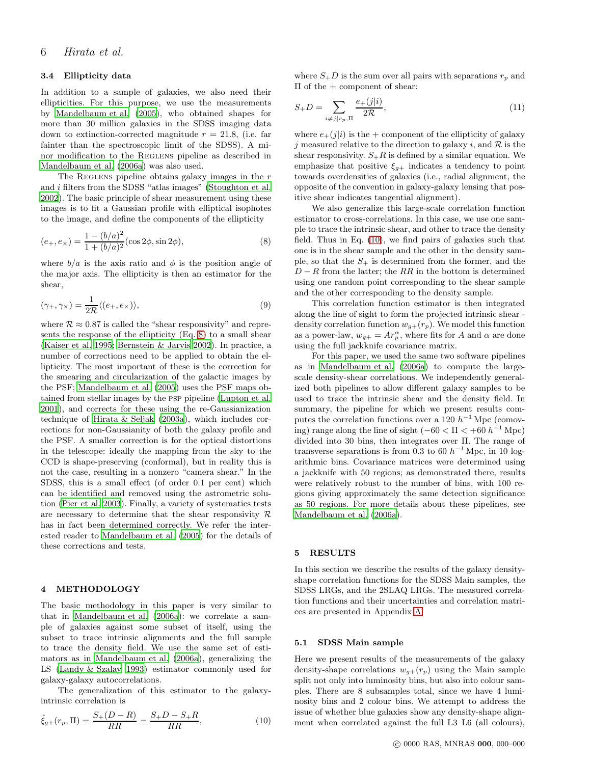### 3.4 Ellipticity data

In addition to a sample of galaxies, we also need their ellipticities. For this purpose, we use the measurements by Mandelbaum et al. (2005), who obtained shapes for more than 30 million galaxies in the SDSS imaging data down to extinction-corrected magnitude $r = 21.8$, (i.e. far fainter than the spectroscopic limit of the SDSS). A minor modification to the Reglens pipeline as described in Mandelbaum et al. (2006a) was also used.

The Reglens pipeline obtains galaxy images in the $r$ and $i$ filters from the SDSS "atlas images" (Stoughton et al. 2002). The basic principle of shear measurement using these images is to fit a Gaussian profile with elliptical isophotes to the image, and define the components of the ellipticity

$$(e_+, e_\times) = \frac{1-(b/a)^2}{1+(b/a)^2}(\cos 2\phi, \sin 2\phi), \tag{8}$$

where $b/a$ is the axis ratio and $\phi$ is the position angle of the major axis. The ellipticity is then an estimator for the shear,

$$(\gamma_+, \gamma_\times) = \frac{1}{2\mathcal{R}}\langle(e_+, e_\times)\rangle, \tag{9}$$

where $\mathcal{R} \approx 0.87$ is called the "shear responsivity" and represents the response of the ellipticity (Eq. 8) to a small shear (Kaiser et al. 1995; Bernstein & Jarvis 2002). In practice, a number of corrections need to be applied to obtain the ellipticity. The most important of these is the correction for the smearing and circularization of the galactic images by the PSF; Mandelbaum et al. (2005) uses the PSF maps obtained from stellar images by the psp pipeline (Lupton et al. 2001), and corrects for these using the re-Gaussianization technique of Hirata & Seljak (2003a), which includes corrections for non-Gaussianity of both the galaxy profile and the PSF. A smaller correction is for the optical distortions in the telescope: ideally the mapping from the sky to the CCD is shape-preserving (conformal), but in reality this is not the case, resulting in a nonzero "camera shear." In the SDSS, this is a small effect (of order 0.1 per cent) which can be identified and removed using the astrometric solution (Pier et al. 2003). Finally, a variety of systematics tests are necessary to determine that the shear responsivity $\mathcal{R}$ has in fact been determined correctly. We refer the interested reader to Mandelbaum et al. (2005) for the details of these corrections and tests.

## 4 METHODOLOGY

The basic methodology in this paper is very similar to that in Mandelbaum et al. (2006a): we correlate a sample of galaxies against some subset of itself, using the subset to trace intrinsic alignments and the full sample to trace the density field. We use the same set of estimators as in Mandelbaum et al. (2006a), generalizing the LS (Landy & Szalay 1993) estimator commonly used for galaxy-galaxy autocorrelations.

The generalization of this estimator to the galaxy-intrinsic correlation is

$$\hat{\xi}_{g+}(r_p, \Pi) = \frac{S_+(D-R)}{RR} = \frac{S_+D - S_+R}{RR}, \tag{10}$$

where $S_+D$ is the sum over all pairs with separations $r_p$ and $\Pi$ of the + component of shear:

$$S_+D = \sum_{i\neq j|r_p,\Pi} \frac{e_+(j|i)}{2\mathcal{R}}, \tag{11}$$

where $e_+(j|i)$ is the + component of the ellipticity of galaxy $j$ measured relative to the direction to galaxy $i$, and $\mathcal{R}$ is the shear responsivity. $S_+R$ is defined by a similar equation. We emphasize that positive $\xi_{g+}$ indicates a tendency to point towards overdensities of galaxies (i.e., radial alignment, the opposite of the convention in galaxy-galaxy lensing that positive shear indicates tangential alignment).

We also generalize this large-scale correlation function estimator to cross-correlations. In this case, we use one sample to trace the intrinsic shear, and other to trace the density field. Thus in Eq. (10), we find pairs of galaxies such that one is in the shear sample and the other in the density sample, so that the $S_+$ is determined from the former, and the $D-R$ from the latter; the $RR$ in the bottom is determined using one random point corresponding to the shear sample and the other corresponding to the density sample.

This correlation function estimator is then integrated along the line of sight to form the projected intrinsic shear - density correlation function $w_{g+}(r_p)$. We model this function as a power-law, $w_{g+} = Ar_p^\alpha$, where fits for $A$ and $\alpha$ are done using the full jackknife covariance matrix.

For this paper, we used the same two software pipelines as in Mandelbaum et al. (2006a) to compute the large-scale density-shear correlations. We independently generalized both pipelines to allow different galaxy samples to be used to trace the intrinsic shear and the density field. In summary, the pipeline for which we present results computes the correlation functions over a 120 $h^{-1}$ Mpc (comoving) range along the line of sight ($-60 < \Pi < +60$ $h^{-1}$ Mpc) divided into 30 bins, then integrates over $\Pi$. The range of transverse separations is from 0.3 to 60 $h^{-1}$ Mpc, in 10 logarithmic bins. Covariance matrices were determined using a jackknife with 50 regions; as demonstrated there, results were relatively robust to the number of bins, with 100 regions giving approximately the same detection significance as 50 regions. For more details about these pipelines, see Mandelbaum et al. (2006a).

## 5 RESULTS

In this section we describe the results of the galaxy density-shape correlation functions for the SDSS Main samples, the SDSS LRGs, and the 2SLAQ LRGs. The measured correlation functions and their uncertainties and correlation matrices are presented in Appendix A.

### 5.1 SDSS Main sample

Here we present results of the measurements of the galaxy density-shape correlations $w_{g+}(r_p)$ using the Main sample split not only into luminosity bins, but also into colour samples. There are 8 subsamples total, since we have 4 luminosity bins and 2 colour bins. We attempt to address the issue of whether blue galaxies show any density-shape alignment when correlated against the full L3–L6 (all colours),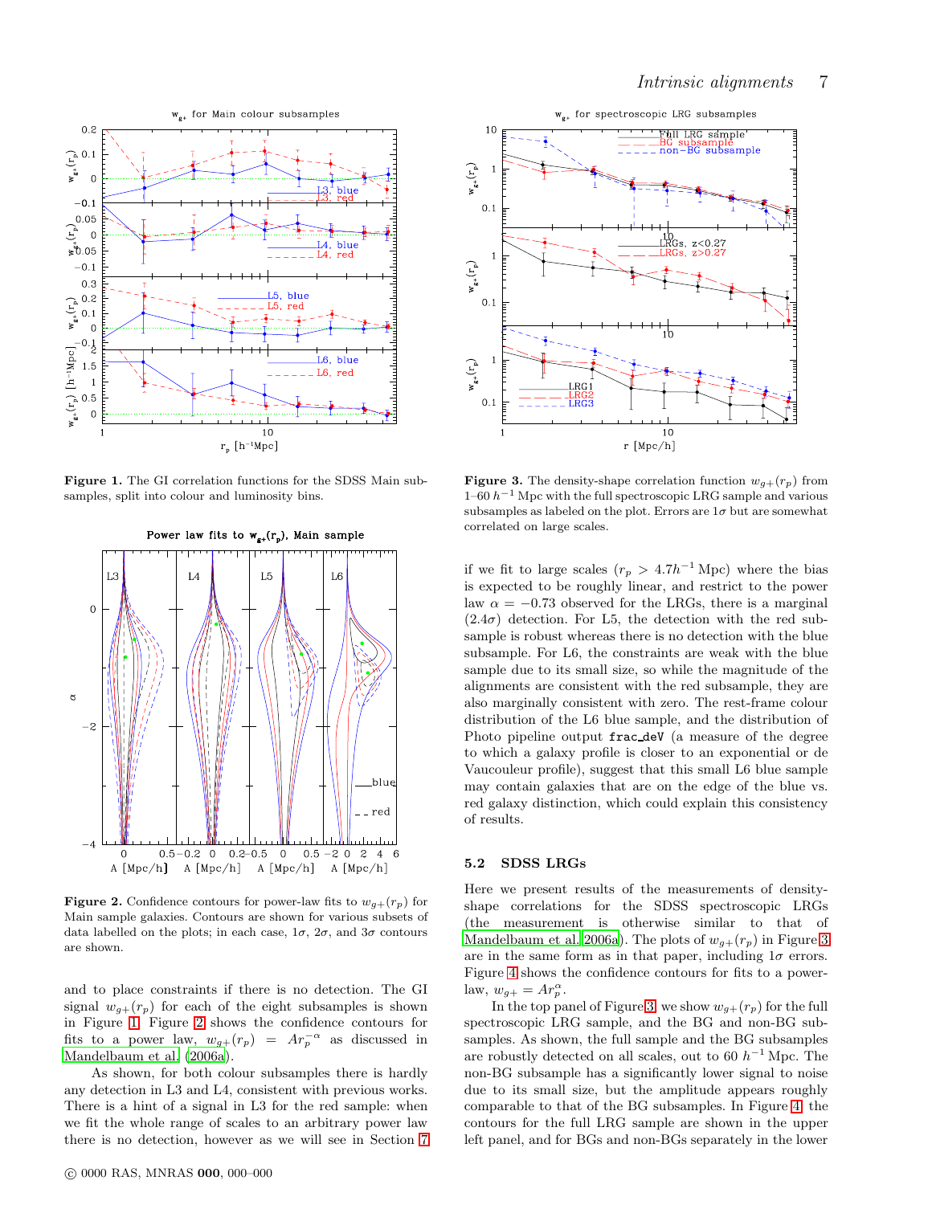**Figure 1.** The GI correlation functions for the SDSS Main subsamples, split into colour and luminosity bins.

**Figure 2.** Confidence contours for power-law fits to $w_{g+}(r_p)$ for Main sample galaxies. Contours are shown for various subsets of data labelled on the plots; in each case, $1\sigma$, $2\sigma$, and $3\sigma$ contours are shown.

and to place constraints if there is no detection. The GI signal $w_{g+}(r_p)$ for each of the eight subsamples is shown in Figure 1. Figure 2 shows the confidence contours for fits to a power law, $w_{g+}(r_p) = Ar_p^{-\alpha}$ as discussed in Mandelbaum et al. (2006a).

As shown, for both colour subsamples there is hardly any detection in L3 and L4, consistent with previous works. There is a hint of a signal in L3 for the red sample: when we fit the whole range of scales to an arbitrary power law there is no detection, however as we will see in Section 7 if we fit to large scales ($r_p > 4.7h^{-1}$ Mpc) where the bias is expected to be roughly linear, and restrict to the power law $\alpha = -0.73$ observed for the LRGs, there is a marginal ($2.4\sigma$) detection. For L5, the detection with the red subsample is robust whereas there is no detection with the blue subsample. For L6, the constraints are weak with the blue sample due to its small size, so while the magnitude of the alignments are consistent with the red subsample, they are also marginally consistent with zero. The rest-frame colour distribution of the L6 blue sample, and the distribution of Photo pipeline output `frac_deV` (a measure of the degree to which a galaxy profile is closer to an exponential or de Vaucouleur profile), suggest that this small L6 blue sample may contain galaxies that are on the edge of the blue vs. red galaxy distinction, which could explain this consistency of results.

**Figure 3.** The density-shape correlation function $w_{g+}(r_p)$ from 1–60 $h^{-1}$ Mpc with the full spectroscopic LRG sample and various subsamples as labeled on the plot. Errors are $1\sigma$ but are somewhat correlated on large scales.

## 5.2 SDSS LRGs

Here we present results of the measurements of density-shape correlations for the SDSS spectroscopic LRGs (the measurement is otherwise similar to that of Mandelbaum et al. 2006a). The plots of $w_{g+}(r_p)$ in Figure 3 are in the same form as in that paper, including $1\sigma$ errors. Figure 4 shows the confidence contours for fits to a power-law, $w_{g+} = Ar_p^{\alpha}$.

In the top panel of Figure 3, we show $w_{g+}(r_p)$ for the full spectroscopic LRG sample, and the BG and non-BG subsamples. As shown, the full sample and the BG subsamples are robustly detected on all scales, out to 60 $h^{-1}$ Mpc. The non-BG subsample has a significantly lower signal to noise due to its small size, but the amplitude appears roughly comparable to that of the BG subsamples. In Figure 4, the contours for the full LRG sample are shown in the upper left panel, and for BGs and non-BGs separately in the lower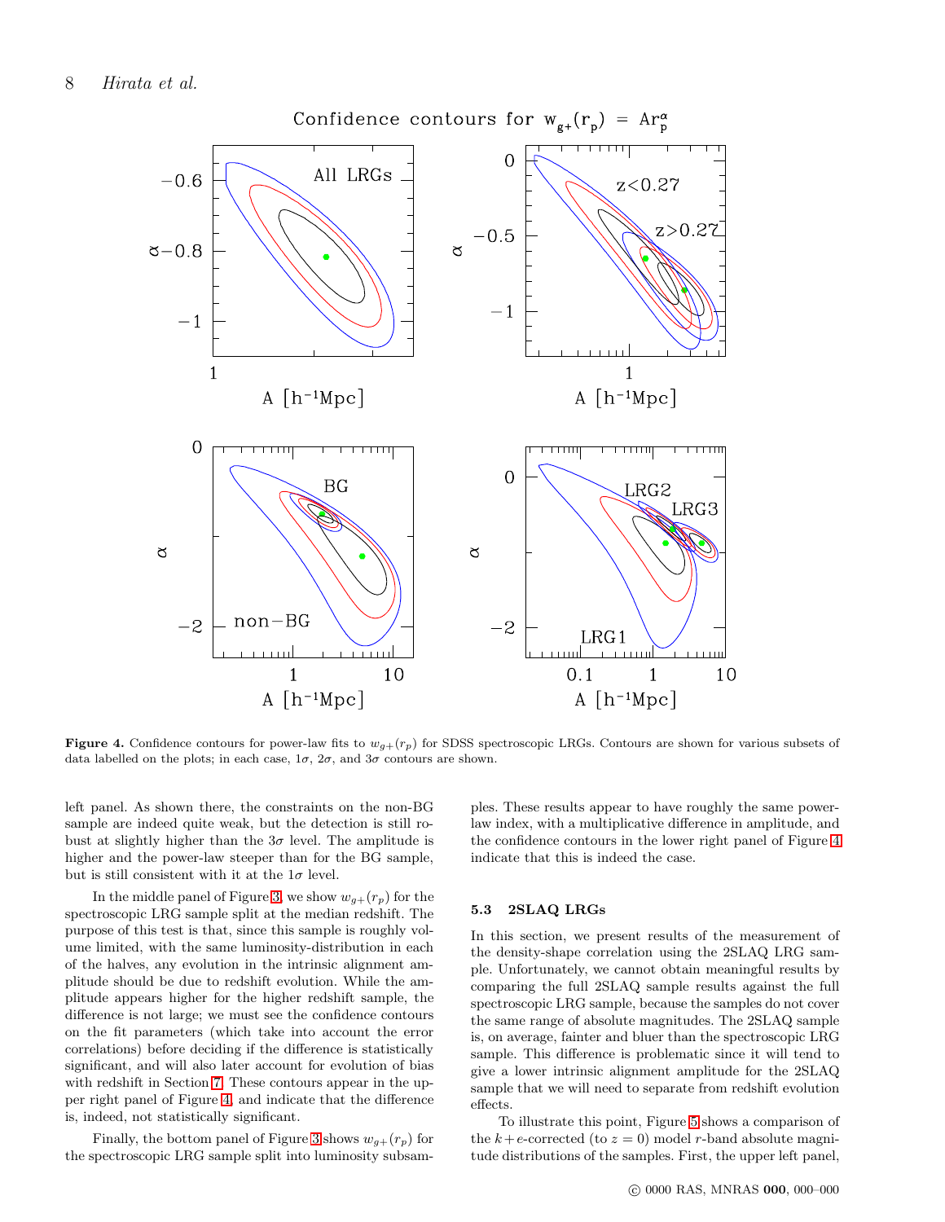**Figure 4.** Confidence contours for power-law fits to $w_{g+}(r_p)$ for SDSS spectroscopic LRGs. Contours are shown for various subsets of data labelled on the plots; in each case, $1\sigma$, $2\sigma$, and $3\sigma$ contours are shown.

left panel. As shown there, the constraints on the non-BG sample are indeed quite weak, but the detection is still robust at slightly higher than the $3\sigma$ level. The amplitude is higher and the power-law steeper than for the BG sample, but is still consistent with it at the $1\sigma$ level.

In the middle panel of Figure 3, we show $w_{g+}(r_p)$ for the spectroscopic LRG sample split at the median redshift. The purpose of this test is that, since this sample is roughly volume limited, with the same luminosity-distribution in each of the halves, any evolution in the intrinsic alignment amplitude should be due to redshift evolution. While the amplitude appears higher for the higher redshift sample, the difference is not large; we must see the confidence contours on the fit parameters (which take into account the error correlations) before deciding if the difference is statistically significant, and will also later account for evolution of bias with redshift in Section 7. These contours appear in the upper right panel of Figure 4, and indicate that the difference is, indeed, not statistically significant.

Finally, the bottom panel of Figure 3 shows $w_{g+}(r_p)$ for the spectroscopic LRG sample split into luminosity subsamples. These results appear to have roughly the same power-law index, with a multiplicative difference in amplitude, and the confidence contours in the lower right panel of Figure 4 indicate that this is indeed the case.

### 5.3 2SLAQ LRGs

In this section, we present results of the measurement of the density-shape correlation using the 2SLAQ LRG sample. Unfortunately, we cannot obtain meaningful results by comparing the full 2SLAQ sample results against the full spectroscopic LRG sample, because the samples do not cover the same range of absolute magnitudes. The 2SLAQ sample is, on average, fainter and bluer than the spectroscopic LRG sample. This difference is problematic since it will tend to give a lower intrinsic alignment amplitude for the 2SLAQ sample that we will need to separate from redshift evolution effects.

To illustrate this point, Figure 5 shows a comparison of the $k+e$-corrected (to $z = 0$) model $r$-band absolute magnitude distributions of the samples. First, the upper left panel,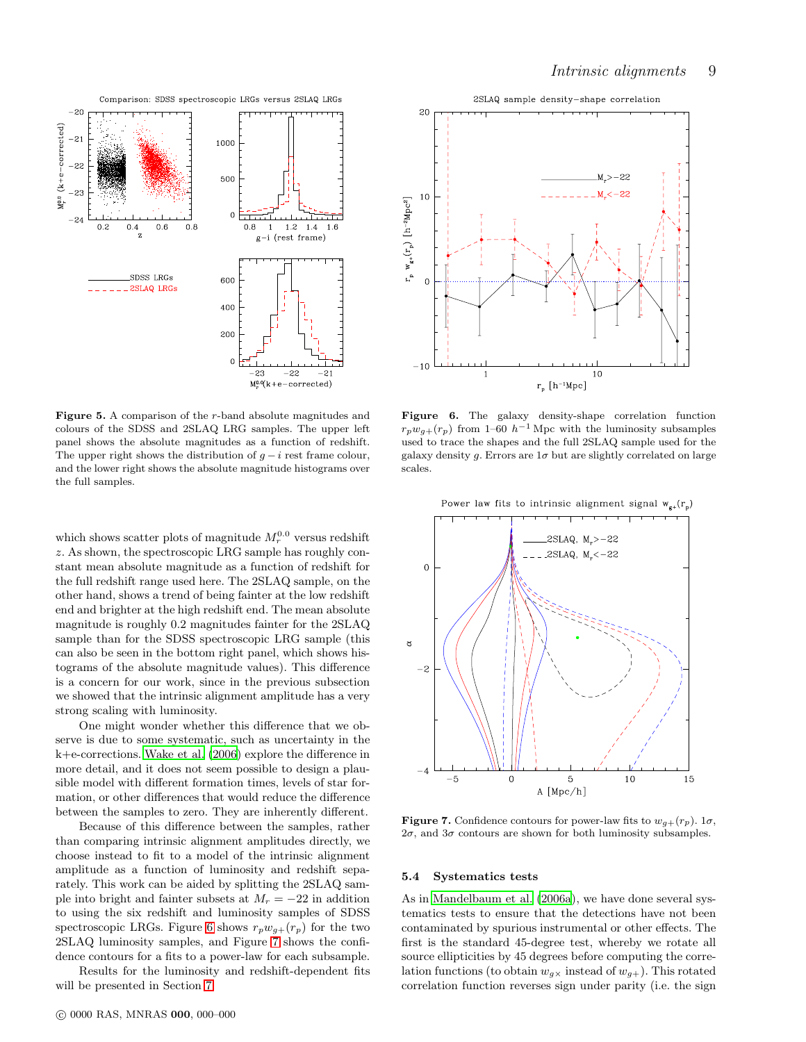**Figure 5.** A comparison of the $r$-band absolute magnitudes and colours of the SDSS and 2SLAQ LRG samples. The upper left panel shows the absolute magnitudes as a function of redshift. The upper right shows the distribution of $g-i$ rest frame colour, and the lower right shows the absolute magnitude histograms over the full samples.

**Figure 6.** The galaxy density-shape correlation function $r_p w_{g+}(r_p)$ from 1–60 $h^{-1}$ Mpc with the luminosity subsamples used to trace the shapes and the full 2SLAQ sample used for the galaxy density $g$. Errors are $1\sigma$ but are slightly correlated on large scales.

**Figure 7.** Confidence contours for power-law fits to $w_{g+}(r_p)$. $1\sigma$, $2\sigma$, and $3\sigma$ contours are shown for both luminosity subsamples.

which shows scatter plots of magnitude $M_r^{0.0}$ versus redshift $z$. As shown, the spectroscopic LRG sample has roughly constant mean absolute magnitude as a function of redshift for the full redshift range used here. The 2SLAQ sample, on the other hand, shows a trend of being fainter at the low redshift end and brighter at the high redshift end. The mean absolute magnitude is roughly 0.2 magnitudes fainter for the 2SLAQ sample than for the SDSS spectroscopic LRG sample (this can also be seen in the bottom right panel, which shows histograms of the absolute magnitude values). This difference is a concern for our work, since in the previous subsection we showed that the intrinsic alignment amplitude has a very strong scaling with luminosity.

One might wonder whether this difference that we observe is due to some systematic, such as uncertainty in the k+e-corrections. Wake et al. (2006) explore the difference in more detail, and it does not seem possible to design a plausible model with different formation times, levels of star formation, or other differences that would reduce the difference between the samples to zero. They are inherently different.

Because of this difference between the samples, rather than comparing intrinsic alignment amplitudes directly, we choose instead to fit to a model of the intrinsic alignment amplitude as a function of luminosity and redshift separately. This work can be aided by splitting the 2SLAQ sample into bright and fainter subsets at $M_r = -22$ in addition to using the six redshift and luminosity samples of SDSS spectroscopic LRGs. Figure 6 shows $r_p w_{g+}(r_p)$ for the two 2SLAQ luminosity samples, and Figure 7 shows the confidence contours for a fits to a power-law for each subsample.

Results for the luminosity and redshift-dependent fits will be presented in Section 7.

### 5.4 Systematics tests

As in Mandelbaum et al. (2006a), we have done several systematics tests to ensure that the detections have not been contaminated by spurious instrumental or other effects. The first is the standard 45-degree test, whereby we rotate all source ellipticities by 45 degrees before computing the correlation functions (to obtain $w_{g\times}$ instead of $w_{g+}$). This rotated correlation function reverses sign under parity (i.e. the sign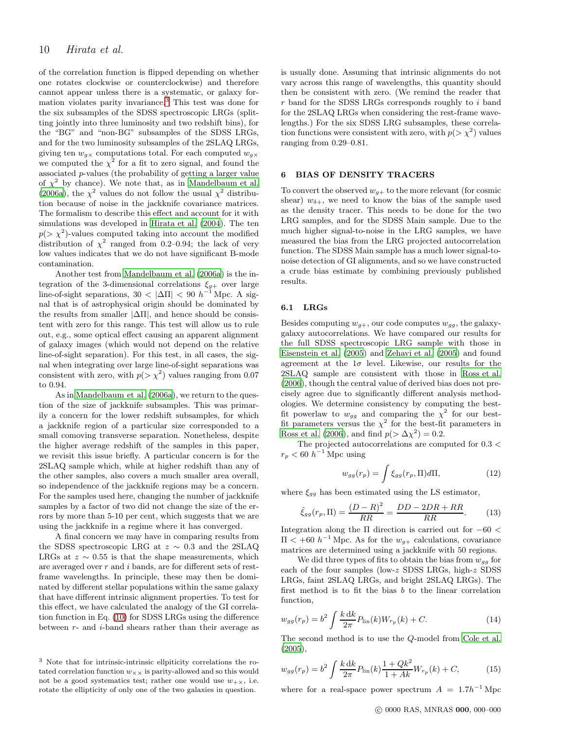of the correlation function is flipped depending on whether one rotates clockwise or counterclockwise) and therefore cannot appear unless there is a systematic, or galaxy formation violates parity invariance.[3] This test was done for the six subsamples of the SDSS spectroscopic LRGs (splitting jointly into three luminosity and two redshift bins), for the "BG" and "non-BG" subsamples of the SDSS LRGs, and for the two luminosity subsamples of the 2SLAQ LRGs, giving ten $w_{g\times}$ computations total. For each computed $w_{g\times}$ we computed the $\chi^2$ for a fit to zero signal, and found the associated $p$-values (the probability of getting a larger value of $\chi^2$ by chance). We note that, as in Mandelbaum et al. (2006a), the $\chi^2$ values do not follow the usual $\chi^2$ distribution because of noise in the jackknife covariance matrices. The formalism to describe this effect and account for it with simulations was developed in Hirata et al. (2004). The ten $p(>\chi^2)$-values computed taking into account the modified distribution of $\chi^2$ ranged from 0.2–0.94; the lack of very low values indicates that we do not have significant B-mode contamination.

Another test from Mandelbaum et al. (2006a) is the integration of the 3-dimensional correlations $\xi_{g+}$ over large line-of-sight separations, $30 < |\Delta\Pi| < 90\ h^{-1}$ Mpc. A signal that is of astrophysical origin should be dominated by the results from smaller $|\Delta\Pi|$, and hence should be consistent with zero for this range. This test will allow us to rule out, e.g., some optical effect causing an apparent alignment of galaxy images (which would not depend on the relative line-of-sight separation). For this test, in all cases, the signal when integrating over large line-of-sight separations was consistent with zero, with $p(>\chi^2)$ values ranging from 0.07 to 0.94.

As in Mandelbaum et al. (2006a), we return to the question of the size of jackknife subsamples. This was primarily a concern for the lower redshift subsamples, for which a jackknife region of a particular size corresponded to a small comoving transverse separation. Nonetheless, despite the higher average redshift of the samples in this paper, we revisit this issue briefly. A particular concern is for the 2SLAQ sample which, while at higher redshift than any of the other samples, also covers a much smaller area overall, so independence of the jackknife regions may be a concern. For the samples used here, changing the number of jackknife samples by a factor of two did not change the size of the errors by more than 5-10 per cent, which suggests that we are using the jackknife in a regime where it has converged.

A final concern we may have in comparing results from the SDSS spectroscopic LRG at $z \sim 0.3$ and the 2SLAQ LRGs at $z \sim 0.55$ is that the shape measurements, which are averaged over $r$ and $i$ bands, are for different sets of rest-frame wavelengths. In principle, these may then be dominated by different stellar populations within the same galaxy that have different intrinsic alignment properties. To test for this effect, we have calculated the analogy of the GI correlation function in Eq. (10) for SDSS LRGs using the difference between $r$- and $i$-band shears rather than their average as is usually done. Assuming that intrinsic alignments do not vary across this range of wavelengths, this quantity should then be consistent with zero. (We remind the reader that $r$ band for the SDSS LRGs corresponds roughly to $i$ band for the 2SLAQ LRGs when considering the rest-frame wavelengths.) For the six SDSS LRG subsamples, these correlation functions were consistent with zero, with $p(>\chi^2)$ values ranging from 0.29–0.81.

[3] Note that for intrinsic-intrinsic ellpiticity correlations the rotated correlation function $w_{\times\times}$ is parity-allowed and so this would not be a good systematics test; rather one would use $w_{+\times}$, i.e. rotate the ellipticity of only one of the two galaxies in question.

## 6 BIAS OF DENSITY TRACERS

To convert the observed $w_{g+}$ to the more relevant (for cosmic shear) $w_{\delta+}$, we need to know the bias of the sample used as the density tracer. This needs to be done for the two LRG samples, and for the SDSS Main sample. Due to the much higher signal-to-noise in the LRG samples, we have measured the bias from the LRG projected autocorrelation function. The SDSS Main sample has a much lower signal-to-noise detection of GI alignments, and so we have constructed a crude bias estimate by combining previously published results.

### 6.1 LRGs

Besides computing $w_{g+}$, our code computes $w_{gg}$, the galaxy-galaxy autocorrelations. We have compared our results for the full SDSS spectroscopic LRG sample with those in Eisenstein et al. (2005) and Zehavi et al. (2005) and found agreement at the $1\sigma$ level. Likewise, our results for the 2SLAQ sample are consistent with those in Ross et al. (2006), though the central value of derived bias does not precisely agree due to significantly different analysis methodologies. We determine consistency by computing the best-fit powerlaw to $w_{gg}$ and comparing the $\chi^2$ for our best-fit parameters versus the $\chi^2$ for the best-fit parameters in Ross et al. (2006), and find $p(>\Delta\chi^2) = 0.2$.

The projected autocorrelations are computed for $0.3 < r_p < 60\ h^{-1}$ Mpc using

$$w_{gg}(r_p) = \int \xi_{gg}(r_p, \Pi) d\Pi, \tag{12}$$

where $\xi_{gg}$ has been estimated using the LS estimator,

$$\hat{\xi}_{gg}(r_p, \Pi) = \frac{(D-R)^2}{RR} = \frac{DD - 2DR + RR}{RR}. \tag{13}$$

Integration along the $\Pi$ direction is carried out for $-60 < \Pi < +60\ h^{-1}$ Mpc. As for the $w_{g+}$ calculations, covariance matrices are determined using a jackknife with 50 regions.

We did three types of fits to obtain the bias from $w_{gg}$ for each of the four samples (low-$z$ SDSS LRGs, high-$z$ SDSS LRGs, faint 2SLAQ LRGs, and bright 2SLAQ LRGs). The first method is to fit the bias $b$ to the linear correlation function,

$$w_{gg}(r_p) = b^2 \int \frac{k\,dk}{2\pi} P_{\rm lin}(k) W_{r_p}(k) + C. \tag{14}$$

The second method is to use the $Q$-model from Cole et al. (2005),

$$w_{gg}(r_p) = b^2 \int \frac{k\,dk}{2\pi} P_{\rm lin}(k) \frac{1+Qk^2}{1+Ak} W_{r_p}(k) + C, \tag{15}$$

where for a real-space power spectrum $A = 1.7 h^{-1}$ Mpc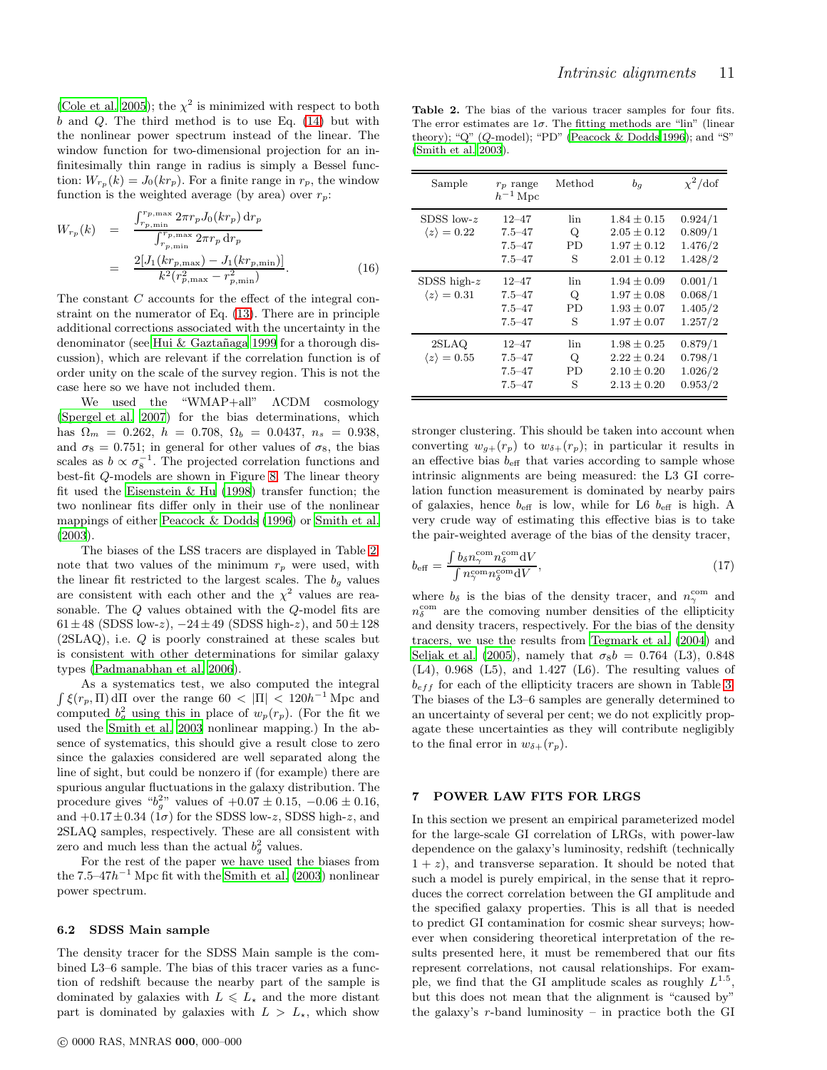(Cole et al. 2005); the $\chi^2$ is minimized with respect to both $b$ and $Q$. The third method is to use Eq. (14) but with the nonlinear power spectrum instead of the linear. The window function for two-dimensional projection for an infinitesimally thin range in radius is simply a Bessel function: $W_{r_p}(k) = J_0(kr_p)$. For a finite range in $r_p$, the window function is the weighted average (by area) over $r_p$:

$$W_{r_p}(k) = \frac{\int_{r_{p,\min}}^{r_{p,\max}} 2\pi r_p J_0(kr_p)\,\mathrm{d}r_p}{\int_{r_{p,\min}}^{r_{p,\max}} 2\pi r_p\,\mathrm{d}r_p} = \frac{2[J_1(kr_{p,\max}) - J_1(kr_{p,\min})]}{k^2(r_{p,\max}^2 - r_{p,\min}^2)}. \quad (16)$$

The constant $C$ accounts for the effect of the integral constraint on the numerator of Eq. (13). There are in principle additional corrections associated with the uncertainty in the denominator (see Hui & Gaztañaga 1999 for a thorough discussion), which are relevant if the correlation function is of order unity on the scale of the survey region. This is not the case here so we have not included them.

We used the "WMAP+all" ΛCDM cosmology (Spergel et al. 2007) for the bias determinations, which has $\Omega_m = 0.262$, $h = 0.708$, $\Omega_b = 0.0437$, $n_s = 0.938$, and $\sigma_8 = 0.751$; in general for other values of $\sigma_8$, the bias scales as $b \propto \sigma_8^{-1}$. The projected correlation functions and best-fit $Q$-models are shown in Figure 8. The linear theory fit used the Eisenstein & Hu (1998) transfer function; the two nonlinear fits differ only in their use of the nonlinear mappings of either Peacock & Dodds (1996) or Smith et al. (2003).

The biases of the LSS tracers are displayed in Table 2; note that two values of the minimum $r_p$ were used, with the linear fit restricted to the largest scales. The $b_g$ values are consistent with each other and the $\chi^2$ values are reasonable. The $Q$ values obtained with the $Q$-model fits are $61 \pm 48$ (SDSS low-$z$), $-24 \pm 49$ (SDSS high-$z$), and $50 \pm 128$ (2SLAQ), i.e. $Q$ is poorly constrained at these scales but is consistent with other determinations for similar galaxy types (Padmanabhan et al. 2006).

As a systematics test, we also computed the integral $\int \xi(r_p, \Pi)\,\mathrm{d}\Pi$ over the range $60 < |\Pi| < 120h^{-1}$ Mpc and computed $b_g^2$ using this in place of $w_p(r_p)$. (For the fit we used the Smith et al. 2003 nonlinear mapping.) In the absence of systematics, this should give a result close to zero since the galaxies considered are well separated along the line of sight, but could be nonzero if (for example) there are spurious angular fluctuations in the galaxy distribution. The procedure gives "$b_g^2$" values of $+0.07 \pm 0.15$, $-0.06 \pm 0.16$, and $+0.17 \pm 0.34$ ($1\sigma$) for the SDSS low-$z$, SDSS high-$z$, and 2SLAQ samples, respectively. These are all consistent with zero and much less than the actual $b_g^2$ values.

For the rest of the paper we have used the biases from the 7.5–47$h^{-1}$ Mpc fit with the Smith et al. (2003) nonlinear power spectrum.

**Table 2.** The bias of the various tracer samples for four fits. The error estimates are $1\sigma$. The fitting methods are "lin" (linear theory); "Q" ($Q$-model); "PD" (Peacock & Dodds 1996); and "S" (Smith et al. 2003).

| Sample | $r_p$ range $h^{-1}$ Mpc | Method | $b_g$ | $\chi^2$/dof |
|---|---|---|---|---|
| SDSS low-$z$ | 12–47 | lin | $1.84 \pm 0.15$ | 0.924/1 |
| $\langle z \rangle = 0.22$ | 7.5–47 | Q | $2.05 \pm 0.12$ | 0.809/1 |
| | 7.5–47 | PD | $1.97 \pm 0.12$ | 1.476/2 |
| | 7.5–47 | S | $2.01 \pm 0.12$ | 1.428/2 |
| SDSS high-$z$ | 12–47 | lin | $1.94 \pm 0.09$ | 0.001/1 |
| $\langle z \rangle = 0.31$ | 7.5–47 | Q | $1.97 \pm 0.08$ | 0.068/1 |
| | 7.5–47 | PD | $1.93 \pm 0.07$ | 1.405/2 |
| | 7.5–47 | S | $1.97 \pm 0.07$ | 1.257/2 |
| 2SLAQ | 12–47 | lin | $1.98 \pm 0.25$ | 0.879/1 |
| $\langle z \rangle = 0.55$ | 7.5–47 | Q | $2.22 \pm 0.24$ | 0.798/1 |
| | 7.5–47 | PD | $2.10 \pm 0.20$ | 1.026/2 |
| | 7.5–47 | S | $2.13 \pm 0.20$ | 0.953/2 |

### 6.2 SDSS Main sample

The density tracer for the SDSS Main sample is the combined L3–6 sample. The bias of this tracer varies as a function of redshift because the nearby part of the sample is dominated by galaxies with $L \leqslant L_\star$ and the more distant part is dominated by galaxies with $L > L_\star$, which show stronger clustering. This should be taken into account when converting $w_{g+}(r_p)$ to $w_{\delta+}(r_p)$; in particular it results in an effective bias $b_{\rm eff}$ that varies according to sample whose intrinsic alignments are being measured: the L3 GI correlation function measurement is dominated by nearby pairs of galaxies, hence $b_{\rm eff}$ is low, while for L6 $b_{\rm eff}$ is high. A very crude way of estimating this effective bias is to take the pair-weighted average of the bias of the density tracer,

$$b_{\rm eff} = \frac{\int b_\delta n_\gamma^{\rm com} n_\delta^{\rm com} \mathrm{d}V}{\int n_\gamma^{\rm com} n_\delta^{\rm com} \mathrm{d}V}, \quad (17)$$

where $b_\delta$ is the bias of the density tracer, and $n_\gamma^{\rm com}$ and $n_\delta^{\rm com}$ are the comoving number densities of the ellipticity and density tracers, respectively. For the bias of the density tracers, we use the results from Tegmark et al. (2004) and Seljak et al. (2005), namely that $\sigma_8 b = 0.764$ (L3), 0.848 (L4), 0.968 (L5), and 1.427 (L6). The resulting values of $b_{eff}$ for each of the ellipticity tracers are shown in Table 3. The biases of the L3–6 samples are generally determined to an uncertainty of several per cent; we do not explicitly propagate these uncertainties as they will contribute negligibly to the final error in $w_{\delta+}(r_p)$.

## 7 POWER LAW FITS FOR LRGS

In this section we present an empirical parameterized model for the large-scale GI correlation of LRGs, with power-law dependence on the galaxy's luminosity, redshift (technically $1+z$), and transverse separation. It should be noted that such a model is purely empirical, in the sense that it reproduces the correct correlation between the GI amplitude and the specified galaxy properties. This is all that is needed to predict GI contamination for cosmic shear surveys; however when considering theoretical interpretation of the results presented here, it must be remembered that our fits represent correlations, not causal relationships. For example, we find that the GI amplitude scales as roughly $L^{1.5}$, but this does not mean that the alignment is "caused by" the galaxy's $r$-band luminosity – in practice both the GI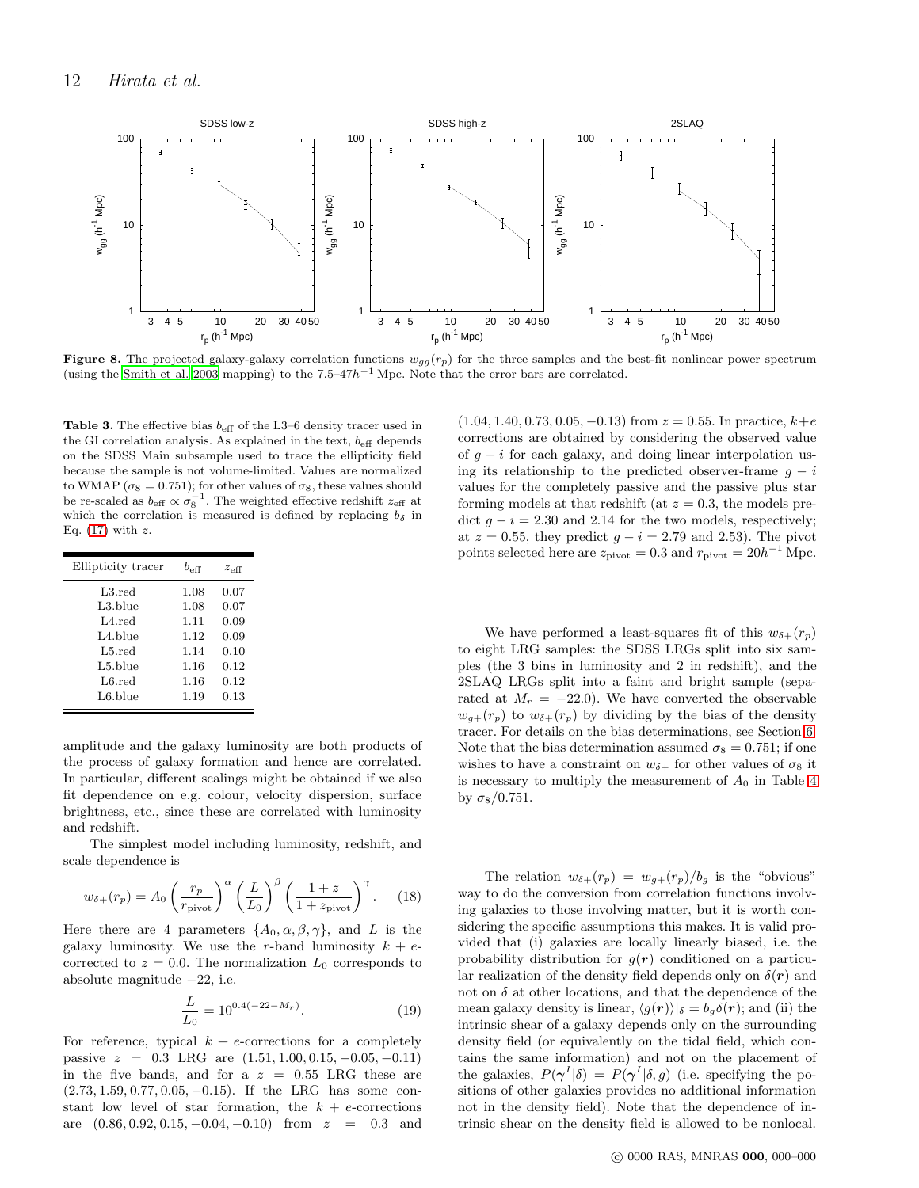**Figure 8.** The projected galaxy-galaxy correlation functions $w_{gg}(r_p)$ for the three samples and the best-fit nonlinear power spectrum (using the Smith et al. 2003 mapping) to the 7.5–47$h^{-1}$ Mpc. Note that the error bars are correlated.

**Table 3.** The effective bias $b_{\rm eff}$ of the L3–6 density tracer used in the GI correlation analysis. As explained in the text, $b_{\rm eff}$ depends on the SDSS Main subsample used to trace the ellipticity field because the sample is not volume-limited. Values are normalized to WMAP ($\sigma_8 = 0.751$); for other values of $\sigma_8$, these values should be re-scaled as $b_{\rm eff} \propto \sigma_8^{-1}$. The weighted effective redshift $z_{\rm eff}$ at which the correlation is measured is defined by replacing $b_\delta$ in Eq. (17) with $z$.

| Ellipticity tracer | $b_{\rm eff}$ | $z_{\rm eff}$ |
|---|---|---|
| L3.red | 1.08 | 0.07 |
| L3.blue | 1.08 | 0.07 |
| L4.red | 1.11 | 0.09 |
| L4.blue | 1.12 | 0.09 |
| L5.red | 1.14 | 0.10 |
| L5.blue | 1.16 | 0.12 |
| L6.red | 1.16 | 0.12 |
| L6.blue | 1.19 | 0.13 |

amplitude and the galaxy luminosity are both products of the process of galaxy formation and hence are correlated. In particular, different scalings might be obtained if we also fit dependence on e.g. colour, velocity dispersion, surface brightness, etc., since these are correlated with luminosity and redshift.

The simplest model including luminosity, redshift, and scale dependence is

$$w_{\delta+}(r_p) = A_0 \left(\frac{r_p}{r_{\rm pivot}}\right)^\alpha \left(\frac{L}{L_0}\right)^\beta \left(\frac{1+z}{1+z_{\rm pivot}}\right)^\gamma. \quad (18)$$

Here there are 4 parameters $\{A_0, \alpha, \beta, \gamma\}$, and $L$ is the galaxy luminosity. We use the $r$-band luminosity $k+e$-corrected to $z = 0.0$. The normalization $L_0$ corresponds to absolute magnitude $-22$, i.e.

$$\frac{L}{L_0} = 10^{0.4(-22-M_r)}. \quad (19)$$

For reference, typical $k+e$-corrections for a completely passive $z = 0.3$ LRG are $(1.51, 1.00, 0.15, -0.05, -0.11)$ in the five bands, and for a $z = 0.55$ LRG these are $(2.73, 1.59, 0.77, 0.05, -0.15)$. If the LRG has some constant low level of star formation, the $k+e$-corrections are $(0.86, 0.92, 0.15, -0.04, -0.10)$ from $z = 0.3$ and $(1.04, 1.40, 0.73, 0.05, -0.13)$ from $z = 0.55$. In practice, $k+e$ corrections are obtained by considering the observed value of $g-i$ for each galaxy, and doing linear interpolation using its relationship to the predicted observer-frame $g-i$ values for the completely passive and the passive plus star forming models at that redshift (at $z = 0.3$, the models predict $g-i = 2.30$ and $2.14$ for the two models, respectively; at $z = 0.55$, they predict $g-i = 2.79$ and $2.53$). The pivot points selected here are $z_{\rm pivot} = 0.3$ and $r_{\rm pivot} = 20h^{-1}$ Mpc.

We have performed a least-squares fit of this $w_{\delta+}(r_p)$ to eight LRG samples: the SDSS LRGs split into six samples (the 3 bins in luminosity and 2 in redshift), and the 2SLAQ LRGs split into a faint and bright sample (separated at $M_r = -22.0$). We have converted the observable $w_{g+}(r_p)$ to $w_{\delta+}(r_p)$ by dividing by the bias of the density tracer. For details on the bias determinations, see Section 6. Note that the bias determination assumed $\sigma_8 = 0.751$; if one wishes to have a constraint on $w_{\delta+}$ for other values of $\sigma_8$ it is necessary to multiply the measurement of $A_0$ in Table 4 by $\sigma_8/0.751$.

The relation $w_{\delta+}(r_p) = w_{g+}(r_p)/b_g$ is the "obvious" way to do the conversion from correlation functions involving galaxies to those involving matter, but it is worth considering the specific assumptions this makes. It is valid provided that (i) galaxies are locally linearly biased, i.e. the probability distribution for $g(\boldsymbol{r})$ conditioned on a particular realization of the density field depends only on $\delta(\boldsymbol{r})$ and not on $\delta$ at other locations, and that the dependence of the mean galaxy density is linear, $\langle g(\boldsymbol{r})\rangle|_\delta = b_g\delta(\boldsymbol{r})$; and (ii) the intrinsic shear of a galaxy depends only on the surrounding density field (or equivalently on the tidal field, which contains the same information) and not on the placement of the galaxies, $P(\boldsymbol{\gamma}^I|\delta) = P(\boldsymbol{\gamma}^I|\delta, g)$ (i.e. specifying the positions of other galaxies provides no additional information not in the density field). Note that the dependence of intrinsic shear on the density field is allowed to be nonlocal.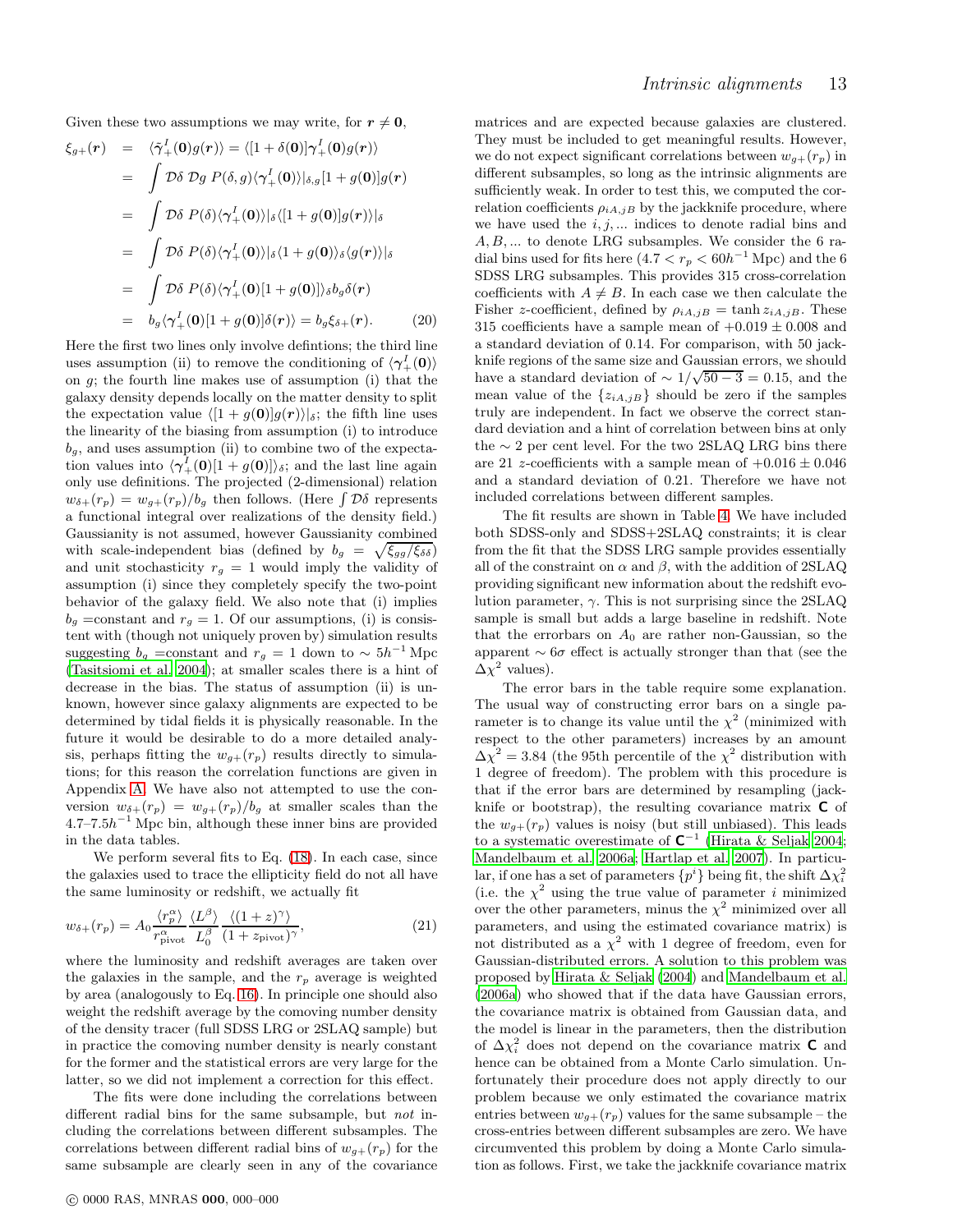Given these two assumptions we may write, for $\boldsymbol{r} \neq \boldsymbol{0}$,

$$
\begin{aligned}
\xi_{g+}(\boldsymbol{r}) &= \langle \tilde{\gamma}_+^I(\boldsymbol{0}) g(\boldsymbol{r}) \rangle = \langle [1+\delta(\boldsymbol{0})] \gamma_+^I(\boldsymbol{0}) g(\boldsymbol{r}) \rangle \\
&= \int \mathcal{D}\delta \, \mathcal{D}g \; P(\delta, g) \langle \gamma_+^I(\boldsymbol{0}) \rangle |_{\delta,g} [1+g(\boldsymbol{0})] g(\boldsymbol{r}) \\
&= \int \mathcal{D}\delta \; P(\delta) \langle \gamma_+^I(\boldsymbol{0}) \rangle |_{\delta} \langle [1+g(\boldsymbol{0})] g(\boldsymbol{r}) \rangle |_{\delta} \\
&= \int \mathcal{D}\delta \; P(\delta) \langle \gamma_+^I(\boldsymbol{0}) \rangle |_{\delta} \langle 1+g(\boldsymbol{0}) \rangle_{\delta} \langle g(\boldsymbol{r}) \rangle |_{\delta} \\
&= \int \mathcal{D}\delta \; P(\delta) \langle \gamma_+^I(\boldsymbol{0}) [1+g(\boldsymbol{0})] \rangle_{\delta} b_g \delta(\boldsymbol{r}) \\
&= b_g \langle \gamma_+^I(\boldsymbol{0}) [1+g(\boldsymbol{0})] \delta(\boldsymbol{r}) \rangle = b_g \xi_{\delta+}(\boldsymbol{r}). \qquad (20)
\end{aligned}
$$

Here the first two lines only involve defintions; the third line uses assumption (ii) to remove the conditioning of $\langle \gamma_+^I(\boldsymbol{0}) \rangle$ on $g$; the fourth line makes use of assumption (i) that the galaxy density depends locally on the matter density to split the expectation value $\langle [1+g(\boldsymbol{0})] g(\boldsymbol{r}) \rangle |_{\delta}$; the fifth line uses the linearity of the biasing from assumption (i) to introduce $b_g$, and uses assumption (ii) to combine two of the expectation values into $\langle \gamma_+^I(\boldsymbol{0}) [1+g(\boldsymbol{0})] \rangle_{\delta}$; and the last line again only use definitions. The projected (2-dimensional) relation $w_{\delta+}(r_p) = w_{g+}(r_p)/b_g$ then follows. (Here $\int \mathcal{D}\delta$ represents a functional integral over realizations of the density field.) Gaussianity is not assumed, however Gaussianity combined with scale-independent bias (defined by $b_g = \sqrt{\xi_{gg}/\xi_{\delta\delta}}$) and unit stochasticity $r_g = 1$ would imply the validity of assumption (i) since they completely specify the two-point behavior of the galaxy field. We also note that (i) implies $b_g$ =constant and $r_g = 1$. Of our assumptions, (i) is consistent with (though not uniquely proven by) simulation results suggesting $b_g$ =constant and $r_g = 1$ down to $\sim 5h^{-1}$ Mpc (Tasitsiomi et al. 2004); at smaller scales there is a hint of decrease in the bias. The status of assumption (ii) is unknown, however since galaxy alignments are expected to be determined by tidal fields it is physically reasonable. In the future it would be desirable to do a more detailed analysis, perhaps fitting the $w_{g+}(r_p)$ results directly to simulations; for this reason the correlation functions are given in Appendix A. We have also not attempted to use the conversion $w_{\delta+}(r_p) = w_{g+}(r_p)/b_g$ at smaller scales than the 4.7–7.5$h^{-1}$ Mpc bin, although these inner bins are provided in the data tables.

We perform several fits to Eq. (18). In each case, since the galaxies used to trace the ellipticity field do not all have the same luminosity or redshift, we actually fit

$$
w_{\delta+}(r_p) = A_0 \frac{\langle r_p^{\alpha} \rangle}{r_{\rm pivot}^{\alpha}} \frac{\langle L^{\beta} \rangle}{L_0^{\beta}} \frac{\langle (1+z)^{\gamma} \rangle}{(1+z_{\rm pivot})^{\gamma}}, \qquad (21)
$$

where the luminosity and redshift averages are taken over the galaxies in the sample, and the $r_p$ average is weighted by area (analogously to Eq. 16). In principle one should also weight the redshift average by the comoving number density of the density tracer (full SDSS LRG or 2SLAQ sample) but in practice the comoving number density is nearly constant for the former and the statistical errors are very large for the latter, so we did not implement a correction for this effect.

The fits were done including the correlations between different radial bins for the same subsample, but *not* including the correlations between different subsamples. The correlations between different radial bins of $w_{g+}(r_p)$ for the same subsample are clearly seen in any of the covariance matrices and are expected because galaxies are clustered. They must be included to get meaningful results. However, we do not expect significant correlations between $w_{g+}(r_p)$ in different subsamples, so long as the intrinsic alignments are sufficiently weak. In order to test this, we computed the correlation coefficients $\rho_{iA,jB}$ by the jackknife procedure, where we have used the $i, j, ...$ indices to denote radial bins and $A, B, ...$ to denote LRG subsamples. We consider the 6 radial bins used for fits here ($4.7 < r_p < 60h^{-1}$ Mpc) and the 6 SDSS LRG subsamples. This provides 315 cross-correlation coefficients with $A \neq B$. In each case we then calculate the Fisher $z$-coefficient, defined by $\rho_{iA,jB} = \tanh z_{iA,jB}$. These 315 coefficients have a sample mean of $+0.019 \pm 0.008$ and a standard deviation of 0.14. For comparison, with 50 jackknife regions of the same size and Gaussian errors, we should have a standard deviation of $\sim 1/\sqrt{50-3} = 0.15$, and the mean value of the $\{z_{iA,jB}\}$ should be zero if the samples truly are independent. In fact we observe the correct standard deviation and a hint of correlation between bins at only the $\sim 2$ per cent level. For the two 2SLAQ LRG bins there are 21 $z$-coefficients with a sample mean of $+0.016 \pm 0.046$ and a standard deviation of 0.21. Therefore we have not included correlations between different samples.

The fit results are shown in Table 4. We have included both SDSS-only and SDSS+2SLAQ constraints; it is clear from the fit that the SDSS LRG sample provides essentially all of the constraint on $\alpha$ and $\beta$, with the addition of 2SLAQ providing significant new information about the redshift evolution parameter, $\gamma$. This is not surprising since the 2SLAQ sample is small but adds a large baseline in redshift. Note that the errorbars on $A_0$ are rather non-Gaussian, so the apparent $\sim 6\sigma$ effect is actually stronger than that (see the $\Delta\chi^2$ values).

The error bars in the table require some explanation. The usual way of constructing error bars on a single parameter is to change its value until the $\chi^2$ (minimized with respect to the other parameters) increases by an amount $\Delta\chi^2 = 3.84$ (the 95th percentile of the $\chi^2$ distribution with 1 degree of freedom). The problem with this procedure is that if the error bars are determined by resampling (jackknife or bootstrap), the resulting covariance matrix $\mathbf{C}$ of the $w_{g+}(r_p)$ values is noisy (but still unbiased). This leads to a systematic overestimate of $\mathbf{C}^{-1}$ (Hirata & Seljak 2004; Mandelbaum et al. 2006a; Hartlap et al. 2007). In particular, if one has a set of parameters $\{p^i\}$ being fit, the shift $\Delta\chi_i^2$ (i.e. the $\chi^2$ using the true value of parameter $i$ minimized over the other parameters, minus the $\chi^2$ minimized over all parameters, and using the estimated covariance matrix) is not distributed as a $\chi^2$ with 1 degree of freedom, even for Gaussian-distributed errors. A solution to this problem was proposed by Hirata & Seljak (2004) and Mandelbaum et al. (2006a) who showed that if the data have Gaussian errors, the covariance matrix is obtained from Gaussian data, and the model is linear in the parameters, then the distribution of $\Delta\chi_i^2$ does not depend on the covariance matrix $\mathbf{C}$ and hence can be obtained from a Monte Carlo simulation. Unfortunately their procedure does not apply directly to our problem because we only estimated the covariance matrix entries between $w_{g+}(r_p)$ values for the same subsample – the cross-entries between different subsamples are zero. We have circumvented this problem by doing a Monte Carlo simulation as follows. First, we take the jackknife covariance matrix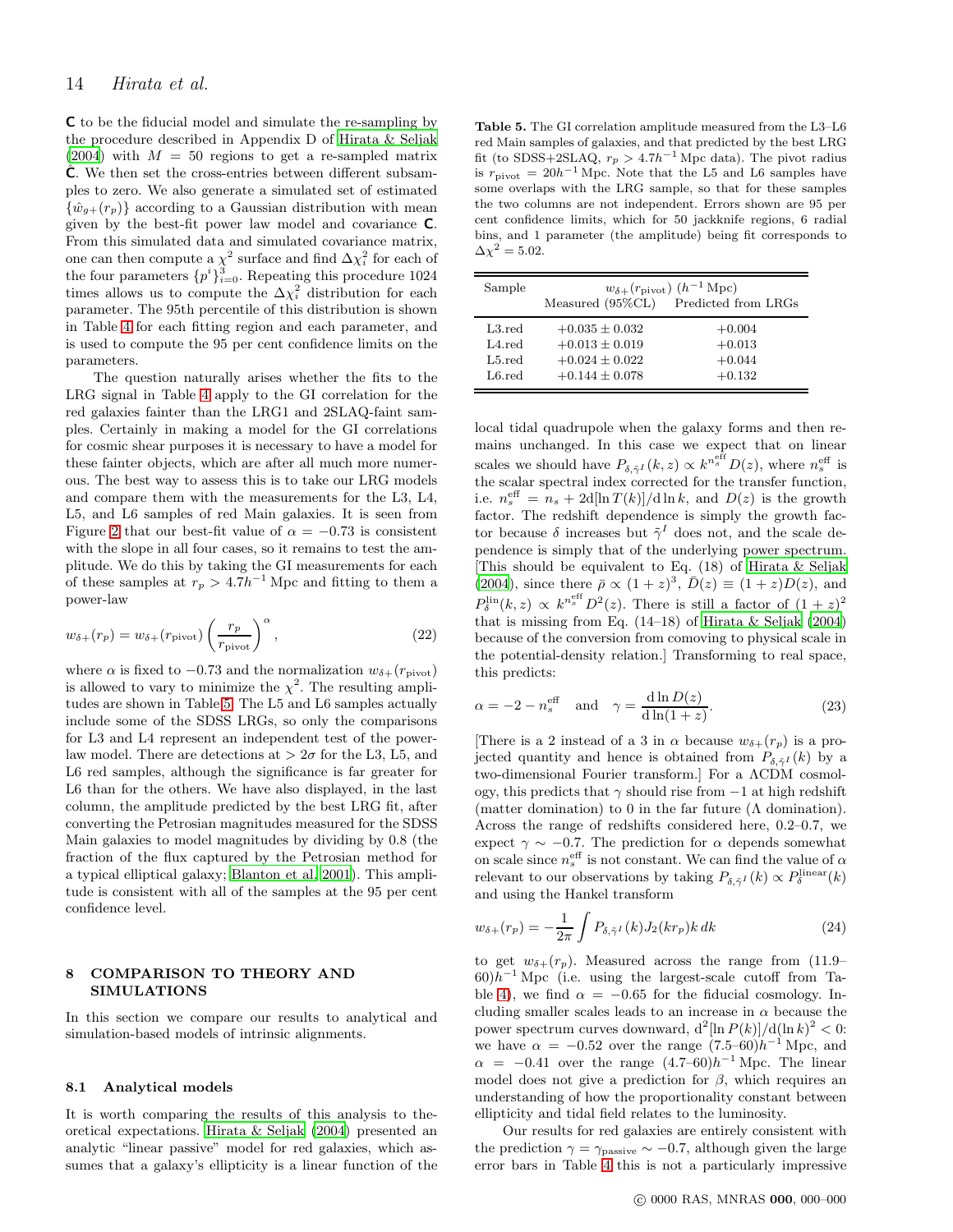**C** to be the fiducial model and simulate the re-sampling by the procedure described in Appendix D of Hirata & Seljak (2004) with $M = 50$ regions to get a re-sampled matrix $\tilde{\mathbf{C}}$. We then set the cross-entries between different subsamples to zero. We also generate a simulated set of estimated $\{\hat{w}_{g+}(r_p)\}$ according to a Gaussian distribution with mean given by the best-fit power law model and covariance **C**. From this simulated data and simulated covariance matrix, one can then compute a $\chi^2$ surface and find $\Delta\chi_i^2$ for each of the four parameters $\{p^i\}_{i=0}^3$. Repeating this procedure 1024 times allows us to compute the $\Delta\chi_i^2$ distribution for each parameter. The 95th percentile of this distribution is shown in Table 4 for each fitting region and each parameter, and is used to compute the 95 per cent confidence limits on the parameters.

The question naturally arises whether the fits to the LRG signal in Table 4 apply to the GI correlation for the red galaxies fainter than the LRG1 and 2SLAQ-faint samples. Certainly in making a model for the GI correlations for cosmic shear purposes it is necessary to have a model for these fainter objects, which are after all much more numerous. The best way to assess this is to take our LRG models and compare them with the measurements for the L3, L4, L5, and L6 samples of red Main galaxies. It is seen from Figure 2 that our best-fit value of $\alpha = -0.73$ is consistent with the slope in all four cases, so it remains to test the amplitude. We do this by taking the GI measurements for each of these samples at $r_p > 4.7h^{-1}\,$Mpc and fitting to them a power-law

$$w_{\delta+}(r_p) = w_{\delta+}(r_{\rm pivot})\left(\frac{r_p}{r_{\rm pivot}}\right)^{\alpha}, \tag{22}$$

where $\alpha$ is fixed to $-0.73$ and the normalization $w_{\delta+}(r_{\rm pivot})$ is allowed to vary to minimize the $\chi^2$. The resulting amplitudes are shown in Table 5. The L5 and L6 samples actually include some of the SDSS LRGs, so only the comparisons for L3 and L4 represent an independent test of the power-law model. There are detections at $> 2\sigma$ for the L3, L5, and L6 red samples, although the significance is far greater for L6 than for the others. We have also displayed, in the last column, the amplitude predicted by the best LRG fit, after converting the Petrosian magnitudes measured for the SDSS Main galaxies to model magnitudes by dividing by 0.8 (the fraction of the flux captured by the Petrosian method for a typical elliptical galaxy; Blanton et al. 2001). This amplitude is consistent with all of the samples at the 95 per cent confidence level.

**Table 5.** The GI correlation amplitude measured from the L3–L6 red Main samples of galaxies, and that predicted by the best LRG fit (to SDSS+2SLAQ, $r_p > 4.7h^{-1}\,$Mpc data). The pivot radius is $r_{\rm pivot} = 20h^{-1}\,$Mpc. Note that the L5 and L6 samples have some overlaps with the LRG sample, so that for these samples the two columns are not independent. Errors shown are 95 per cent confidence limits, which for 50 jackknife regions, 6 radial bins, and 1 parameter (the amplitude) being fit corresponds to $\Delta\chi^2 = 5.02$.

| Sample | $w_{\delta+}(r_{\rm pivot})$ ($h^{-1}\,$Mpc) Measured (95%CL) | Predicted from LRGs |
|---|---|---|
| L3.red | $+0.035 \pm 0.032$ | $+0.004$ |
| L4.red | $+0.013 \pm 0.019$ | $+0.013$ |
| L5.red | $+0.024 \pm 0.022$ | $+0.044$ |
| L6.red | $+0.144 \pm 0.078$ | $+0.132$ |

## 8 COMPARISON TO THEORY AND SIMULATIONS

In this section we compare our results to analytical and simulation-based models of intrinsic alignments.

### 8.1 Analytical models

It is worth comparing the results of this analysis to theoretical expectations. Hirata & Seljak (2004) presented an analytic "linear passive" model for red galaxies, which assumes that a galaxy's ellipticity is a linear function of the local tidal quadrupole when the galaxy forms and then remains unchanged. In this case we expect that on linear scales we should have $P_{\delta,\tilde{\gamma}^I}(k,z) \propto k^{n_s^{\rm eff}}D(z)$, where $n_s^{\rm eff}$ is the scalar spectral index corrected for the transfer function, i.e. $n_s^{\rm eff} = n_s + 2{\rm d}[\ln T(k)]/{\rm d}\ln k$, and $D(z)$ is the growth factor. The redshift dependence is simply the growth factor because $\delta$ increases but $\tilde{\gamma}^I$ does not, and the scale dependence is simply that of the underlying power spectrum. [This should be equivalent to Eq. (18) of Hirata & Seljak (2004), since there $\bar{\rho} \propto (1+z)^3$, $\bar{D}(z) \equiv (1+z)D(z)$, and $P_\delta^{\rm lin}(k,z) \propto k^{n_s^{\rm eff}}D^2(z)$. There is still a factor of $(1+z)^2$ that is missing from Eq. (14–18) of Hirata & Seljak (2004) because of the conversion from comoving to physical scale in the potential-density relation.] Transforming to real space, this predicts:

$$\alpha = -2 - n_s^{\rm eff} \quad \text{and} \quad \gamma = \frac{{\rm d}\ln D(z)}{{\rm d}\ln(1+z)}. \tag{23}$$

[There is a 2 instead of a 3 in $\alpha$ because $w_{\delta+}(r_p)$ is a projected quantity and hence is obtained from $P_{\delta,\tilde{\gamma}^I}(k)$ by a two-dimensional Fourier transform.] For a $\Lambda$CDM cosmology, this predicts that $\gamma$ should rise from $-1$ at high redshift (matter domination) to 0 in the far future ($\Lambda$ domination). Across the range of redshifts considered here, 0.2–0.7, we expect $\gamma \sim -0.7$. The prediction for $\alpha$ depends somewhat on scale since $n_s^{\rm eff}$ is not constant. We can find the value of $\alpha$ relevant to our observations by taking $P_{\delta,\tilde{\gamma}^I}(k) \propto P_\delta^{\rm linear}(k)$ and using the Hankel transform

$$w_{\delta+}(r_p) = -\frac{1}{2\pi}\int P_{\delta,\tilde{\gamma}^I}(k)J_2(kr_p)k\,dk \tag{24}$$

to get $w_{\delta+}(r_p)$. Measured across the range from (11.9–60)$h^{-1}\,$Mpc (i.e. using the largest-scale cutoff from Table 4), we find $\alpha = -0.65$ for the fiducial cosmology. Including smaller scales leads to an increase in $\alpha$ because the power spectrum curves downward, ${\rm d}^2[\ln P(k)]/({\rm d}\ln k)^2 < 0$: we have $\alpha = -0.52$ over the range (7.5–60)$h^{-1}\,$Mpc, and $\alpha = -0.41$ over the range (4.7–60)$h^{-1}\,$Mpc. The linear model does not give a prediction for $\beta$, which requires an understanding of how the proportionality constant between ellipticity and tidal field relates to the luminosity.

Our results for red galaxies are entirely consistent with the prediction $\gamma = \gamma_{\rm passive} \sim -0.7$, although given the large error bars in Table 4 this is not a particularly impressive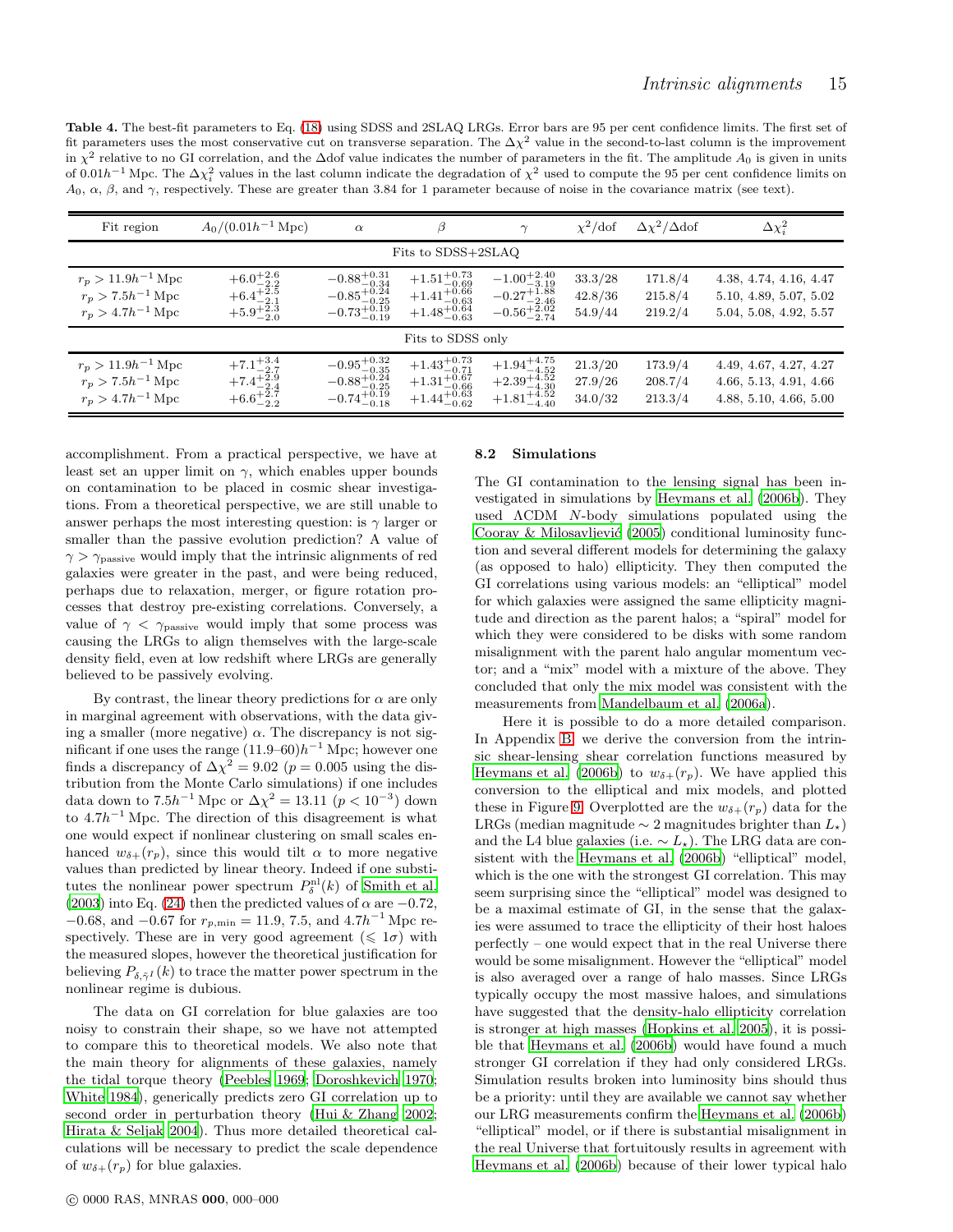**Table 4.** The best-fit parameters to Eq. (18) using SDSS and 2SLAQ LRGs. Error bars are 95 per cent confidence limits. The first set of fit parameters uses the most conservative cut on transverse separation. The $\Delta\chi^2$ value in the second-to-last column is the improvement in $\chi^2$ relative to no GI correlation, and the $\Delta$dof value indicates the number of parameters in the fit. The amplitude $A_0$ is given in units of $0.01h^{-1}$ Mpc. The $\Delta\chi^2_i$ values in the last column indicate the degradation of $\chi^2$ used to compute the 95 per cent confidence limits on $A_0$, $\alpha$, $\beta$, and $\gamma$, respectively. These are greater than 3.84 for 1 parameter because of noise in the covariance matrix (see text).

| Fit region | $A_0/(0.01h^{-1}\,\mathrm{Mpc})$ | $\alpha$ | $\beta$ | $\gamma$ | $\chi^2$/dof | $\Delta\chi^2/\Delta$dof | $\Delta\chi^2_i$ |
|---|---|---|---|---|---|---|---|
| Fits to SDSS+2SLAQ | | | | | | | |
| $r_p > 11.9h^{-1}$ Mpc | $+6.0^{+2.6}_{-2.2}$ | $-0.88^{+0.31}_{-0.34}$ | $+1.51^{+0.73}_{-0.69}$ | $-1.00^{+2.40}_{-3.19}$ | 33.3/28 | 171.8/4 | 4.38, 4.74, 4.16, 4.47 |
| $r_p > 7.5h^{-1}$ Mpc | $+6.4^{+2.5}_{-2.1}$ | $-0.85^{+0.24}_{-0.25}$ | $+1.41^{+0.66}_{-0.63}$ | $-0.27^{+1.88}_{-2.46}$ | 42.8/36 | 215.8/4 | 5.10, 4.89, 5.07, 5.02 |
| $r_p > 4.7h^{-1}$ Mpc | $+5.9^{+2.3}_{-2.0}$ | $-0.73^{+0.19}_{-0.19}$ | $+1.48^{+0.64}_{-0.63}$ | $-0.56^{+2.02}_{-2.74}$ | 54.9/44 | 219.2/4 | 5.04, 5.08, 4.92, 5.57 |
| Fits to SDSS only | | | | | | | |
| $r_p > 11.9h^{-1}$ Mpc | $+7.1^{+3.4}_{-2.7}$ | $-0.95^{+0.32}_{-0.35}$ | $+1.43^{+0.73}_{-0.71}$ | $+1.94^{+4.75}_{-4.52}$ | 21.3/20 | 173.9/4 | 4.49, 4.67, 4.27, 4.27 |
| $r_p > 7.5h^{-1}$ Mpc | $+7.4^{+2.9}_{-2.4}$ | $-0.88^{+0.24}_{-0.25}$ | $+1.31^{+0.67}_{-0.66}$ | $+2.39^{+4.52}_{-4.30}$ | 27.9/26 | 208.7/4 | 4.66, 5.13, 4.91, 4.66 |
| $r_p > 4.7h^{-1}$ Mpc | $+6.6^{+2.7}_{-2.2}$ | $-0.74^{+0.19}_{-0.18}$ | $+1.44^{+0.63}_{-0.62}$ | $+1.81^{+4.52}_{-4.40}$ | 34.0/32 | 213.3/4 | 4.88, 5.10, 4.66, 5.00 |

accomplishment. From a practical perspective, we have at least set an upper limit on $\gamma$, which enables upper bounds on contamination to be placed in cosmic shear investigations. From a theoretical perspective, we are still unable to answer perhaps the most interesting question: is $\gamma$ larger or smaller than the passive evolution prediction? A value of $\gamma > \gamma_{\rm passive}$ would imply that the intrinsic alignments of red galaxies were greater in the past, and were being reduced, perhaps due to relaxation, merger, or figure rotation processes that destroy pre-existing correlations. Conversely, a value of $\gamma < \gamma_{\rm passive}$ would imply that some process was causing the LRGs to align themselves with the large-scale density field, even at low redshift where LRGs are generally believed to be passively evolving.

By contrast, the linear theory predictions for $\alpha$ are only in marginal agreement with observations, with the data giving a smaller (more negative) $\alpha$. The discrepancy is not significant if one uses the range $(11.9$–$60)h^{-1}$ Mpc; however one finds a discrepancy of $\Delta\chi^2 = 9.02$ ($p = 0.005$ using the distribution from the Monte Carlo simulations) if one includes data down to $7.5h^{-1}$ Mpc or $\Delta\chi^2 = 13.11$ ($p < 10^{-3}$) down to $4.7h^{-1}$ Mpc. The direction of this disagreement is what one would expect if nonlinear clustering on small scales enhanced $w_{\delta+}(r_p)$, since this would tilt $\alpha$ to more negative values than predicted by linear theory. Indeed if one substitutes the nonlinear power spectrum $P^{\rm nl}_\delta(k)$ of Smith et al. (2003) into Eq. (24) then the predicted values of $\alpha$ are $-0.72$, $-0.68$, and $-0.67$ for $r_{p,\rm min} = 11.9$, 7.5, and $4.7h^{-1}$ Mpc respectively. These are in very good agreement ($\leqslant 1\sigma$) with the measured slopes, however the theoretical justification for believing $P_{\delta,\tilde\gamma^I}(k)$ to trace the matter power spectrum in the nonlinear regime is dubious.

The data on GI correlation for blue galaxies are too noisy to constrain their shape, so we have not attempted to compare this to theoretical models. We also note that the main theory for alignments of these galaxies, namely the tidal torque theory (Peebles 1969; Doroshkevich 1970; White 1984), generically predicts zero GI correlation up to second order in perturbation theory (Hui & Zhang 2002; Hirata & Seljak 2004). Thus more detailed theoretical calculations will be necessary to predict the scale dependence of $w_{\delta+}(r_p)$ for blue galaxies.

### 8.2 Simulations

The GI contamination to the lensing signal has been investigated in simulations by Heymans et al. (2006b). They used ΛCDM $N$-body simulations populated using the Cooray & Milosavljević (2005) conditional luminosity function and several different models for determining the galaxy (as opposed to halo) ellipticity. They then computed the GI correlations using various models: an "elliptical" model for which galaxies were assigned the same ellipticity magnitude and direction as the parent halos; a "spiral" model for which they were considered to be disks with some random misalignment with the parent halo angular momentum vector; and a "mix" model with a mixture of the above. They concluded that only the mix model was consistent with the measurements from Mandelbaum et al. (2006a).

Here it is possible to do a more detailed comparison. In Appendix B we derive the conversion from the intrinsic shear-lensing shear correlation functions measured by Heymans et al. (2006b) to $w_{\delta+}(r_p)$. We have applied this conversion to the elliptical and mix models, and plotted these in Figure 9. Overplotted are the $w_{\delta+}(r_p)$ data for the LRGs (median magnitude $\sim 2$ magnitudes brighter than $L_\star$) and the L4 blue galaxies (i.e. $\sim L_\star$). The LRG data are consistent with the Heymans et al. (2006b) "elliptical" model, which is the one with the strongest GI correlation. This may seem surprising since the "elliptical" model was designed to be a maximal estimate of GI, in the sense that the galaxies were assumed to trace the ellipticity of their host haloes perfectly – one would expect that in the real Universe there would be some misalignment. However the "elliptical" model is also averaged over a range of halo masses. Since LRGs typically occupy the most massive haloes, and simulations have suggested that the density-halo ellipticity correlation is stronger at high masses (Hopkins et al. 2005), it is possible that Heymans et al. (2006b) would have found a much stronger GI correlation if they had only considered LRGs. Simulation results broken into luminosity bins should thus be a priority: until they are available we cannot say whether our LRG measurements confirm the Heymans et al. (2006b) "elliptical" model, or if there is substantial misalignment in the real Universe that fortuitously results in agreement with Heymans et al. (2006b) because of their lower typical halo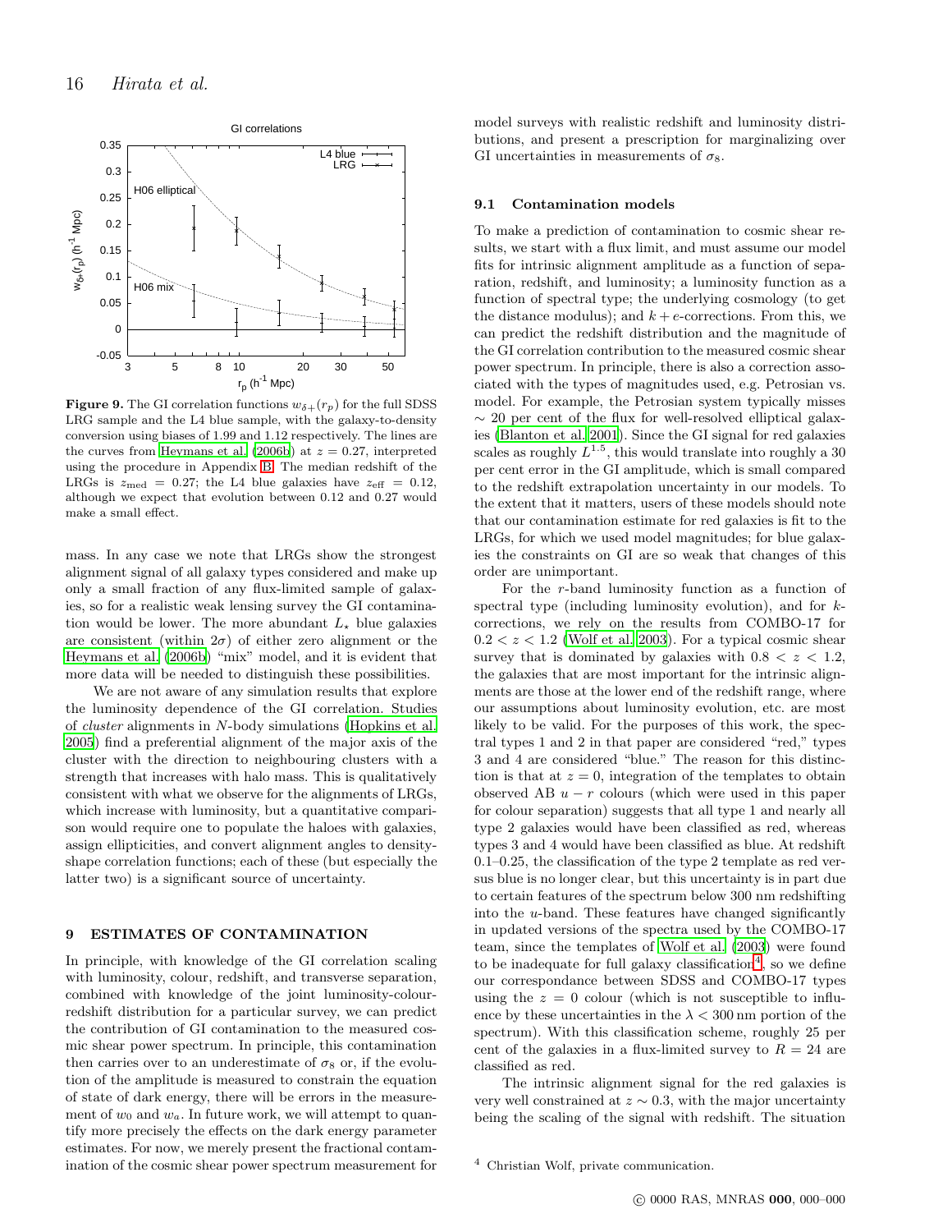**Figure 9.** The GI correlation functions $w_{\delta+}(r_p)$ for the full SDSS LRG sample and the L4 blue sample, with the galaxy-to-density conversion using biases of 1.99 and 1.12 respectively. The lines are the curves from Heymans et al. (2006b) at $z = 0.27$, interpreted using the procedure in Appendix B. The median redshift of the LRGs is $z_{\rm med} = 0.27$; the L4 blue galaxies have $z_{\rm eff} = 0.12$, although we expect that evolution between 0.12 and 0.27 would make a small effect.

mass. In any case we note that LRGs show the strongest alignment signal of all galaxy types considered and make up only a small fraction of any flux-limited sample of galaxies, so for a realistic weak lensing survey the GI contamination would be lower. The more abundant $L_\star$ blue galaxies are consistent (within $2\sigma$) of either zero alignment or the Heymans et al. (2006b) "mix" model, and it is evident that more data will be needed to distinguish these possibilities.

We are not aware of any simulation results that explore the luminosity dependence of the GI correlation. Studies of *cluster* alignments in $N$-body simulations (Hopkins et al. 2005) find a preferential alignment of the major axis of the cluster with the direction to neighbouring clusters with a strength that increases with halo mass. This is qualitatively consistent with what we observe for the alignments of LRGs, which increase with luminosity, but a quantitative comparison would require one to populate the haloes with galaxies, assign ellipticities, and convert alignment angles to density-shape correlation functions; each of these (but especially the latter two) is a significant source of uncertainty.

## 9 ESTIMATES OF CONTAMINATION

In principle, with knowledge of the GI correlation scaling with luminosity, colour, redshift, and transverse separation, combined with knowledge of the joint luminosity-colour-redshift distribution for a particular survey, we can predict the contribution of GI contamination to the measured cosmic shear power spectrum. In principle, this contamination then carries over to an underestimate of $\sigma_8$ or, if the evolution of the amplitude is measured to constrain the equation of state of dark energy, there will be errors in the measurement of $w_0$ and $w_a$. In future work, we will attempt to quantify more precisely the effects on the dark energy parameter estimates. For now, we merely present the fractional contamination of the cosmic shear power spectrum measurement for model surveys with realistic redshift and luminosity distributions, and present a prescription for marginalizing over GI uncertainties in measurements of $\sigma_8$.

### 9.1 Contamination models

To make a prediction of contamination to cosmic shear results, we start with a flux limit, and must assume our model fits for intrinsic alignment amplitude as a function of separation, redshift, and luminosity; a luminosity function as a function of spectral type; the underlying cosmology (to get the distance modulus); and $k+e$-corrections. From this, we can predict the redshift distribution and the magnitude of the GI correlation contribution to the measured cosmic shear power spectrum. In principle, there is also a correction associated with the types of magnitudes used, e.g. Petrosian vs. model. For example, the Petrosian system typically misses $\sim 20$ per cent of the flux for well-resolved elliptical galaxies (Blanton et al. 2001). Since the GI signal for red galaxies scales as roughly $L^{1.5}$, this would translate into roughly a 30 per cent error in the GI amplitude, which is small compared to the redshift extrapolation uncertainty in our models. To the extent that it matters, users of these models should note that our contamination estimate for red galaxies is fit to the LRGs, for which we used model magnitudes; for blue galaxies the constraints on GI are so weak that changes of this order are unimportant.

For the $r$-band luminosity function as a function of spectral type (including luminosity evolution), and for $k$-corrections, we rely on the results from COMBO-17 for $0.2 < z < 1.2$ (Wolf et al. 2003). For a typical cosmic shear survey that is dominated by galaxies with $0.8 < z < 1.2$, the galaxies that are most important for the intrinsic alignments are those at the lower end of the redshift range, where our assumptions about luminosity evolution, etc. are most likely to be valid. For the purposes of this work, the spectral types 1 and 2 in that paper are considered "red," types 3 and 4 are considered "blue." The reason for this distinction is that at $z = 0$, integration of the templates to obtain observed AB $u - r$ colours (which were used in this paper for colour separation) suggests that all type 1 and nearly all type 2 galaxies would have been classified as red, whereas types 3 and 4 would have been classified as blue. At redshift 0.1–0.25, the classification of the type 2 template as red versus blue is no longer clear, but this uncertainty is in part due to certain features of the spectrum below 300 nm redshifting into the $u$-band. These features have changed significantly in updated versions of the spectra used by the COMBO-17 team, since the templates of Wolf et al. (2003) were found to be inadequate for full galaxy classification[4], so we define our correspondance between SDSS and COMBO-17 types using the $z = 0$ colour (which is not susceptible to influence by these uncertainties in the $\lambda < 300$ nm portion of the spectrum). With this classification scheme, roughly 25 per cent of the galaxies in a flux-limited survey to $R = 24$ are classified as red.

The intrinsic alignment signal for the red galaxies is very well constrained at $z \sim 0.3$, with the major uncertainty being the scaling of the signal with redshift. The situation

[4] Christian Wolf, private communication.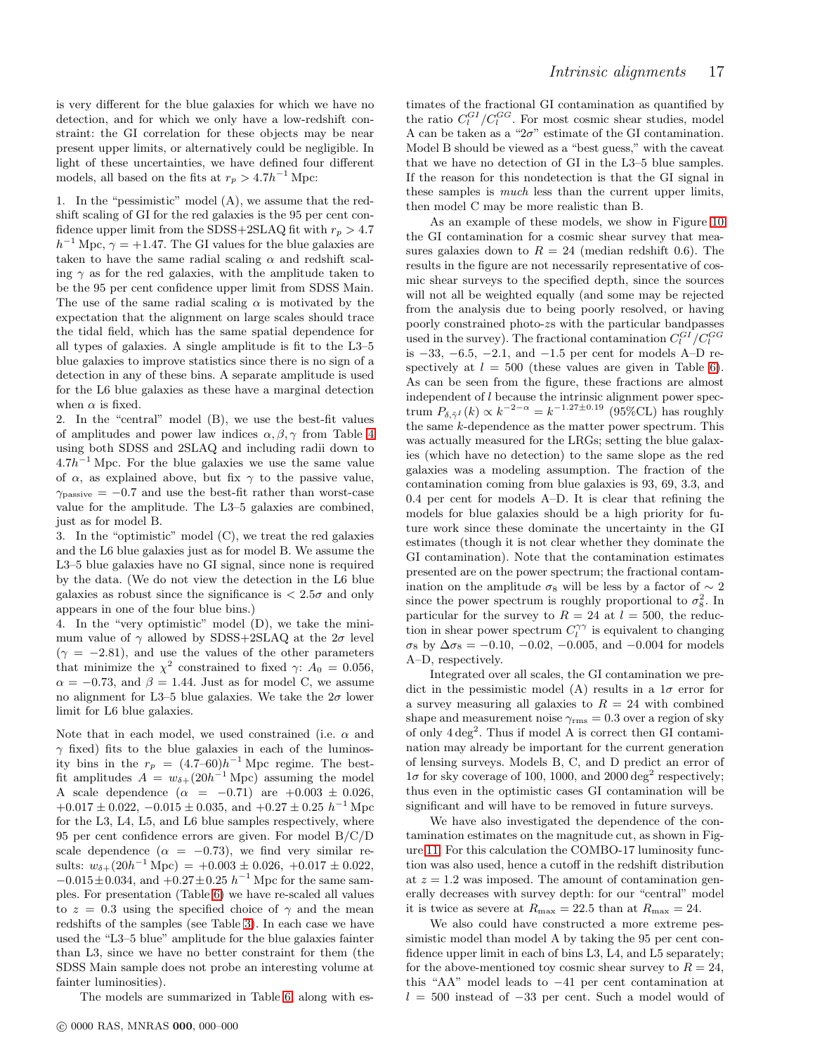is very different for the blue galaxies for which we have no detection, and for which we only have a low-redshift constraint: the GI correlation for these objects may be near present upper limits, or alternatively could be negligible. In light of these uncertainties, we have defined four different models, all based on the fits at $r_p > 4.7h^{-1}$ Mpc:

1. In the "pessimistic" model (A), we assume that the redshift scaling of GI for the red galaxies is the 95 per cent confidence upper limit from the SDSS+2SLAQ fit with $r_p > 4.7$ $h^{-1}$ Mpc, $\gamma = +1.47$. The GI values for the blue galaxies are taken to have the same radial scaling $\alpha$ and redshift scaling $\gamma$ as for the red galaxies, with the amplitude taken to be the 95 per cent confidence upper limit from SDSS Main. The use of the same radial scaling $\alpha$ is motivated by the expectation that the alignment on large scales should trace the tidal field, which has the same spatial dependence for all types of galaxies. A single amplitude is fit to the L3–5 blue galaxies to improve statistics since there is no sign of a detection in any of these bins. A separate amplitude is used for the L6 blue galaxies as these have a marginal detection when $\alpha$ is fixed.
2. In the "central" model (B), we use the best-fit values of amplitudes and power law indices $\alpha, \beta, \gamma$ from Table 4 using both SDSS and 2SLAQ and including radii down to $4.7h^{-1}$ Mpc. For the blue galaxies we use the same value of $\alpha$, as explained above, but fix $\gamma$ to the passive value, $\gamma_{\rm passive} = -0.7$ and use the best-fit rather than worst-case value for the amplitude. The L3–5 galaxies are combined, just as for model B.
3. In the "optimistic" model (C), we treat the red galaxies and the L6 blue galaxies just as for model B. We assume the L3–5 blue galaxies have no GI signal, since none is required by the data. (We do not view the detection in the L6 blue galaxies as robust since the significance is $< 2.5\sigma$ and only appears in one of the four blue bins.)
4. In the "very optimistic" model (D), we take the minimum value of $\gamma$ allowed by SDSS+2SLAQ at the $2\sigma$ level ($\gamma = -2.81$), and use the values of the other parameters that minimize the $\chi^2$ constrained to fixed $\gamma$: $A_0 = 0.056$, $\alpha = -0.73$, and $\beta = 1.44$. Just as for model C, we assume no alignment for L3–5 blue galaxies. We take the $2\sigma$ lower limit for L6 blue galaxies.

Note that in each model, we used constrained (i.e. $\alpha$ and $\gamma$ fixed) fits to the blue galaxies in each of the luminosity bins in the $r_p = (4.7\text{–}60)h^{-1}$ Mpc regime. The best-fit amplitudes $A = w_{\delta+}(20h^{-1}\,{\rm Mpc})$ assuming the model A scale dependence ($\alpha = -0.71$) are $+0.003 \pm 0.026$, $+0.017 \pm 0.022$, $-0.015 \pm 0.035$, and $+0.27 \pm 0.25$ $h^{-1}$ Mpc for the L3, L4, L5, and L6 blue samples respectively, where 95 per cent confidence errors are given. For model B/C/D scale dependence ($\alpha = -0.73$), we find very similar results: $w_{\delta+}(20h^{-1}\,{\rm Mpc}) = +0.003 \pm 0.026$, $+0.017 \pm 0.022$, $-0.015 \pm 0.034$, and $+0.27 \pm 0.25$ $h^{-1}$ Mpc for the same samples. For presentation (Table 6) we have re-scaled all values to $z = 0.3$ using the specified choice of $\gamma$ and the mean redshifts of the samples (see Table 3). In each case we have used the "L3–5 blue" amplitude for the blue galaxies fainter than L3, since we have no better constraint for them (the SDSS Main sample does not probe an interesting volume at fainter luminosities).

The models are summarized in Table 6, along with estimates of the fractional GI contamination as quantified by the ratio $C_l^{GI}/C_l^{GG}$. For most cosmic shear studies, model A can be taken as a "$2\sigma$" estimate of the GI contamination. Model B should be viewed as a "best guess," with the caveat that we have no detection of GI in the L3–5 blue samples. If the reason for this nondetection is that the GI signal in these samples is *much* less than the current upper limits, then model C may be more realistic than B.

As an example of these models, we show in Figure 10 the GI contamination for a cosmic shear survey that measures galaxies down to $R = 24$ (median redshift 0.6). The results in the figure are not necessarily representative of cosmic shear surveys to the specified depth, since the sources will not all be weighted equally (and some may be rejected from the analysis due to being poorly resolved, or having poorly constrained photo-$z$s with the particular bandpasses used in the survey). The fractional contamination $C_l^{GI}/C_l^{GG}$ is $-33$, $-6.5$, $-2.1$, and $-1.5$ per cent for models A–D respectively at $l = 500$ (these values are given in Table 6). As can be seen from the figure, these fractions are almost independent of $l$ because the intrinsic alignment power spectrum $P_{\delta,\tilde{\gamma}^I}(k) \propto k^{-2-\alpha} = k^{-1.27\pm0.19}$ (95%CL) has roughly the same $k$-dependence as the matter power spectrum. This was actually measured for the LRGs; setting the blue galaxies (which have no detection) to the same slope as the red galaxies was a modeling assumption. The fraction of the contamination coming from blue galaxies is 93, 69, 3.3, and 0.4 per cent for models A–D. It is clear that refining the models for blue galaxies should be a high priority for future work since these dominate the uncertainty in the GI estimates (though it is not clear whether they dominate the GI contamination). Note that the contamination estimates presented are on the power spectrum; the fractional contamination on the amplitude $\sigma_8$ will be less by a factor of $\sim 2$ since the power spectrum is roughly proportional to $\sigma_8^2$. In particular for the survey to $R = 24$ at $l = 500$, the reduction in shear power spectrum $C_l^{\gamma\gamma}$ is equivalent to changing $\sigma_8$ by $\Delta\sigma_8 = -0.10$, $-0.02$, $-0.005$, and $-0.004$ for models A–D, respectively.

Integrated over all scales, the GI contamination we predict in the pessimistic model (A) results in a $1\sigma$ error for a survey measuring all galaxies to $R = 24$ with combined shape and measurement noise $\gamma_{\rm rms} = 0.3$ over a region of sky of only $4\,{\rm deg}^2$. Thus if model A is correct then GI contamination may already be important for the current generation of lensing surveys. Models B, C, and D predict an error of $1\sigma$ for sky coverage of 100, 1000, and $2000\,{\rm deg}^2$ respectively; thus even in the optimistic cases GI contamination will be significant and will have to be removed in future surveys.

We have also investigated the dependence of the contamination estimates on the magnitude cut, as shown in Figure 11. For this calculation the COMBO-17 luminosity function was also used, hence a cutoff in the redshift distribution at $z = 1.2$ was imposed. The amount of contamination generally decreases with survey depth: for our "central" model it is twice as severe at $R_{\rm max} = 22.5$ than at $R_{\rm max} = 24$.

We also could have constructed a more extreme pessimistic model than model A by taking the 95 per cent confidence upper limit in each of bins L3, L4, and L5 separately; for the above-mentioned toy cosmic shear survey to $R = 24$, this "AA" model leads to $-41$ per cent contamination at $l = 500$ instead of $-33$ per cent. Such a model would of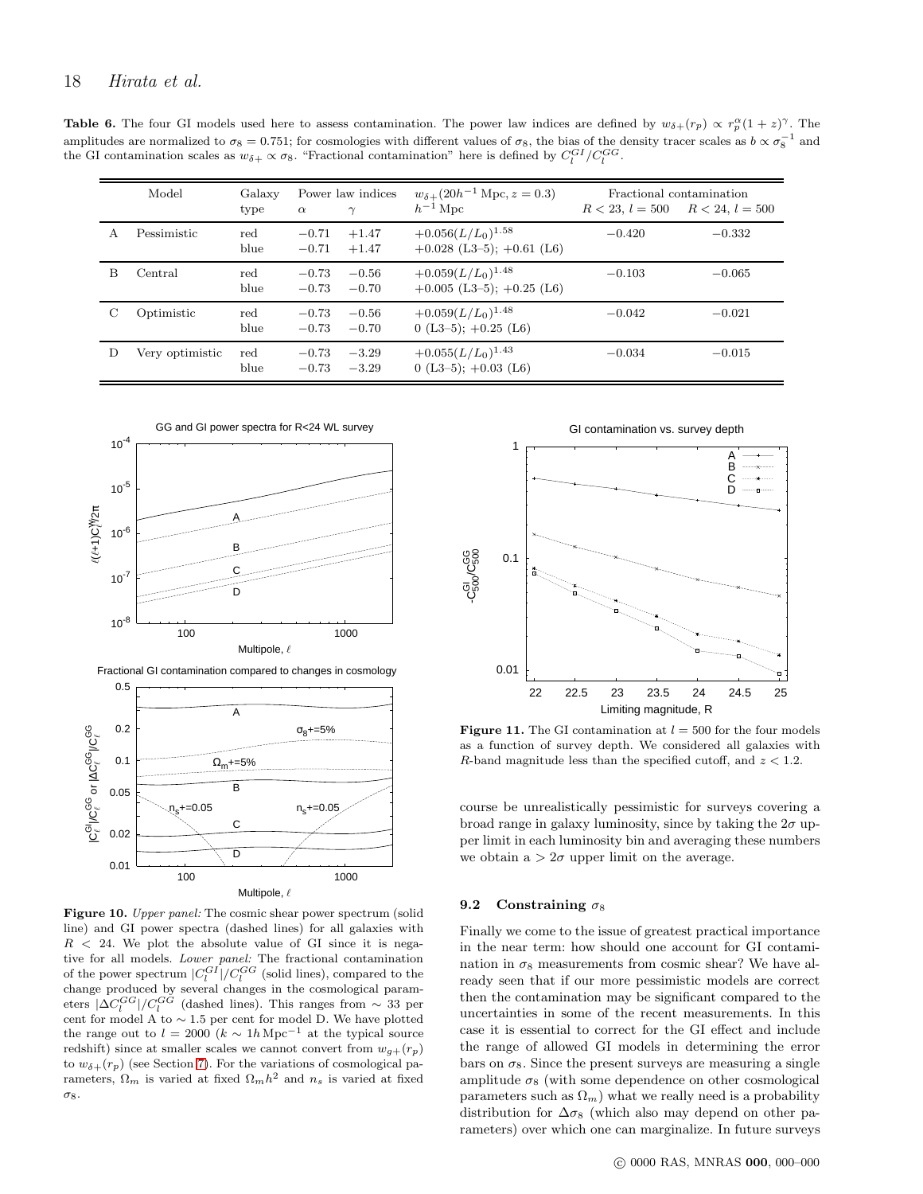**Table 6.** The four GI models used here to assess contamination. The power law indices are defined by $w_{\delta+}(r_p) \propto r_p^{\alpha}(1+z)^{\gamma}$. The amplitudes are normalized to $\sigma_8 = 0.751$; for cosmologies with different values of $\sigma_8$, the bias of the density tracer scales as $b \propto \sigma_8^{-1}$ and the GI contamination scales as $w_{\delta+} \propto \sigma_8$. "Fractional contamination" here is defined by $C_l^{GI}/C_l^{GG}$.

| | Model | Galaxy type | Power law indices $\alpha$ | $\gamma$ | $w_{\delta+}(20h^{-1}\,\mathrm{Mpc}, z=0.3)$ $h^{-1}\,\mathrm{Mpc}$ | Fractional contamination $R<23$, $l=500$ | $R<24$, $l=500$ |
|---|---|---|---|---|---|---|---|
| A | Pessimistic | red | $-0.71$ | $+1.47$ | $+0.056(L/L_0)^{1.58}$ | $-0.420$ | $-0.332$ |
| | | blue | $-0.71$ | $+1.47$ | $+0.028$ (L3–5); $+0.61$ (L6) | | |
| B | Central | red | $-0.73$ | $-0.56$ | $+0.059(L/L_0)^{1.48}$ | $-0.103$ | $-0.065$ |
| | | blue | $-0.73$ | $-0.70$ | $+0.005$ (L3–5); $+0.25$ (L6) | | |
| C | Optimistic | red | $-0.73$ | $-0.56$ | $+0.059(L/L_0)^{1.48}$ | $-0.042$ | $-0.021$ |
| | | blue | $-0.73$ | $-0.70$ | $0$ (L3–5); $+0.25$ (L6) | | |
| D | Very optimistic | red | $-0.73$ | $-3.29$ | $+0.055(L/L_0)^{1.43}$ | $-0.034$ | $-0.015$ |
| | | blue | $-0.73$ | $-3.29$ | $0$ (L3–5); $+0.03$ (L6) | | |

**Figure 10.** *Upper panel:* The cosmic shear power spectrum (solid line) and GI power spectra (dashed lines) for all galaxies with $R < 24$. We plot the absolute value of GI since it is negative for all models. *Lower panel:* The fractional contamination of the power spectrum $|C_l^{GI}|/C_l^{GG}$ (solid lines), compared to the change produced by several changes in the cosmological parameters $|\Delta C_l^{GG}|/C_l^{GG}$ (dashed lines). This ranges from $\sim 33$ per cent for model A to $\sim 1.5$ per cent for model D. We have plotted the range out to $l = 2000$ ($k \sim 1h\,\mathrm{Mpc}^{-1}$ at the typical source redshift) since at smaller scales we cannot convert from $w_{g+}(r_p)$ to $w_{\delta+}(r_p)$ (see Section 7). For the variations of cosmological parameters, $\Omega_m$ is varied at fixed $\Omega_m h^2$ and $n_s$ is varied at fixed $\sigma_8$.

**Figure 11.** The GI contamination at $l = 500$ for the four models as a function of survey depth. We considered all galaxies with $R$-band magnitude less than the specified cutoff, and $z < 1.2$.

course be unrealistically pessimistic for surveys covering a broad range in galaxy luminosity, since by taking the $2\sigma$ upper limit in each luminosity bin and averaging these numbers we obtain a $> 2\sigma$ upper limit on the average.

### 9.2 Constraining $\sigma_8$

Finally we come to the issue of greatest practical importance in the near term: how should one account for GI contamination in $\sigma_8$ measurements from cosmic shear? We have already seen that if our more pessimistic models are correct then the contamination may be significant compared to the uncertainties in some of the recent measurements. In this case it is essential to correct for the GI effect and include the range of allowed GI models in determining the error bars on $\sigma_8$. Since the present surveys are measuring a single amplitude $\sigma_8$ (with some dependence on other cosmological parameters such as $\Omega_m$) what we really need is a probability distribution for $\Delta\sigma_8$ (which also may depend on other parameters) over which one can marginalize. In future surveys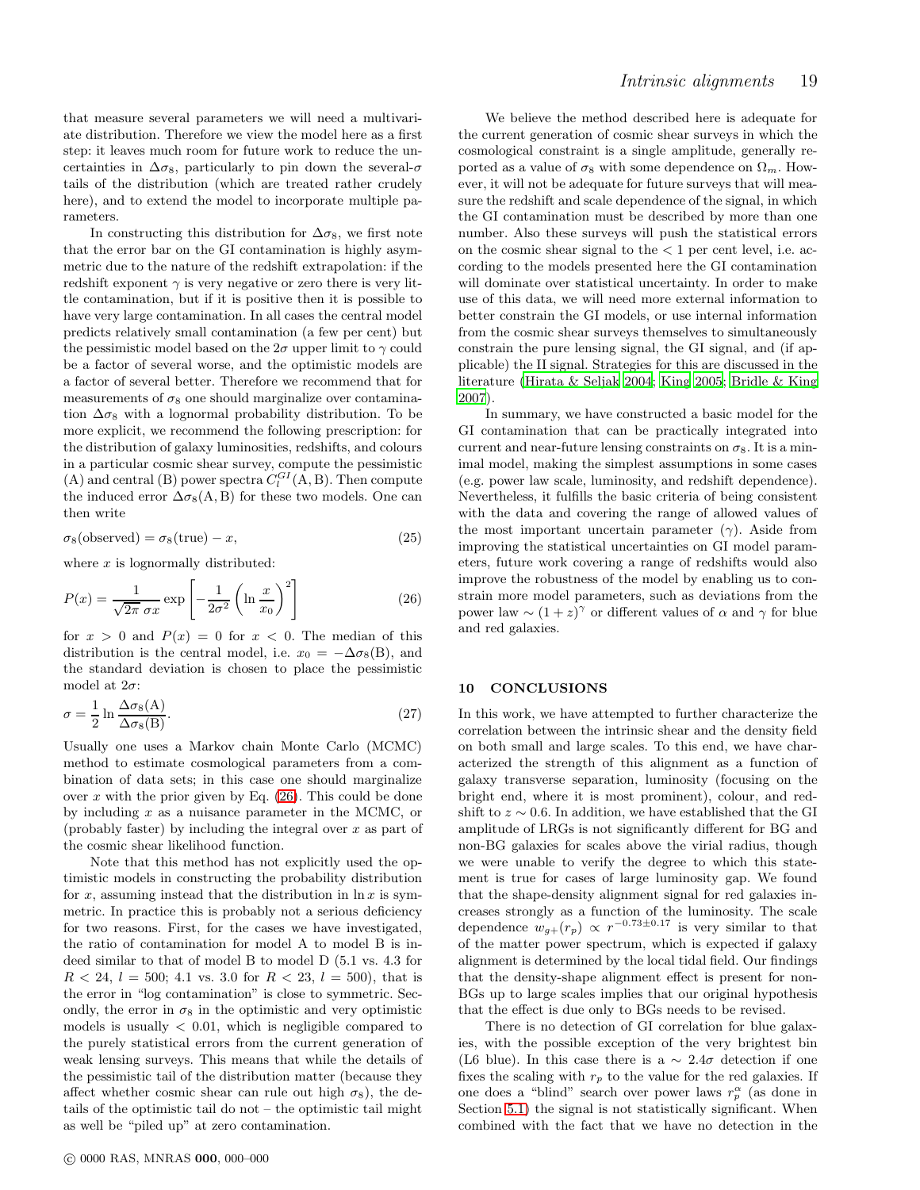that measure several parameters we will need a multivariate distribution. Therefore we view the model here as a first step: it leaves much room for future work to reduce the uncertainties in $\Delta\sigma_8$, particularly to pin down the several-$\sigma$ tails of the distribution (which are treated rather crudely here), and to extend the model to incorporate multiple parameters.

In constructing this distribution for $\Delta\sigma_8$, we first note that the error bar on the GI contamination is highly asymmetric due to the nature of the redshift extrapolation: if the redshift exponent $\gamma$ is very negative or zero there is very little contamination, but if it is positive then it is possible to have very large contamination. In all cases the central model predicts relatively small contamination (a few per cent) but the pessimistic model based on the $2\sigma$ upper limit to $\gamma$ could be a factor of several worse, and the optimistic models are a factor of several better. Therefore we recommend that for measurements of $\sigma_8$ one should marginalize over contamination $\Delta\sigma_8$ with a lognormal probability distribution. To be more explicit, we recommend the following prescription: for the distribution of galaxy luminosities, redshifts, and colours in a particular cosmic shear survey, compute the pessimistic (A) and central (B) power spectra $C_l^{GI}(\mathrm{A},\mathrm{B})$. Then compute the induced error $\Delta\sigma_8(\mathrm{A},\mathrm{B})$ for these two models. One can then write

$$\sigma_8(\text{observed}) = \sigma_8(\text{true}) - x, \tag{25}$$

where $x$ is lognormally distributed:

$$P(x) = \frac{1}{\sqrt{2\pi}\,\sigma x}\exp\left[-\frac{1}{2\sigma^2}\left(\ln\frac{x}{x_0}\right)^2\right] \tag{26}$$

for $x > 0$ and $P(x) = 0$ for $x < 0$. The median of this distribution is the central model, i.e. $x_0 = -\Delta\sigma_8(\mathrm{B})$, and the standard deviation is chosen to place the pessimistic model at $2\sigma$:

$$\sigma = \frac{1}{2}\ln\frac{\Delta\sigma_8(\mathrm{A})}{\Delta\sigma_8(\mathrm{B})}. \tag{27}$$

Usually one uses a Markov chain Monte Carlo (MCMC) method to estimate cosmological parameters from a combination of data sets; in this case one should marginalize over $x$ with the prior given by Eq. (26). This could be done by including $x$ as a nuisance parameter in the MCMC, or (probably faster) by including the integral over $x$ as part of the cosmic shear likelihood function.

Note that this method has not explicitly used the optimistic models in constructing the probability distribution for $x$, assuming instead that the distribution in $\ln x$ is symmetric. In practice this is probably not a serious deficiency for two reasons. First, for the cases we have investigated, the ratio of contamination for model A to model B is indeed similar to that of model B to model D (5.1 vs. 4.3 for $R < 24$, $l = 500$; 4.1 vs. 3.0 for $R < 23$, $l = 500$), that is the error in "log contamination" is close to symmetric. Secondly, the error in $\sigma_8$ in the optimistic and very optimistic models is usually $< 0.01$, which is negligible compared to the purely statistical errors from the current generation of weak lensing surveys. This means that while the details of the pessimistic tail of the distribution matter (because they affect whether cosmic shear can rule out high $\sigma_8$), the details of the optimistic tail do not – the optimistic tail might as well be "piled up" at zero contamination.

We believe the method described here is adequate for the current generation of cosmic shear surveys in which the cosmological constraint is a single amplitude, generally reported as a value of $\sigma_8$ with some dependence on $\Omega_m$. However, it will not be adequate for future surveys that will measure the redshift and scale dependence of the signal, in which the GI contamination must be described by more than one number. Also these surveys will push the statistical errors on the cosmic shear signal to the $<1$ per cent level, i.e. according to the models presented here the GI contamination will dominate over statistical uncertainty. In order to make use of this data, we will need more external information to better constrain the GI models, or use internal information from the cosmic shear surveys themselves to simultaneously constrain the pure lensing signal, the GI signal, and (if applicable) the II signal. Strategies for this are discussed in the literature (Hirata & Seljak 2004; King 2005; Bridle & King 2007).

In summary, we have constructed a basic model for the GI contamination that can be practically integrated into current and near-future lensing constraints on $\sigma_8$. It is a minimal model, making the simplest assumptions in some cases (e.g. power law scale, luminosity, and redshift dependence). Nevertheless, it fulfills the basic criteria of being consistent with the data and covering the range of allowed values of the most important uncertain parameter ($\gamma$). Aside from improving the statistical uncertainties on GI model parameters, future work covering a range of redshifts would also improve the robustness of the model by enabling us to constrain more model parameters, such as deviations from the power law $\sim (1+z)^\gamma$ or different values of $\alpha$ and $\gamma$ for blue and red galaxies.

## 10 CONCLUSIONS

In this work, we have attempted to further characterize the correlation between the intrinsic shear and the density field on both small and large scales. To this end, we have characterized the strength of this alignment as a function of galaxy transverse separation, luminosity (focusing on the bright end, where it is most prominent), colour, and redshift to $z \sim 0.6$. In addition, we have established that the GI amplitude of LRGs is not significantly different for BG and non-BG galaxies for scales above the virial radius, though we were unable to verify the degree to which this statement is true for cases of large luminosity gap. We found that the shape-density alignment signal for red galaxies increases strongly as a function of the luminosity. The scale dependence $w_{g+}(r_p) \propto r^{-0.73\pm0.17}$ is very similar to that of the matter power spectrum, which is expected if galaxy alignment is determined by the local tidal field. Our findings that the density-shape alignment effect is present for non-BGs up to large scales implies that our original hypothesis that the effect is due only to BGs needs to be revised.

There is no detection of GI correlation for blue galaxies, with the possible exception of the very brightest bin (L6 blue). In this case there is a $\sim 2.4\sigma$ detection if one fixes the scaling with $r_p$ to the value for the red galaxies. If one does a "blind" search over power laws $r_p^\alpha$ (as done in Section 5.1) the signal is not statistically significant. When combined with the fact that we have no detection in the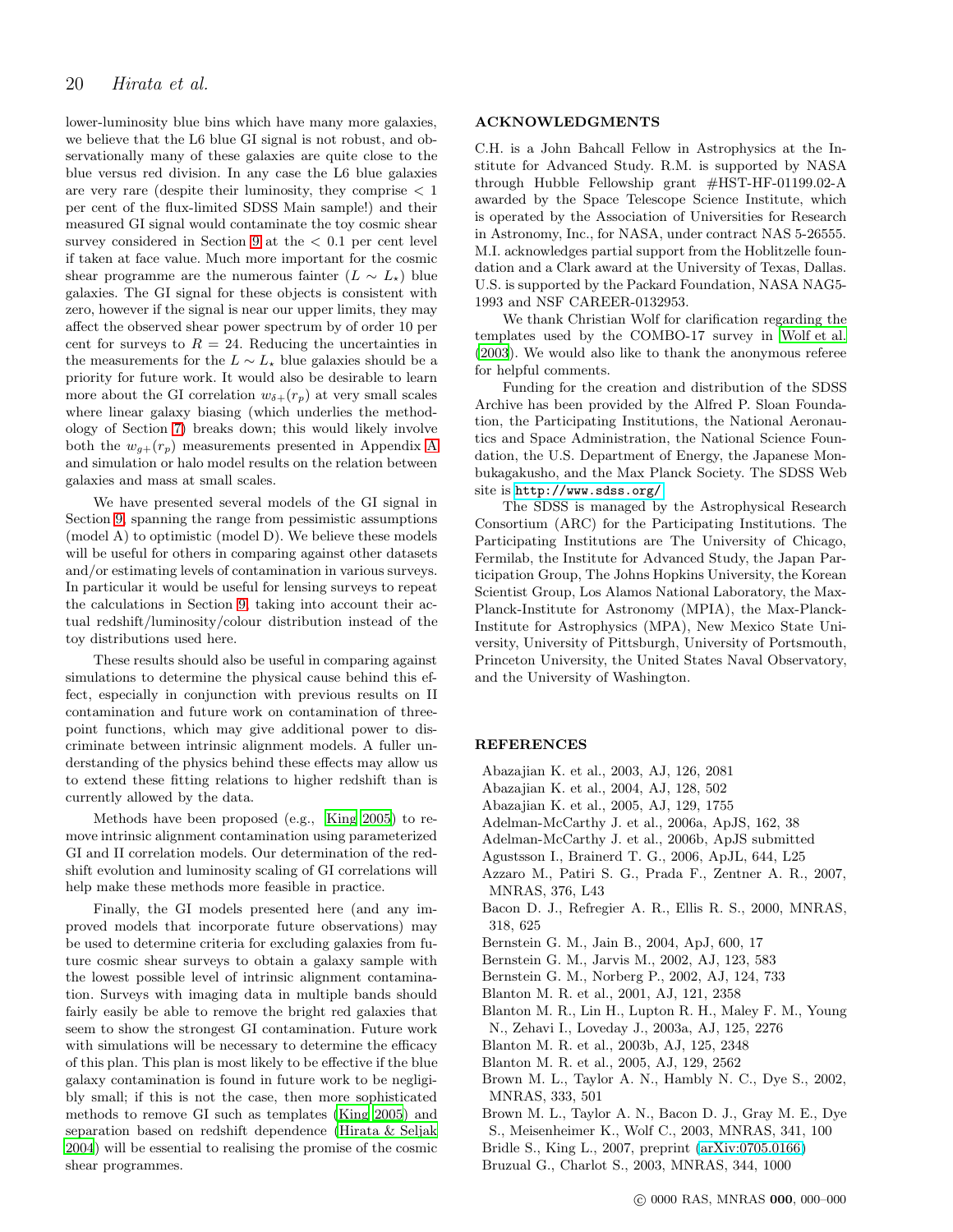lower-luminosity blue bins which have many more galaxies, we believe that the L6 blue GI signal is not robust, and observationally many of these galaxies are quite close to the blue versus red division. In any case the L6 blue galaxies are very rare (despite their luminosity, they comprise $< 1$ per cent of the flux-limited SDSS Main sample!) and their measured GI signal would contaminate the toy cosmic shear survey considered in Section 9 at the $< 0.1$ per cent level if taken at face value. Much more important for the cosmic shear programme are the numerous fainter ($L \sim L_\star$) blue galaxies. The GI signal for these objects is consistent with zero, however if the signal is near our upper limits, they may affect the observed shear power spectrum by of order 10 per cent for surveys to $R = 24$. Reducing the uncertainties in the measurements for the $L \sim L_\star$ blue galaxies should be a priority for future work. It would also be desirable to learn more about the GI correlation $w_{\delta+}(r_p)$ at very small scales where linear galaxy biasing (which underlies the methodology of Section 7) breaks down; this would likely involve both the $w_{g+}(r_p)$ measurements presented in Appendix A and simulation or halo model results on the relation between galaxies and mass at small scales.

We have presented several models of the GI signal in Section 9, spanning the range from pessimistic assumptions (model A) to optimistic (model D). We believe these models will be useful for others in comparing against other datasets and/or estimating levels of contamination in various surveys. In particular it would be useful for lensing surveys to repeat the calculations in Section 9, taking into account their actual redshift/luminosity/colour distribution instead of the toy distributions used here.

These results should also be useful in comparing against simulations to determine the physical cause behind this effect, especially in conjunction with previous results on II contamination and future work on contamination of three-point functions, which may give additional power to discriminate between intrinsic alignment models. A fuller understanding of the physics behind these effects may allow us to extend these fitting relations to higher redshift than is currently allowed by the data.

Methods have been proposed (e.g., King 2005) to remove intrinsic alignment contamination using parameterized GI and II correlation models. Our determination of the redshift evolution and luminosity scaling of GI correlations will help make these methods more feasible in practice.

Finally, the GI models presented here (and any improved models that incorporate future observations) may be used to determine criteria for excluding galaxies from future cosmic shear surveys to obtain a galaxy sample with the lowest possible level of intrinsic alignment contamination. Surveys with imaging data in multiple bands should fairly easily be able to remove the bright red galaxies that seem to show the strongest GI contamination. Future work with simulations will be necessary to determine the efficacy of this plan. This plan is most likely to be effective if the blue galaxy contamination is found in future work to be negligibly small; if this is not the case, then more sophisticated methods to remove GI such as templates (King 2005) and separation based on redshift dependence (Hirata & Seljak 2004) will be essential to realising the promise of the cosmic shear programmes.

## ACKNOWLEDGMENTS

C.H. is a John Bahcall Fellow in Astrophysics at the Institute for Advanced Study. R.M. is supported by NASA through Hubble Fellowship grant #HST-HF-01199.02-A awarded by the Space Telescope Science Institute, which is operated by the Association of Universities for Research in Astronomy, Inc., for NASA, under contract NAS 5-26555. M.I. acknowledges partial support from the Hoblitzelle foundation and a Clark award at the University of Texas, Dallas. U.S. is supported by the Packard Foundation, NASA NAG5-1993 and NSF CAREER-0132953.

We thank Christian Wolf for clarification regarding the templates used by the COMBO-17 survey in Wolf et al. (2003). We would also like to thank the anonymous referee for helpful comments.

Funding for the creation and distribution of the SDSS Archive has been provided by the Alfred P. Sloan Foundation, the Participating Institutions, the National Aeronautics and Space Administration, the National Science Foundation, the U.S. Department of Energy, the Japanese Monbukagakusho, and the Max Planck Society. The SDSS Web site is http://www.sdss.org/.

The SDSS is managed by the Astrophysical Research Consortium (ARC) for the Participating Institutions. The Participating Institutions are The University of Chicago, Fermilab, the Institute for Advanced Study, the Japan Participation Group, The Johns Hopkins University, the Korean Scientist Group, Los Alamos National Laboratory, the Max-Planck-Institute for Astronomy (MPIA), the Max-Planck-Institute for Astrophysics (MPA), New Mexico State University, University of Pittsburgh, University of Portsmouth, Princeton University, the United States Naval Observatory, and the University of Washington.

## REFERENCES

Abazajian K. et al., 2003, AJ, 126, 2081
Abazajian K. et al., 2004, AJ, 128, 502
Abazajian K. et al., 2005, AJ, 129, 1755
Adelman-McCarthy J. et al., 2006a, ApJS, 162, 38
Adelman-McCarthy J. et al., 2006b, ApJS submitted
Agustsson I., Brainerd T. G., 2006, ApJL, 644, L25
Azzaro M., Patiri S. G., Prada F., Zentner A. R., 2007, MNRAS, 376, L43
Bacon D. J., Refregier A. R., Ellis R. S., 2000, MNRAS, 318, 625
Bernstein G. M., Jain B., 2004, ApJ, 600, 17
Bernstein G. M., Jarvis M., 2002, AJ, 123, 583
Bernstein G. M., Norberg P., 2002, AJ, 124, 733
Blanton M. R. et al., 2001, AJ, 121, 2358
Blanton M. R., Lin H., Lupton R. H., Maley F. M., Young N., Zehavi I., Loveday J., 2003a, AJ, 125, 2276
Blanton M. R. et al., 2003b, AJ, 125, 2348
Blanton M. R. et al., 2005, AJ, 129, 2562
Brown M. L., Taylor A. N., Hambly N. C., Dye S., 2002, MNRAS, 333, 501
Brown M. L., Taylor A. N., Bacon D. J., Gray M. E., Dye S., Meisenheimer K., Wolf C., 2003, MNRAS, 341, 100
Bridle S., King L., 2007, preprint (arXiv:0705.0166)
Bruzual G., Charlot S., 2003, MNRAS, 344, 1000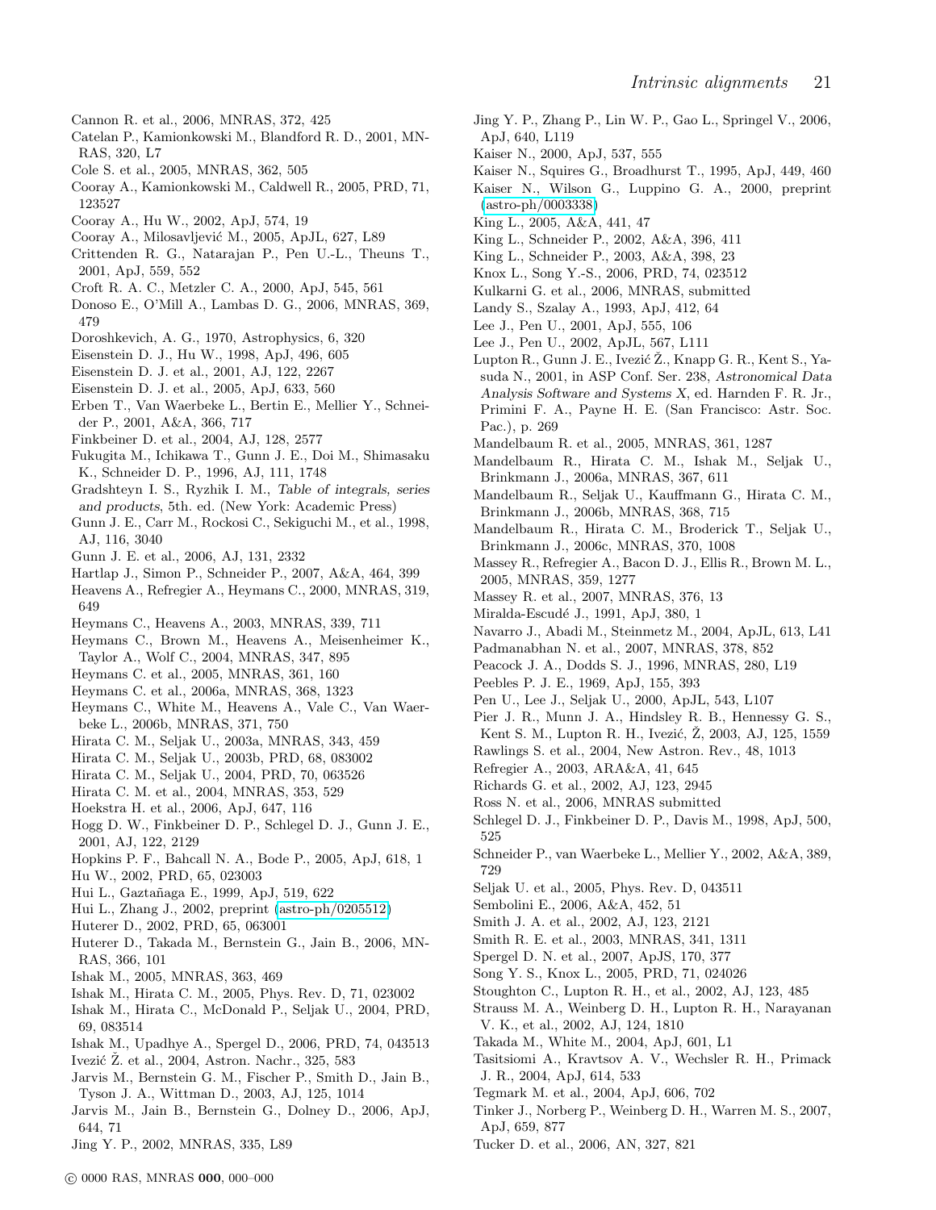Cannon R. et al., 2006, MNRAS, 372, 425

Catelan P., Kamionkowski M., Blandford R. D., 2001, MNRAS, 320, L7

Cole S. et al., 2005, MNRAS, 362, 505

Cooray A., Kamionkowski M., Caldwell R., 2005, PRD, 71, 123527

Cooray A., Hu W., 2002, ApJ, 574, 19

Cooray A., Milosavljević M., 2005, ApJL, 627, L89

Crittenden R. G., Natarajan P., Pen U.-L., Theuns T., 2001, ApJ, 559, 552

Croft R. A. C., Metzler C. A., 2000, ApJ, 545, 561

Donoso E., O'Mill A., Lambas D. G., 2006, MNRAS, 369, 479

Doroshkevich, A. G., 1970, Astrophysics, 6, 320

Eisenstein D. J., Hu W., 1998, ApJ, 496, 605

Eisenstein D. J. et al., 2001, AJ, 122, 2267

Eisenstein D. J. et al., 2005, ApJ, 633, 560

Erben T., Van Waerbeke L., Bertin E., Mellier Y., Schneider P., 2001, A&A, 366, 717

Finkbeiner D. et al., 2004, AJ, 128, 2577

Fukugita M., Ichikawa T., Gunn J. E., Doi M., Shimasaku K., Schneider D. P., 1996, AJ, 111, 1748

Gradshteyn I. S., Ryzhik I. M., *Table of integrals, series and products*, 5th. ed. (New York: Academic Press)

Gunn J. E., Carr M., Rockosi C., Sekiguchi M., et al., 1998, AJ, 116, 3040

Gunn J. E. et al., 2006, AJ, 131, 2332

Hartlap J., Simon P., Schneider P., 2007, A&A, 464, 399

Heavens A., Refregier A., Heymans C., 2000, MNRAS, 319, 649

Heymans C., Heavens A., 2003, MNRAS, 339, 711

Heymans C., Brown M., Heavens A., Meisenheimer K., Taylor A., Wolf C., 2004, MNRAS, 347, 895

Heymans C. et al., 2005, MNRAS, 361, 160

Heymans C. et al., 2006a, MNRAS, 368, 1323

Heymans C., White M., Heavens A., Vale C., Van Waerbeke L., 2006b, MNRAS, 371, 750

Hirata C. M., Seljak U., 2003a, MNRAS, 343, 459

Hirata C. M., Seljak U., 2003b, PRD, 68, 083002

Hirata C. M., Seljak U., 2004, PRD, 70, 063526

Hirata C. M. et al., 2004, MNRAS, 353, 529

Hoekstra H. et al., 2006, ApJ, 647, 116

Hogg D. W., Finkbeiner D. P., Schlegel D. J., Gunn J. E., 2001, AJ, 122, 2129

Hopkins P. F., Bahcall N. A., Bode P., 2005, ApJ, 618, 1

Hu W., 2002, PRD, 65, 023003

Hui L., Gaztañaga E., 1999, ApJ, 519, 622

Hui L., Zhang J., 2002, preprint (astro-ph/0205512)

Huterer D., 2002, PRD, 65, 063001

Huterer D., Takada M., Bernstein G., Jain B., 2006, MNRAS, 366, 101

Ishak M., 2005, MNRAS, 363, 469

Ishak M., Hirata C. M., 2005, Phys. Rev. D, 71, 023002

Ishak M., Hirata C., McDonald P., Seljak U., 2004, PRD, 69, 083514

Ishak M., Upadhye A., Spergel D., 2006, PRD, 74, 043513

Ivezić Ž. et al., 2004, Astron. Nachr., 325, 583

Jarvis M., Bernstein G. M., Fischer P., Smith D., Jain B., Tyson J. A., Wittman D., 2003, AJ, 125, 1014

Jarvis M., Jain B., Bernstein G., Dolney D., 2006, ApJ, 644, 71

Jing Y. P., 2002, MNRAS, 335, L89

Jing Y. P., Zhang P., Lin W. P., Gao L., Springel V., 2006, ApJ, 640, L119

Kaiser N., 2000, ApJ, 537, 555

Kaiser N., Squires G., Broadhurst T., 1995, ApJ, 449, 460

Kaiser N., Wilson G., Luppino G. A., 2000, preprint (astro-ph/0003338)

King L., 2005, A&A, 441, 47

King L., Schneider P., 2002, A&A, 396, 411

King L., Schneider P., 2003, A&A, 398, 23

Knox L., Song Y.-S., 2006, PRD, 74, 023512

Kulkarni G. et al., 2006, MNRAS, submitted

Landy S., Szalay A., 1993, ApJ, 412, 64

Lee J., Pen U., 2001, ApJ, 555, 106

Lee J., Pen U., 2002, ApJL, 567, L111

Lupton R., Gunn J. E., Ivezić Ž., Knapp G. R., Kent S., Yasuda N., 2001, in ASP Conf. Ser. 238, *Astronomical Data Analysis Software and Systems X*, ed. Harnden F. R. Jr., Primini F. A., Payne H. E. (San Francisco: Astr. Soc. Pac.), p. 269

Mandelbaum R. et al., 2005, MNRAS, 361, 1287

Mandelbaum R., Hirata C. M., Ishak M., Seljak U., Brinkmann J., 2006a, MNRAS, 367, 611

Mandelbaum R., Seljak U., Kauffmann G., Hirata C. M., Brinkmann J., 2006b, MNRAS, 368, 715

Mandelbaum R., Hirata C. M., Broderick T., Seljak U., Brinkmann J., 2006c, MNRAS, 370, 1008

Massey R., Refregier A., Bacon D. J., Ellis R., Brown M. L., 2005, MNRAS, 359, 1277

Massey R. et al., 2007, MNRAS, 376, 13

Miralda-Escudé J., 1991, ApJ, 380, 1

Navarro J., Abadi M., Steinmetz M., 2004, ApJL, 613, L41

Padmanabhan N. et al., 2007, MNRAS, 378, 852

Peacock J. A., Dodds S. J., 1996, MNRAS, 280, L19

Peebles P. J. E., 1969, ApJ, 155, 393

Pen U., Lee J., Seljak U., 2000, ApJL, 543, L107

Pier J. R., Munn J. A., Hindsley R. B., Hennessy G. S., Kent S. M., Lupton R. H., Ivezić, Ž, 2003, AJ, 125, 1559

Rawlings S. et al., 2004, New Astron. Rev., 48, 1013

Refregier A., 2003, ARA&A, 41, 645

Richards G. et al., 2002, AJ, 123, 2945

Ross N. et al., 2006, MNRAS submitted

Schlegel D. J., Finkbeiner D. P., Davis M., 1998, ApJ, 500, 525

Schneider P., van Waerbeke L., Mellier Y., 2002, A&A, 389, 729

Seljak U. et al., 2005, Phys. Rev. D, 043511

Sembolini E., 2006, A&A, 452, 51

Smith J. A. et al., 2002, AJ, 123, 2121

Smith R. E. et al., 2003, MNRAS, 341, 1311

Spergel D. N. et al., 2007, ApJS, 170, 377

Song Y. S., Knox L., 2005, PRD, 71, 024026

Stoughton C., Lupton R. H., et al., 2002, AJ, 123, 485

Strauss M. A., Weinberg D. H., Lupton R. H., Narayanan V. K., et al., 2002, AJ, 124, 1810

Takada M., White M., 2004, ApJ, 601, L1

Tasitsiomi A., Kravtsov A. V., Wechsler R. H., Primack J. R., 2004, ApJ, 614, 533

Tegmark M. et al., 2004, ApJ, 606, 702

Tinker J., Norberg P., Weinberg D. H., Warren M. S., 2007, ApJ, 659, 877

Tucker D. et al., 2006, AN, 327, 821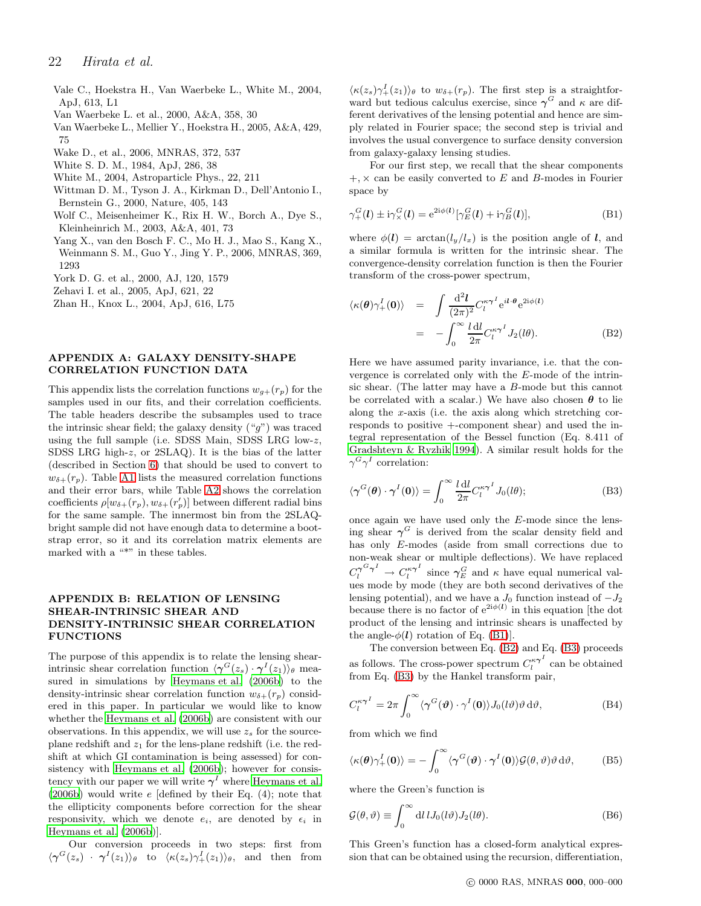Vale C., Hoekstra H., Van Waerbeke L., White M., 2004, ApJ, 613, L1
Van Waerbeke L. et al., 2000, A&A, 358, 30
Van Waerbeke L., Mellier Y., Hoekstra H., 2005, A&A, 429, 75
Wake D., et al., 2006, MNRAS, 372, 537
White S. D. M., 1984, ApJ, 286, 38
White M., 2004, Astroparticle Phys., 22, 211
Wittman D. M., Tyson J. A., Kirkman D., Dell'Antonio I., Bernstein G., 2000, Nature, 405, 143
Wolf C., Meisenheimer K., Rix H. W., Borch A., Dye S., Kleinheinrich M., 2003, A&A, 401, 73
Yang X., van den Bosch F. C., Mo H. J., Mao S., Kang X., Weinmann S. M., Guo Y., Jing Y. P., 2006, MNRAS, 369, 1293
York D. G. et al., 2000, AJ, 120, 1579
Zehavi I. et al., 2005, ApJ, 621, 22
Zhan H., Knox L., 2004, ApJ, 616, L75

## APPENDIX A: GALAXY DENSITY-SHAPE CORRELATION FUNCTION DATA

This appendix lists the correlation functions $w_{g+}(r_p)$ for the samples used in our fits, and their correlation coefficients. The table headers describe the subsamples used to trace the intrinsic shear field; the galaxy density ("$g$") was traced using the full sample (i.e. SDSS Main, SDSS LRG low-$z$, SDSS LRG high-$z$, or 2SLAQ). It is the bias of the latter (described in Section 6) that should be used to convert to $w_{\delta+}(r_p)$. Table A1 lists the measured correlation functions and their error bars, while Table A2 shows the correlation coefficients $\rho[w_{\delta+}(r_p), w_{\delta+}(r'_p)]$ between different radial bins for the same sample. The innermost bin from the 2SLAQ-bright sample did not have enough data to determine a bootstrap error, so it and its correlation matrix elements are marked with a "*" in these tables.

## APPENDIX B: RELATION OF LENSING SHEAR-INTRINSIC SHEAR AND DENSITY-INTRINSIC SHEAR CORRELATION FUNCTIONS

The purpose of this appendix is to relate the lensing shear-intrinsic shear correlation function $\langle\boldsymbol{\gamma}^G(z_s)\cdot\boldsymbol{\gamma}^I(z_1)\rangle_\theta$ measured in simulations by Heymans et al. (2006b) to the density-intrinsic shear correlation function $w_{\delta+}(r_p)$ considered in this paper. In particular we would like to know whether the Heymans et al. (2006b) are consistent with our observations. In this appendix, we will use $z_s$ for the source-plane redshift and $z_1$ for the lens-plane redshift (i.e. the redshift at which GI contamination is being assessed) for consistency with Heymans et al. (2006b); however for consistency with our paper we will write $\boldsymbol{\gamma}^I$ where Heymans et al. (2006b) would write $e$ [defined by their Eq. (4); note that the ellipticity components before correction for the shear responsivity, which we denote $e_i$, are denoted by $\epsilon_i$ in Heymans et al. (2006b)].

Our conversion proceeds in two steps: first from $\langle\boldsymbol{\gamma}^G(z_s)\cdot\boldsymbol{\gamma}^I(z_1)\rangle_\theta$ to $\langle\kappa(z_s)\gamma_+^I(z_1)\rangle_\theta$, and then from $\langle\kappa(z_s)\gamma_+^I(z_1)\rangle_\theta$ to $w_{\delta+}(r_p)$. The first step is a straightforward but tedious calculus exercise, since $\boldsymbol{\gamma}^G$ and $\kappa$ are different derivatives of the lensing potential and hence are simply related in Fourier space; the second step is trivial and involves the usual convergence to surface density conversion from galaxy-galaxy lensing studies.

For our first step, we recall that the shear components $+,\times$ can be easily converted to $E$ and $B$-modes in Fourier space by

$$\gamma_+^G(\boldsymbol{l}) \pm \mathrm{i}\gamma_\times^G(\boldsymbol{l}) = \mathrm{e}^{2\mathrm{i}\phi(\boldsymbol{l})}[\gamma_E^G(\boldsymbol{l}) + \mathrm{i}\gamma_B^G(\boldsymbol{l})], \tag{B1}$$

where $\phi(\boldsymbol{l}) = \arctan(l_y/l_x)$ is the position angle of $\boldsymbol{l}$, and a similar formula is written for the intrinsic shear. The convergence-density correlation function is then the Fourier transform of the cross-power spectrum,

$$\begin{aligned}\langle\kappa(\boldsymbol{\theta})\gamma_+^I(\mathbf{0})\rangle &= \int\frac{\mathrm{d}^2\boldsymbol{l}}{(2\pi)^2}C_l^{\kappa\gamma^I}\mathrm{e}^{i\boldsymbol{l}\cdot\boldsymbol{\theta}}\mathrm{e}^{2\mathrm{i}\phi(\boldsymbol{l})}\\ &= -\int_0^\infty\frac{l\,\mathrm{d}l}{2\pi}C_l^{\kappa\gamma^I}J_2(l\theta).\end{aligned} \tag{B2}$$

Here we have assumed parity invariance, i.e. that the convergence is correlated only with the $E$-mode of the intrinsic shear. (The latter may have a $B$-mode but this cannot be correlated with a scalar.) We have also chosen $\boldsymbol{\theta}$ to lie along the $x$-axis (i.e. the axis along which stretching corresponds to positive $+$-component shear) and used the integral representation of the Bessel function (Eq. 8.411 of Gradshteyn & Ryzhik 1994). A similar result holds for the $\gamma^G\gamma^I$ correlation:

$$\langle\boldsymbol{\gamma}^G(\boldsymbol{\theta})\cdot\boldsymbol{\gamma}^I(\mathbf{0})\rangle = \int_0^\infty\frac{l\,\mathrm{d}l}{2\pi}C_l^{\kappa\gamma^I}J_0(l\theta); \tag{B3}$$

once again we have used only the $E$-mode since the lensing shear $\boldsymbol{\gamma}^G$ is derived from the scalar density field and has only $E$-modes (aside from small corrections due to non-weak shear or multiple deflections). We have replaced $C_l^{\gamma^G\gamma^I} \rightarrow C_l^{\kappa\gamma^I}$ since $\boldsymbol{\gamma}_E^G$ and $\kappa$ have equal numerical values mode by mode (they are both second derivatives of the lensing potential), and we have a $J_0$ function instead of $-J_2$ because there is no factor of $\mathrm{e}^{2\mathrm{i}\phi(\boldsymbol{l})}$ in this equation [the dot product of the lensing and intrinsic shears is unaffected by the angle-$\phi(\boldsymbol{l})$ rotation of Eq. (B1)].

The conversion between Eq. (B2) and Eq. (B3) proceeds as follows. The cross-power spectrum $C_l^{\kappa\gamma^I}$ can be obtained from Eq. (B3) by the Hankel transform pair,

$$C_l^{\kappa\gamma^I} = 2\pi\int_0^\infty\langle\boldsymbol{\gamma}^G(\boldsymbol{\vartheta})\cdot\gamma^I(\mathbf{0})\rangle J_0(l\vartheta)\vartheta\,\mathrm{d}\vartheta, \tag{B4}$$

from which we find

$$\langle\kappa(\boldsymbol{\theta})\gamma_+^I(\mathbf{0})\rangle = -\int_0^\infty\langle\boldsymbol{\gamma}^G(\boldsymbol{\vartheta})\cdot\boldsymbol{\gamma}^I(\mathbf{0})\rangle\mathcal{G}(\theta,\vartheta)\vartheta\,\mathrm{d}\vartheta, \tag{B5}$$

where the Green's function is

$$\mathcal{G}(\theta,\vartheta) \equiv \int_0^\infty\mathrm{d}l\,lJ_0(l\vartheta)J_2(l\theta). \tag{B6}$$

This Green's function has a closed-form analytical expression that can be obtained using the recursion, differentiation,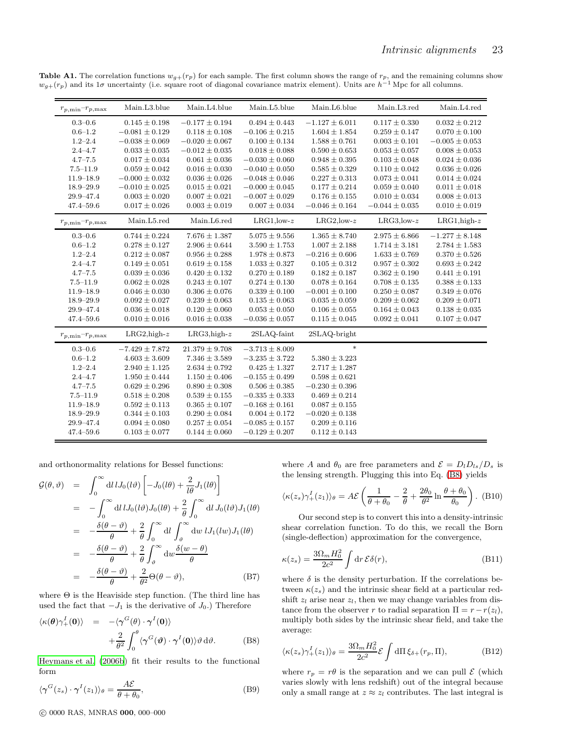**Table A1.** The correlation functions $w_{g+}(r_p)$ for each sample. The first column shows the range of $r_p$, and the remaining columns show $w_{g+}(r_p)$ and its $1\sigma$ uncertainty (i.e. square root of diagonal covariance matrix element). Units are $h^{-1}$ Mpc for all columns.

| $r_{p,\min}$–$r_{p,\max}$ | Main.L3.blue | Main.L4.blue | Main.L5.blue | Main.L6.blue | Main.L3.red | Main.L4.red |
|---|---|---|---|---|---|---|
| 0.3–0.6 | $0.145 \pm 0.198$ | $-0.177 \pm 0.194$ | $0.494 \pm 0.443$ | $-1.127 \pm 6.011$ | $0.117 \pm 0.330$ | $0.032 \pm 0.212$ |
| 0.6–1.2 | $-0.081 \pm 0.129$ | $0.118 \pm 0.108$ | $-0.106 \pm 0.215$ | $1.604 \pm 1.854$ | $0.259 \pm 0.147$ | $0.070 \pm 0.100$ |
| 1.2–2.4 | $-0.038 \pm 0.069$ | $-0.020 \pm 0.067$ | $0.100 \pm 0.134$ | $1.588 \pm 0.761$ | $0.003 \pm 0.101$ | $-0.005 \pm 0.053$ |
| 2.4–4.7 | $0.033 \pm 0.035$ | $-0.012 \pm 0.035$ | $0.018 \pm 0.088$ | $0.590 \pm 0.653$ | $0.053 \pm 0.057$ | $0.008 \pm 0.053$ |
| 4.7–7.5 | $0.017 \pm 0.034$ | $0.061 \pm 0.036$ | $-0.030 \pm 0.060$ | $0.948 \pm 0.395$ | $0.103 \pm 0.048$ | $0.024 \pm 0.036$ |
| 7.5–11.9 | $0.059 \pm 0.042$ | $0.016 \pm 0.030$ | $-0.040 \pm 0.050$ | $0.585 \pm 0.329$ | $0.110 \pm 0.042$ | $0.036 \pm 0.026$ |
| 11.9–18.9 | $-0.000 \pm 0.032$ | $0.036 \pm 0.026$ | $-0.048 \pm 0.046$ | $0.227 \pm 0.313$ | $0.073 \pm 0.041$ | $0.014 \pm 0.024$ |
| 18.9–29.9 | $-0.010 \pm 0.025$ | $0.015 \pm 0.021$ | $-0.000 \pm 0.045$ | $0.177 \pm 0.214$ | $0.059 \pm 0.040$ | $0.011 \pm 0.018$ |
| 29.9–47.4 | $0.003 \pm 0.020$ | $0.007 \pm 0.021$ | $-0.007 \pm 0.029$ | $0.176 \pm 0.155$ | $0.010 \pm 0.034$ | $0.008 \pm 0.013$ |
| 47.4–59.6 | $0.017 \pm 0.026$ | $0.003 \pm 0.019$ | $0.007 \pm 0.034$ | $-0.046 \pm 0.164$ | $-0.044 \pm 0.035$ | $0.010 \pm 0.019$ |
| $r_{p,\min}$–$r_{p,\max}$ | Main.L5.red | Main.L6.red | LRG1,low-$z$ | LRG2,low-$z$ | LRG3,low-$z$ | LRG1,high-$z$ |
| 0.3–0.6 | $0.744 \pm 0.224$ | $7.676 \pm 1.387$ | $5.075 \pm 9.556$ | $1.365 \pm 8.740$ | $2.975 \pm 6.866$ | $-1.277 \pm 8.148$ |
| 0.6–1.2 | $0.278 \pm 0.127$ | $2.906 \pm 0.644$ | $3.590 \pm 1.753$ | $1.007 \pm 2.188$ | $1.714 \pm 3.181$ | $2.784 \pm 1.583$ |
| 1.2–2.4 | $0.212 \pm 0.087$ | $0.956 \pm 0.288$ | $1.978 \pm 0.873$ | $-0.216 \pm 0.606$ | $1.633 \pm 0.769$ | $0.370 \pm 0.526$ |
| 2.4–4.7 | $0.149 \pm 0.051$ | $0.619 \pm 0.158$ | $1.033 \pm 0.327$ | $0.105 \pm 0.312$ | $0.957 \pm 0.302$ | $0.693 \pm 0.242$ |
| 4.7–7.5 | $0.039 \pm 0.036$ | $0.420 \pm 0.132$ | $0.270 \pm 0.189$ | $0.182 \pm 0.187$ | $0.362 \pm 0.190$ | $0.441 \pm 0.191$ |
| 7.5–11.9 | $0.062 \pm 0.028$ | $0.243 \pm 0.107$ | $0.274 \pm 0.130$ | $0.078 \pm 0.164$ | $0.708 \pm 0.135$ | $0.388 \pm 0.133$ |
| 11.9–18.9 | $0.046 \pm 0.030$ | $0.306 \pm 0.076$ | $0.339 \pm 0.100$ | $-0.001 \pm 0.100$ | $0.250 \pm 0.087$ | $0.349 \pm 0.076$ |
| 18.9–29.9 | $0.092 \pm 0.027$ | $0.239 \pm 0.063$ | $0.135 \pm 0.063$ | $0.035 \pm 0.059$ | $0.209 \pm 0.062$ | $0.209 \pm 0.071$ |
| 29.9–47.4 | $0.036 \pm 0.018$ | $0.120 \pm 0.060$ | $0.053 \pm 0.050$ | $0.106 \pm 0.055$ | $0.164 \pm 0.043$ | $0.138 \pm 0.035$ |
| 47.4–59.6 | $0.010 \pm 0.016$ | $0.016 \pm 0.038$ | $-0.036 \pm 0.057$ | $0.115 \pm 0.045$ | $0.092 \pm 0.041$ | $0.107 \pm 0.047$ |
| $r_{p,\min}$–$r_{p,\max}$ | LRG2,high-$z$ | LRG3,high-$z$ | 2SLAQ-faint | 2SLAQ-bright | | |
| 0.3–0.6 | $-7.429 \pm 7.872$ | $21.379 \pm 9.708$ | $-3.713 \pm 8.009$ | * | | |
| 0.6–1.2 | $4.603 \pm 3.609$ | $7.346 \pm 3.589$ | $-3.235 \pm 3.722$ | $5.380 \pm 3.223$ | | |
| 1.2–2.4 | $2.940 \pm 1.125$ | $2.634 \pm 0.792$ | $0.425 \pm 1.327$ | $2.717 \pm 1.287$ | | |
| 2.4–4.7 | $1.950 \pm 0.444$ | $1.150 \pm 0.406$ | $-0.155 \pm 0.499$ | $0.598 \pm 0.621$ | | |
| 4.7–7.5 | $0.629 \pm 0.296$ | $0.890 \pm 0.308$ | $0.506 \pm 0.385$ | $-0.230 \pm 0.396$ | | |
| 7.5–11.9 | $0.518 \pm 0.208$ | $0.539 \pm 0.155$ | $-0.335 \pm 0.333$ | $0.469 \pm 0.214$ | | |
| 11.9–18.9 | $0.592 \pm 0.113$ | $0.365 \pm 0.107$ | $-0.168 \pm 0.161$ | $0.087 \pm 0.155$ | | |
| 18.9–29.9 | $0.344 \pm 0.103$ | $0.290 \pm 0.084$ | $0.004 \pm 0.172$ | $-0.020 \pm 0.138$ | | |
| 29.9–47.4 | $0.094 \pm 0.080$ | $0.257 \pm 0.054$ | $-0.085 \pm 0.157$ | $0.209 \pm 0.116$ | | |
| 47.4–59.6 | $0.103 \pm 0.077$ | $0.144 \pm 0.060$ | $-0.129 \pm 0.207$ | $0.112 \pm 0.143$ | | |

and orthonormality relations for Bessel functions:

$$
\begin{aligned}
\mathcal{G}(\theta,\vartheta) &= \int_0^\infty \mathrm{d}l\, l J_0(l\vartheta)\left[-J_0(l\theta)+\frac{2}{l\theta}J_1(l\theta)\right] \\
&= -\int_0^\infty \mathrm{d}l\, l J_0(l\vartheta)J_0(l\theta) + \frac{2}{\theta}\int_0^\infty \mathrm{d}l\, J_0(l\vartheta)J_1(l\theta) \\
&= -\frac{\delta(\theta-\vartheta)}{\theta} + \frac{2}{\theta}\int_0^\infty \mathrm{d}l \int_\vartheta^\infty \mathrm{d}w\, lJ_1(lw)J_1(l\theta) \\
&= -\frac{\delta(\theta-\vartheta)}{\theta} + \frac{2}{\theta}\int_\vartheta^\infty \mathrm{d}w \frac{\delta(w-\theta)}{\theta} \\
&= -\frac{\delta(\theta-\vartheta)}{\theta} + \frac{2}{\theta^2}\Theta(\theta-\vartheta),
\end{aligned}
\tag{B7}
$$

where $\Theta$ is the Heaviside step function. (The third line has used the fact that $-J_1$ is the derivative of $J_0$.) Therefore

$$
\begin{aligned}
\langle\kappa(\boldsymbol{\theta})\gamma_+^I(\mathbf{0})\rangle &= -\langle\boldsymbol{\gamma}^G(\theta)\cdot\boldsymbol{\gamma}^I(\mathbf{0})\rangle \\
&\quad + \frac{2}{\theta^2}\int_0^\theta \langle\boldsymbol{\gamma}^G(\boldsymbol{\vartheta})\cdot\boldsymbol{\gamma}^I(\mathbf{0})\rangle\vartheta\,\mathrm{d}\vartheta.
\end{aligned}
\tag{B8}
$$

Heymans et al. (2006b) fit their results to the functional form

$$
\langle\boldsymbol{\gamma}^G(z_s)\cdot\boldsymbol{\gamma}^I(z_1)\rangle_\theta = \frac{A\mathcal{E}}{\theta+\theta_0},
\tag{B9}
$$

where $A$ and $\theta_0$ are free parameters and $\mathcal{E} = D_l D_{ls}/D_s$ is the lensing strength. Plugging this into Eq. (B8) yields

$$
\langle\kappa(z_s)\gamma_+^I(z_1)\rangle_\theta = A\mathcal{E}\left(\frac{1}{\theta+\theta_0} - \frac{2}{\theta} + \frac{2\theta_0}{\theta^2}\ln\frac{\theta+\theta_0}{\theta_0}\right).
\tag{B10}
$$

Our second step is to convert this into a density-intrinsic shear correlation function. To do this, we recall the Born (single-deflection) approximation for the convergence,

$$
\kappa(z_s) = \frac{3\Omega_m H_0^2}{2c^2}\int \mathrm{d}r\,\mathcal{E}\delta(r),
\tag{B11}
$$

where $\delta$ is the density perturbation. If the correlations between $\kappa(z_s)$ and the intrinsic shear field at a particular redshift $z_l$ arise near $z_l$, then we may change variables from distance from the observer $r$ to radial separation $\Pi = r - r(z_l)$, multiply both sides by the intrinsic shear field, and take the average:

$$
\langle\kappa(z_s)\gamma_+^I(z_1)\rangle_\theta = \frac{3\Omega_m H_0^2}{2c^2}\mathcal{E}\int \mathrm{d}\Pi\,\xi_{\delta+}(r_p,\Pi),
\tag{B12}
$$

where $r_p = r\theta$ is the separation and we can pull $\mathcal{E}$ (which varies slowly with lens redshift) out of the integral because only a small range at $z \approx z_l$ contributes. The last integral is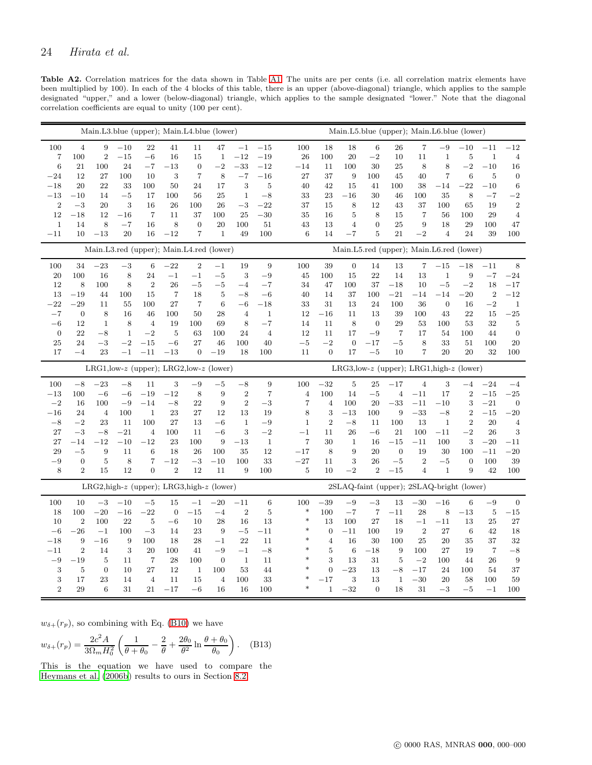**Table A2.** Correlation matrices for the data shown in Table A1. The units are per cents (i.e. all correlation matrix elements have been multiplied by 100). In each of the 4 blocks of this table, there is an upper (above-diagonal) triangle, which applies to the sample designated "upper," and a lower (below-diagonal) triangle, which applies to the sample designated "lower." Note that the diagonal correlation coefficients are equal to unity (100 per cent).

| Main.L3.blue (upper); Main.L4.blue (lower) | | | | | | | | | | Main.L5.blue (upper); Main.L6.blue (lower) | | | | | | | | | |
|---|---|---|---|---|---|---|---|---|---|---|---|---|---|---|---|---|---|---|---|
| 100 | 4 | 9 | −10 | 22 | 41 | 11 | 47 | −1 | −15 | 100 | 18 | 18 | 6 | 26 | 7 | −9 | −10 | −11 | −12 |
| 7 | 100 | 2 | −15 | −6 | 16 | 15 | 1 | −12 | −19 | 26 | 100 | 20 | −2 | 10 | 11 | 1 | 5 | 1 | 4 |
| 6 | 21 | 100 | 24 | −7 | −13 | 0 | −2 | −33 | −12 | −14 | 11 | 100 | 30 | 25 | 8 | 8 | −2 | −10 | 16 |
| −24 | 12 | 27 | 100 | 10 | 3 | 7 | 8 | −7 | −16 | 27 | 37 | 9 | 100 | 45 | 40 | 7 | 6 | 5 | 0 |
| −18 | 20 | 22 | 33 | 100 | 50 | 24 | 17 | 3 | 5 | 40 | 42 | 15 | 41 | 100 | 38 | −14 | −22 | −10 | 6 |
| −13 | −10 | 14 | −5 | 17 | 100 | 56 | 25 | 1 | −8 | 33 | 23 | −16 | 30 | 46 | 100 | 35 | 8 | −7 | −2 |
| 2 | −3 | 20 | 3 | 16 | 26 | 100 | 26 | −3 | −22 | 37 | 15 | 8 | 12 | 43 | 37 | 100 | 65 | 19 | 2 |
| 12 | −18 | 12 | −16 | 7 | 11 | 37 | 100 | 25 | −30 | 35 | 16 | 5 | 8 | 15 | 7 | 56 | 100 | 29 | 4 |
| 1 | 14 | 8 | −7 | 16 | 8 | 0 | 20 | 100 | 51 | 43 | 13 | 4 | 0 | 25 | 9 | 18 | 29 | 100 | 47 |
| −11 | 10 | −13 | 20 | 16 | −12 | 7 | 1 | 49 | 100 | 6 | 14 | −7 | 5 | 21 | −2 | 4 | 24 | 39 | 100 |
| Main.L3.red (upper); Main.L4.red (lower) | | | | | | | | | | Main.L5.red (upper); Main.L6.red (lower) | | | | | | | | | |
| 100 | 34 | −23 | −3 | 6 | −22 | 2 | −1 | 19 | 9 | 100 | 39 | 0 | 14 | 13 | 7 | −15 | −18 | −11 | 8 |
| 20 | 100 | 16 | 8 | 24 | −1 | −1 | −5 | 3 | −9 | 45 | 100 | 15 | 22 | 14 | 13 | 1 | 9 | −7 | −24 |
| 12 | 8 | 100 | 8 | 2 | 26 | −5 | −5 | −4 | −7 | 34 | 47 | 100 | 37 | −18 | 10 | −5 | −2 | 18 | −17 |
| 13 | −19 | 44 | 100 | 15 | 7 | 18 | 5 | −8 | −6 | 40 | 14 | 37 | 100 | −21 | −14 | −14 | −20 | 2 | −12 |
| −22 | −29 | 11 | 55 | 100 | 27 | 7 | 6 | −6 | −18 | 33 | 31 | 13 | 24 | 100 | 36 | 0 | 16 | −2 | 1 |
| −7 | 0 | 8 | 16 | 46 | 100 | 50 | 28 | 4 | 1 | 12 | −16 | 11 | 13 | 39 | 100 | 43 | 22 | 15 | −25 |
| −6 | 12 | 1 | 8 | 4 | 19 | 100 | 69 | 8 | −7 | 14 | 11 | 8 | 0 | 29 | 53 | 100 | 53 | 32 | 5 |
| 0 | 22 | −8 | 1 | −2 | 5 | 63 | 100 | 24 | 4 | 12 | 11 | 17 | −9 | 7 | 17 | 54 | 100 | 44 | 0 |
| 25 | 24 | −3 | −2 | −15 | −6 | 27 | 46 | 100 | 40 | −5 | −2 | 0 | −17 | −5 | 8 | 33 | 51 | 100 | 20 |
| 17 | −4 | 23 | −1 | −11 | −13 | 0 | −19 | 18 | 100 | 11 | 0 | 17 | −5 | 10 | 7 | 20 | 20 | 32 | 100 |
| LRG1,low-$z$ (upper); LRG2,low-$z$ (lower) | | | | | | | | | | LRG3,low-$z$ (upper); LRG1,high-$z$ (lower) | | | | | | | | | |
| 100 | −8 | −23 | −8 | 11 | 3 | −9 | −5 | −8 | 9 | 100 | −32 | 5 | 25 | −17 | 4 | 3 | −4 | −24 | −4 |
| −13 | 100 | −6 | −6 | −19 | −12 | 8 | 9 | 2 | 7 | 4 | 100 | 14 | −5 | 4 | −11 | 17 | 2 | −15 | −25 |
| −2 | 16 | 100 | −9 | −14 | −8 | 22 | 9 | 2 | −3 | 7 | 4 | 100 | 20 | −33 | −11 | −10 | 3 | −21 | 0 |
| −16 | 24 | 4 | 100 | 1 | 23 | 27 | 12 | 13 | 19 | 8 | 3 | −13 | 100 | 9 | −33 | −8 | 2 | −15 | −20 |
| −8 | −2 | 23 | 11 | 100 | 27 | 13 | −6 | 1 | −9 | 1 | 2 | −8 | 11 | 100 | 13 | 1 | 2 | 20 | 4 |
| 27 | −3 | −8 | −21 | 4 | 100 | 11 | −6 | 3 | −2 | −1 | 11 | 26 | −6 | 21 | 100 | −11 | −2 | 26 | 3 |
| 27 | −14 | −12 | −10 | −12 | 23 | 100 | 9 | −13 | 1 | 7 | 30 | 1 | 16 | −15 | −11 | 100 | 3 | −20 | −11 |
| 29 | −5 | 9 | 11 | 6 | 18 | 26 | 100 | 35 | 12 | −17 | 8 | 9 | 20 | 0 | 19 | 30 | 100 | −11 | −20 |
| −9 | 0 | 5 | 8 | 7 | −12 | −3 | −10 | 100 | 33 | −27 | 11 | 3 | 26 | −5 | 2 | −5 | 0 | 100 | 39 |
| 8 | 2 | 15 | 12 | 0 | 2 | 12 | 11 | 9 | 100 | 5 | 10 | −2 | 2 | −15 | 4 | 1 | 9 | 42 | 100 |
| LRG2,high-$z$ (upper); LRG3,high-$z$ (lower) | | | | | | | | | | 2SLAQ-faint (upper); 2SLAQ-bright (lower) | | | | | | | | | |
| 100 | 10 | −3 | −10 | −5 | 15 | −1 | −20 | −11 | 6 | 100 | −39 | −9 | −3 | 13 | −30 | −16 | 6 | −9 | 0 |
| 18 | 100 | −20 | −16 | −22 | 0 | −15 | −4 | 2 | 5 | * | 100 | −7 | 7 | −11 | 28 | 8 | −13 | 5 | −15 |
| 10 | 2 | 100 | 22 | 5 | −6 | 10 | 28 | 16 | 13 | * | 13 | 100 | 27 | 18 | −1 | −11 | 13 | 25 | 27 |
| −6 | −26 | −1 | 100 | −3 | 14 | 23 | 9 | −5 | −11 | * | 0 | −11 | 100 | 19 | 2 | 27 | 6 | 42 | 18 |
| −18 | 9 | −16 | 9 | 100 | 18 | 28 | −1 | 22 | 11 | * | 4 | 16 | 30 | 100 | 25 | 20 | 35 | 37 | 32 |
| −11 | 2 | 14 | 3 | 20 | 100 | 41 | −9 | −1 | −8 | * | 5 | 6 | −18 | 9 | 100 | 27 | 19 | 7 | −8 |
| −9 | −19 | 5 | 11 | 7 | 28 | 100 | 0 | 1 | 11 | * | 3 | 13 | 31 | 5 | −2 | 100 | 44 | 26 | 9 |
| 3 | 5 | 0 | 10 | 27 | 12 | 1 | 100 | 53 | 44 | * | 0 | −23 | 13 | −8 | −17 | 24 | 100 | 54 | 37 |
| 3 | 17 | 23 | 14 | 4 | 11 | 15 | 4 | 100 | 33 | * | −17 | 3 | 13 | 1 | −30 | 20 | 58 | 100 | 59 |
| 2 | 29 | 6 | 31 | 21 | −17 | −6 | 16 | 16 | 100 | * | 1 | −32 | 0 | 18 | 31 | −3 | −5 | −1 | 100 |

$w_{\delta+}(r_p)$, so combining with Eq. (B10) we have

$$w_{\delta+}(r_p) = \frac{2c^2A}{3\Omega_m H_0^2}\left(\frac{1}{\theta+\theta_0} - \frac{2}{\theta} + \frac{2\theta_0}{\theta^2}\ln\frac{\theta+\theta_0}{\theta_0}\right). \quad \text{(B13)}$$

This is the equation we have used to compare the Heymans et al. (2006b) results to ours in Section 8.2.